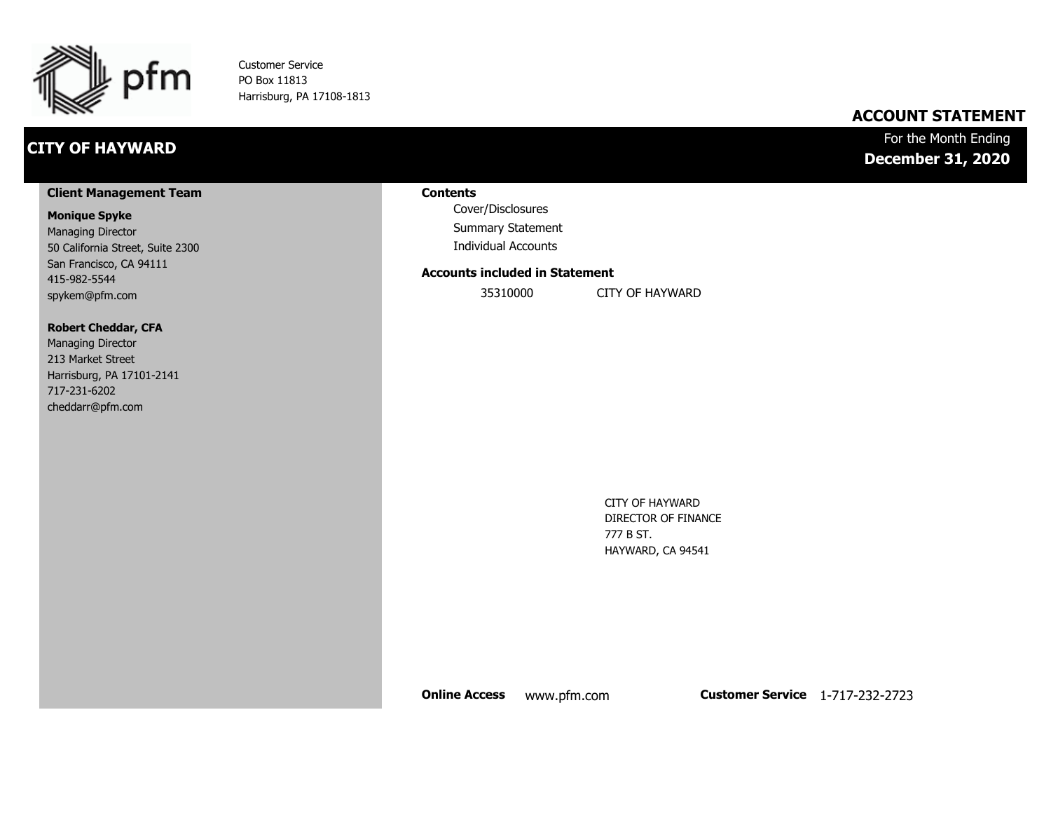pfm

Customer Service
PO Box 11813
Harrisburg, PA 17108-1813

# ACCOUNT STATEMENT

## CITY OF HAYWARD

For the Month Ending
**December 31, 2020**

**Client Management Team**

**Monique Spyke**
Managing Director
50 California Street, Suite 2300
San Francisco, CA 94111
415-982-5544
spykem@pfm.com

**Robert Cheddar, CFA**
Managing Director
213 Market Street
Harrisburg, PA 17101-2141
717-231-6202
cheddarr@pfm.com

**Contents**

- Cover/Disclosures
- Summary Statement
- Individual Accounts

**Accounts included in Statement**

| | |
|---|---|
| 35310000 | CITY OF HAYWARD |

CITY OF HAYWARD
DIRECTOR OF FINANCE
777 B ST.
HAYWARD, CA 94541

**Online Access** www.pfm.com **Customer Service** 1-717-232-2723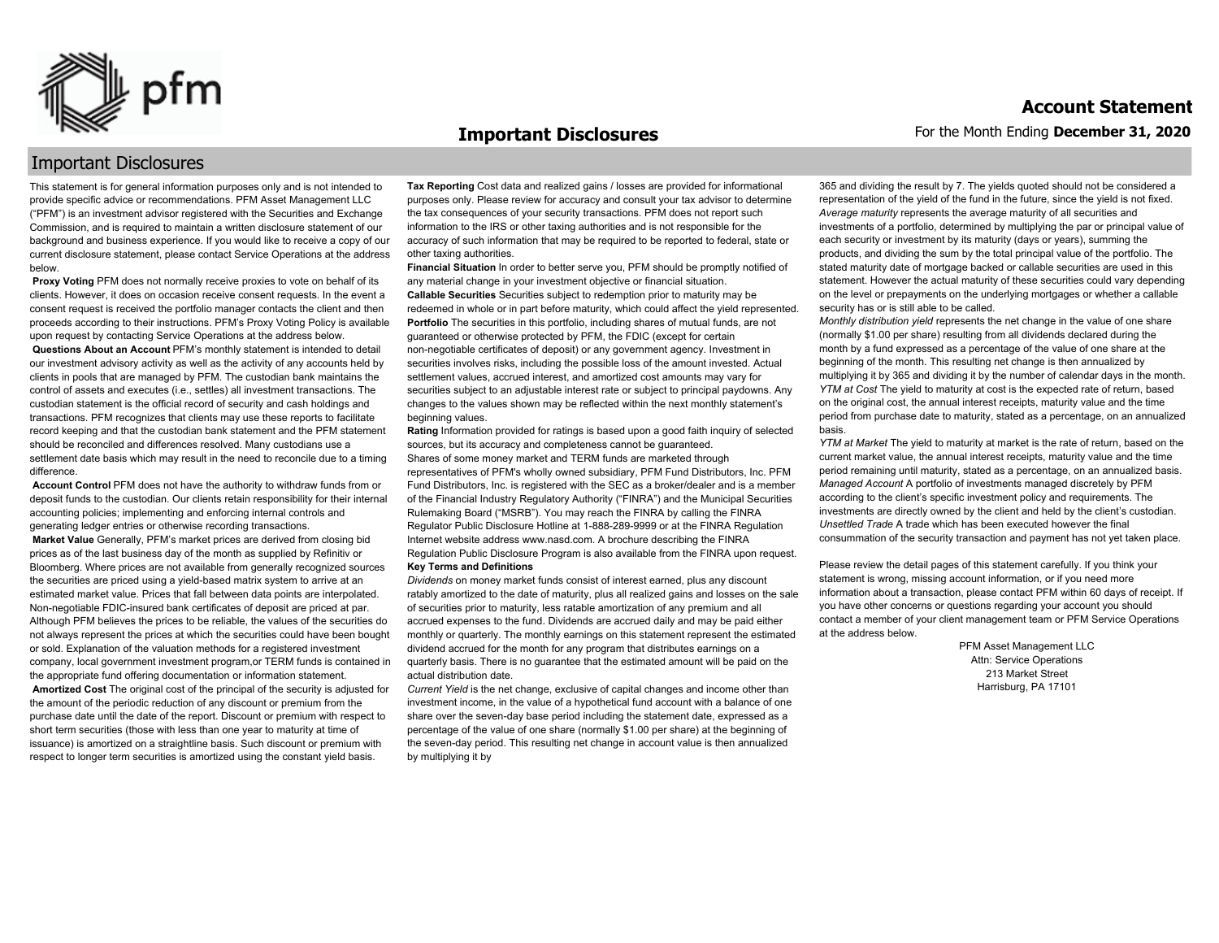# Important Disclosures

## Important Disclosures

This statement is for general information purposes only and is not intended to provide specific advice or recommendations. PFM Asset Management LLC ("PFM") is an investment advisor registered with the Securities and Exchange Commission, and is required to maintain a written disclosure statement of our background and business experience. If you would like to receive a copy of our current disclosure statement, please contact Service Operations at the address below.

**Proxy Voting** PFM does not normally receive proxies to vote on behalf of its clients. However, it does on occasion receive consent requests. In the event a consent request is received the portfolio manager contacts the client and then proceeds according to their instructions. PFM's Proxy Voting Policy is available upon request by contacting Service Operations at the address below.

**Questions About an Account** PFM's monthly statement is intended to detail our investment advisory activity as well as the activity of any accounts held by clients in pools that are managed by PFM. The custodian bank maintains the control of assets and executes (i.e., settles) all investment transactions. The custodian statement is the official record of security and cash holdings and transactions. PFM recognizes that clients may use these reports to facilitate record keeping and that the custodian bank statement and the PFM statement should be reconciled and differences resolved. Many custodians use a settlement date basis which may result in the need to reconcile due to a timing difference.

**Account Control** PFM does not have the authority to withdraw funds from or deposit funds to the custodian. Our clients retain responsibility for their internal accounting policies; implementing and enforcing internal controls and generating ledger entries or otherwise recording transactions.

**Market Value** Generally, PFM's market prices are derived from closing bid prices as of the last business day of the month as supplied by Refinitiv or Bloomberg. Where prices are not available from generally recognized sources the securities are priced using a yield-based matrix system to arrive at an estimated market value. Prices that fall between data points are interpolated. Non-negotiable FDIC-insured bank certificates of deposit are priced at par. Although PFM believes the prices to be reliable, the values of the securities do not always represent the prices at which the securities could have been bought or sold. Explanation of the valuation methods for a registered investment company, local government investment program,or TERM funds is contained in the appropriate fund offering documentation or information statement.

**Amortized Cost** The original cost of the principal of the security is adjusted for the amount of the periodic reduction of any discount or premium from the purchase date until the date of the report. Discount or premium with respect to short term securities (those with less than one year to maturity at time of issuance) is amortized on a straightline basis. Such discount or premium with respect to longer term securities is amortized using the constant yield basis.

**Tax Reporting** Cost data and realized gains / losses are provided for informational purposes only. Please review for accuracy and consult your tax advisor to determine the tax consequences of your security transactions. PFM does not report such information to the IRS or other taxing authorities and is not responsible for the accuracy of such information that may be required to be reported to federal, state or other taxing authorities.

**Financial Situation** In order to better serve you, PFM should be promptly notified of any material change in your investment objective or financial situation.

**Callable Securities** Securities subject to redemption prior to maturity may be redeemed in whole or in part before maturity, which could affect the yield represented.

**Portfolio** The securities in this portfolio, including shares of mutual funds, are not guaranteed or otherwise protected by PFM, the FDIC (except for certain non-negotiable certificates of deposit) or any government agency. Investment in securities involves risks, including the possible loss of the amount invested. Actual settlement values, accrued interest, and amortized cost amounts may vary for securities subject to an adjustable interest rate or subject to principal paydowns. Any changes to the values shown may be reflected within the next monthly statement's beginning values.

**Rating** Information provided for ratings is based upon a good faith inquiry of selected sources, but its accuracy and completeness cannot be guaranteed.

Shares of some money market and TERM funds are marketed through representatives of PFM's wholly owned subsidiary, PFM Fund Distributors, Inc. PFM Fund Distributors, Inc. is registered with the SEC as a broker/dealer and is a member of the Financial Industry Regulatory Authority ("FINRA") and the Municipal Securities Rulemaking Board ("MSRB"). You may reach the FINRA by calling the FINRA Regulator Public Disclosure Hotline at 1-888-289-9999 or at the FINRA Regulation Internet website address www.nasd.com. A brochure describing the FINRA Regulation Public Disclosure Program is also available from the FINRA upon request.

**Key Terms and Definitions**

*Dividends* on money market funds consist of interest earned, plus any discount ratably amortized to the date of maturity, plus all realized gains and losses on the sale of securities prior to maturity, less ratable amortization of any premium and all accrued expenses to the fund. Dividends are accrued daily and may be paid either monthly or quarterly. The monthly earnings on this statement represent the estimated dividend accrued for the month for any program that distributes earnings on a quarterly basis. There is no guarantee that the estimated amount will be paid on the actual distribution date.

*Current Yield* is the net change, exclusive of capital changes and income other than investment income, in the value of a hypothetical fund account with a balance of one share over the seven-day base period including the statement date, expressed as a percentage of the value of one share (normally $1.00 per share) at the beginning of the seven-day period. This resulting net change in account value is then annualized by multiplying it by 365 and dividing the result by 7. The yields quoted should not be considered a representation of the yield of the fund in the future, since the yield is not fixed.

*Average maturity* represents the average maturity of all securities and investments of a portfolio, determined by multiplying the par or principal value of each security or investment by its maturity (days or years), summing the products, and dividing the sum by the total principal value of the portfolio. The stated maturity date of mortgage backed or callable securities are used in this statement. However the actual maturity of these securities could vary depending on the level or prepayments on the underlying mortgages or whether a callable security has or is still able to be called.

*Monthly distribution yield* represents the net change in the value of one share (normally $1.00 per share) resulting from all dividends declared during the month by a fund expressed as a percentage of the value of one share at the beginning of the month. This resulting net change is then annualized by multiplying it by 365 and dividing it by the number of calendar days in the month.

*YTM at Cost* The yield to maturity at cost is the expected rate of return, based on the original cost, the annual interest receipts, maturity value and the time period from purchase date to maturity, stated as a percentage, on an annualized basis.

*YTM at Market* The yield to maturity at market is the rate of return, based on the current market value, the annual interest receipts, maturity value and the time period remaining until maturity, stated as a percentage, on an annualized basis.

*Managed Account* A portfolio of investments managed discretely by PFM according to the client's specific investment policy and requirements. The investments are directly owned by the client and held by the client's custodian.

*Unsettled Trade* A trade which has been executed however the final consummation of the security transaction and payment has not yet taken place.

Please review the detail pages of this statement carefully. If you think your statement is wrong, missing account information, or if you need more information about a transaction, please contact PFM within 60 days of receipt. If you have other concerns or questions regarding your account you should contact a member of your client management team or PFM Service Operations at the address below.

PFM Asset Management LLC
Attn: Service Operations
213 Market Street
Harrisburg, PA 17101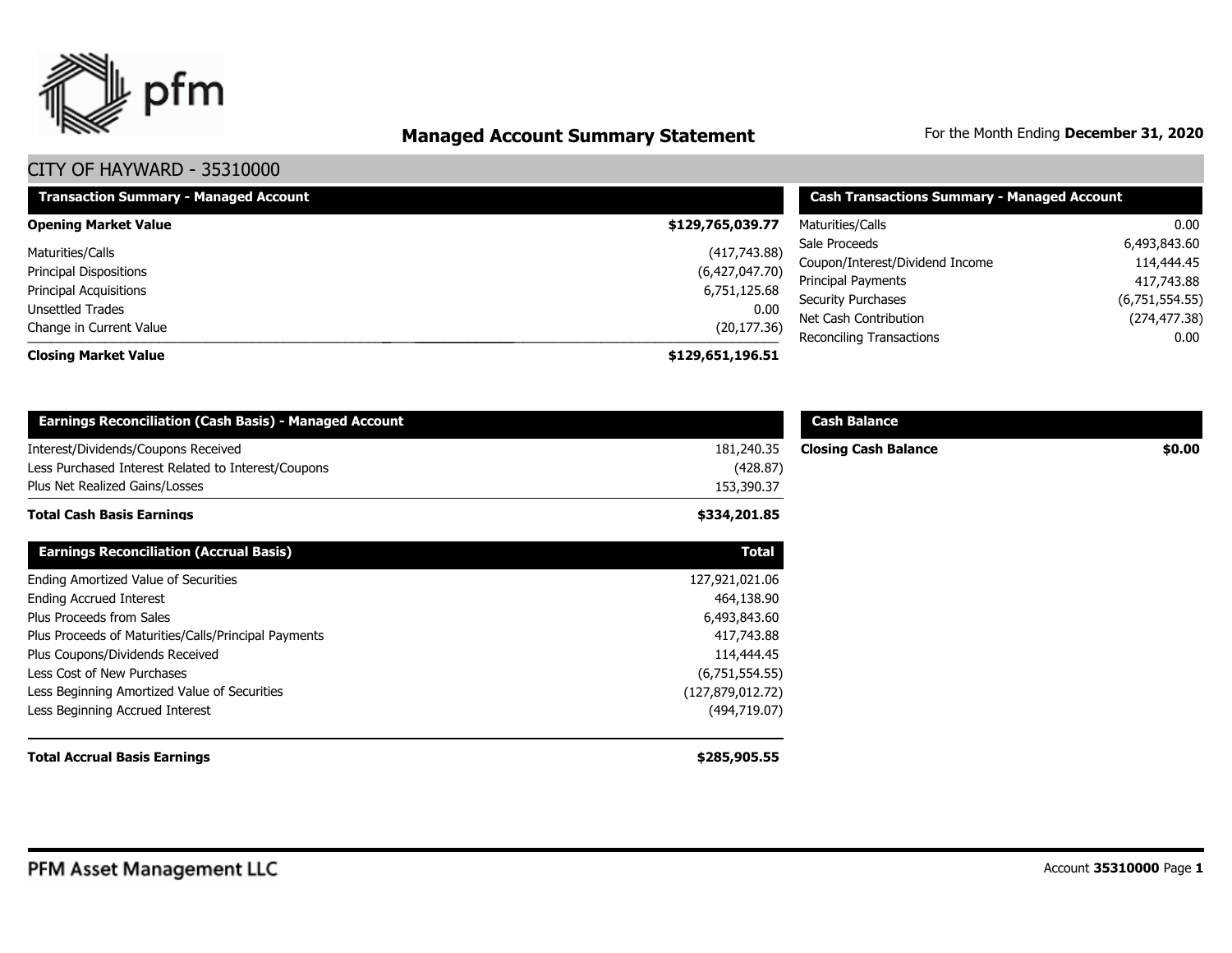# Managed Account Summary Statement

For the Month Ending **December 31, 2020**

## CITY OF HAYWARD - 35310000

| Transaction Summary - Managed Account | |
| --- | --- |
| **Opening Market Value** | **$129,765,039.77** |
| Maturities/Calls | (417,743.88) |
| Principal Dispositions | (6,427,047.70) |
| Principal Acquisitions | 6,751,125.68 |
| Unsettled Trades | 0.00 |
| Change in Current Value | (20,177.36) |
| **Closing Market Value** | **$129,651,196.51** |

| Cash Transactions Summary - Managed Account | |
| --- | --- |
| Maturities/Calls | 0.00 |
| Sale Proceeds | 6,493,843.60 |
| Coupon/Interest/Dividend Income | 114,444.45 |
| Principal Payments | 417,743.88 |
| Security Purchases | (6,751,554.55) |
| Net Cash Contribution | (274,477.38) |
| Reconciling Transactions | 0.00 |

| Earnings Reconciliation (Cash Basis) - Managed Account | |
| --- | --- |
| Interest/Dividends/Coupons Received | 181,240.35 |
| Less Purchased Interest Related to Interest/Coupons | (428.87) |
| Plus Net Realized Gains/Losses | 153,390.37 |
| **Total Cash Basis Earnings** | **$334,201.85** |

| Cash Balance | |
| --- | --- |
| **Closing Cash Balance** | **$0.00** |

| Earnings Reconciliation (Accrual Basis) | Total |
| --- | --- |
| Ending Amortized Value of Securities | 127,921,021.06 |
| Ending Accrued Interest | 464,138.90 |
| Plus Proceeds from Sales | 6,493,843.60 |
| Plus Proceeds of Maturities/Calls/Principal Payments | 417,743.88 |
| Plus Coupons/Dividends Received | 114,444.45 |
| Less Cost of New Purchases | (6,751,554.55) |
| Less Beginning Amortized Value of Securities | (127,879,012.72) |
| Less Beginning Accrued Interest | (494,719.07) |
| **Total Accrual Basis Earnings** | **$285,905.55** |

PFM Asset Management LLC

Account **35310000**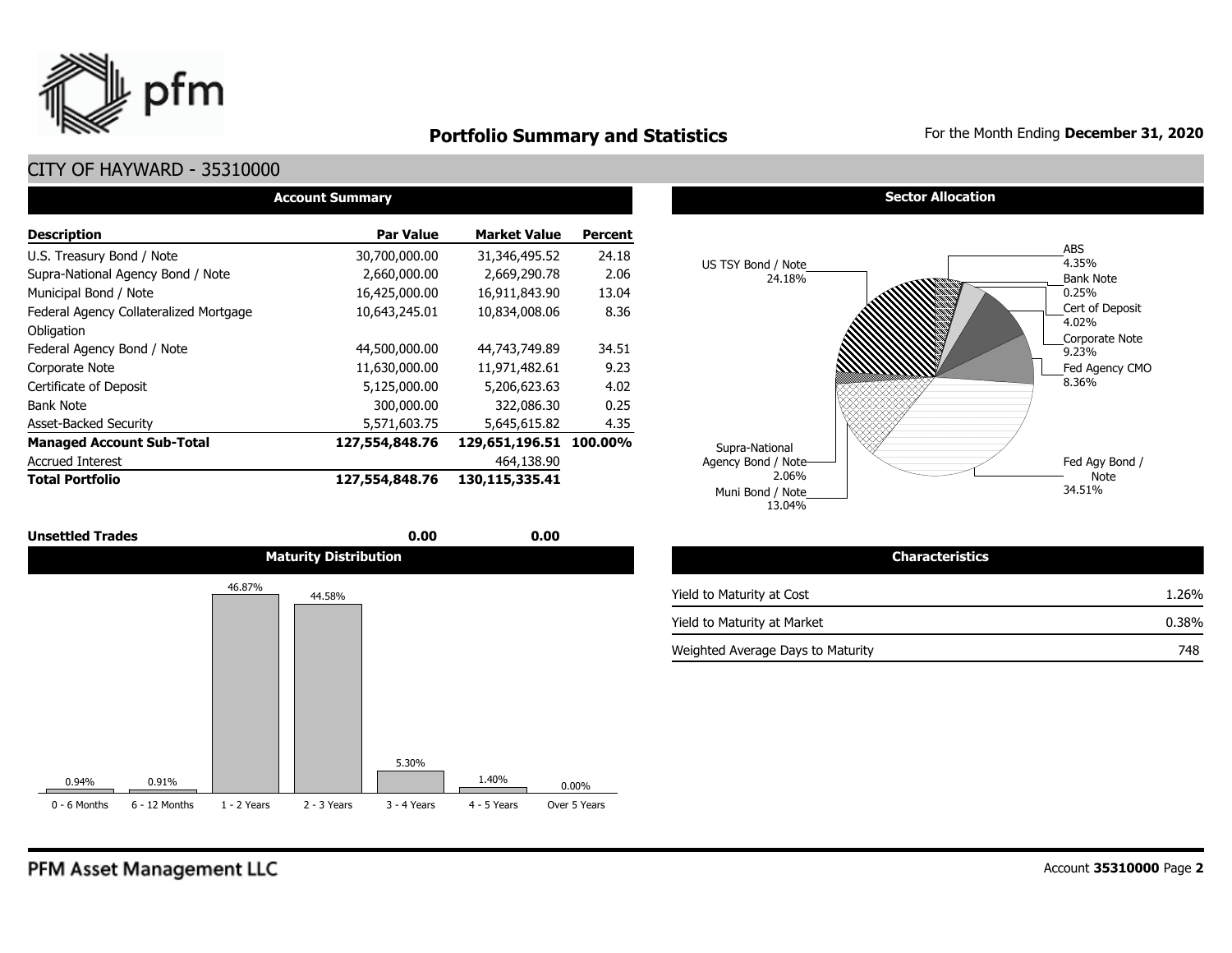# Portfolio Summary and Statistics

For the Month Ending **December 31, 2020**

## CITY OF HAYWARD - 35310000

### Account Summary

| Description | Par Value | Market Value | Percent |
|---|---|---|---|
| U.S. Treasury Bond / Note | 30,700,000.00 | 31,346,495.52 | 24.18 |
| Supra-National Agency Bond / Note | 2,660,000.00 | 2,669,290.78 | 2.06 |
| Municipal Bond / Note | 16,425,000.00 | 16,911,843.90 | 13.04 |
| Federal Agency Collateralized Mortgage Obligation | 10,643,245.01 | 10,834,008.06 | 8.36 |
| Federal Agency Bond / Note | 44,500,000.00 | 44,743,749.89 | 34.51 |
| Corporate Note | 11,630,000.00 | 11,971,482.61 | 9.23 |
| Certificate of Deposit | 5,125,000.00 | 5,206,623.63 | 4.02 |
| Bank Note | 300,000.00 | 322,086.30 | 0.25 |
| Asset-Backed Security | 5,571,603.75 | 5,645,615.82 | 4.35 |
| **Managed Account Sub-Total** | **127,554,848.76** | **129,651,196.51** | **100.00%** |
| Accrued Interest | | 464,138.90 | |
| **Total Portfolio** | **127,554,848.76** | **130,115,335.41** | |
| **Unsettled Trades** | **0.00** | **0.00** | |

### Sector Allocation

US TSY Bond / Note 24.18%
ABS 4.35%
Bank Note 0.25%
Cert of Deposit 4.02%
Corporate Note 9.23%
Fed Agency CMO 8.36%
Fed Agy Bond / Note 34.51%
Supra-National Agency Bond / Note 2.06%
Muni Bond / Note 13.04%

### Maturity Distribution

0 - 6 Months 0.94%
6 - 12 Months 0.91%
1 - 2 Years 46.87%
2 - 3 Years 44.58%
3 - 4 Years 5.30%
4 - 5 Years 1.40%
Over 5 Years 0.00%

### Characteristics

| | |
|---|---|
| Yield to Maturity at Cost | 1.26% |
| Yield to Maturity at Market | 0.38% |
| Weighted Average Days to Maturity | 748 |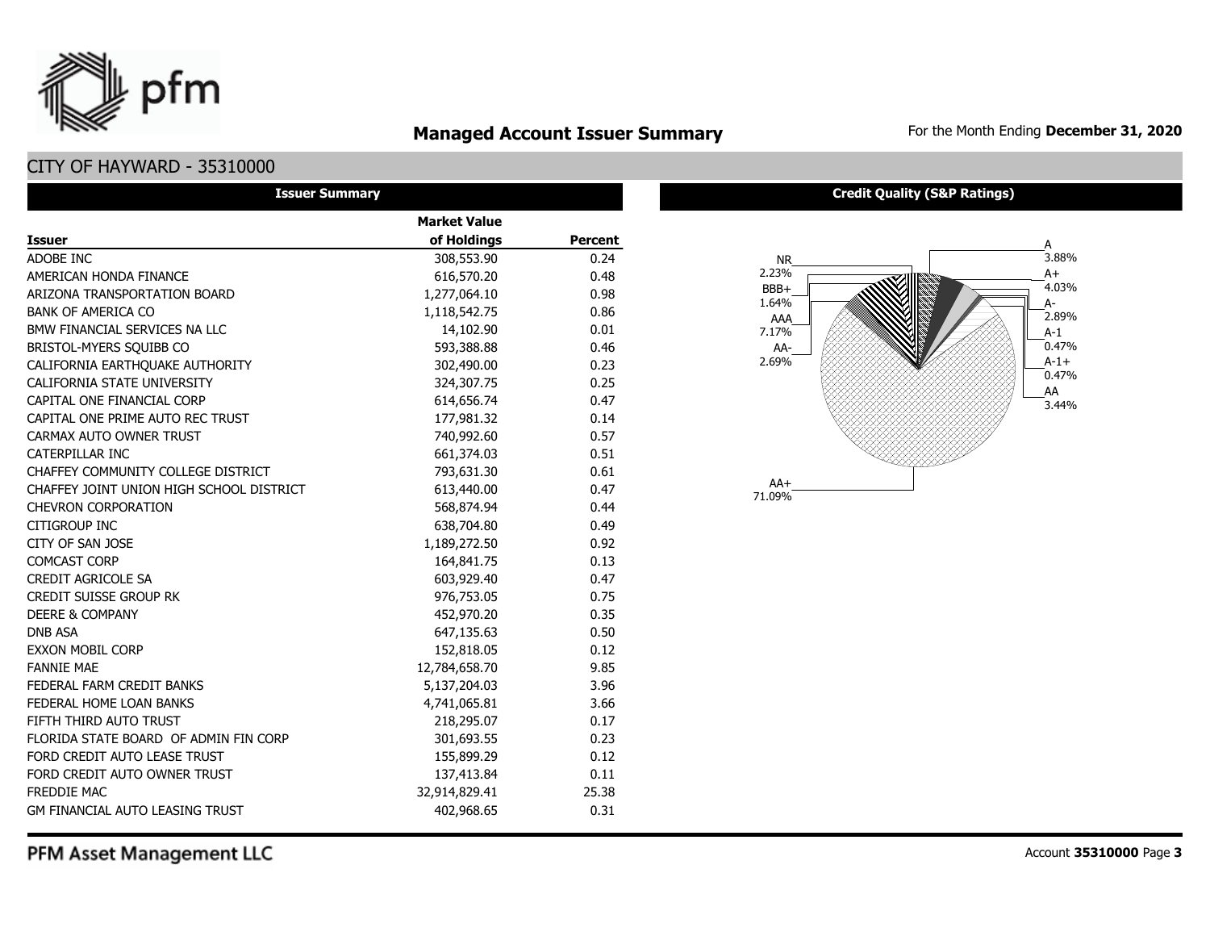# Managed Account Issuer Summary

For the Month Ending **December 31, 2020**

## CITY OF HAYWARD - 35310000

### Issuer Summary

| Issuer | Market Value of Holdings | Percent |
|---|---|---|
| ADOBE INC | 308,553.90 | 0.24 |
| AMERICAN HONDA FINANCE | 616,570.20 | 0.48 |
| ARIZONA TRANSPORTATION BOARD | 1,277,064.10 | 0.98 |
| BANK OF AMERICA CO | 1,118,542.75 | 0.86 |
| BMW FINANCIAL SERVICES NA LLC | 14,102.90 | 0.01 |
| BRISTOL-MYERS SQUIBB CO | 593,388.88 | 0.46 |
| CALIFORNIA EARTHQUAKE AUTHORITY | 302,490.00 | 0.23 |
| CALIFORNIA STATE UNIVERSITY | 324,307.75 | 0.25 |
| CAPITAL ONE FINANCIAL CORP | 614,656.74 | 0.47 |
| CAPITAL ONE PRIME AUTO REC TRUST | 177,981.32 | 0.14 |
| CARMAX AUTO OWNER TRUST | 740,992.60 | 0.57 |
| CATERPILLAR INC | 661,374.03 | 0.51 |
| CHAFFEY COMMUNITY COLLEGE DISTRICT | 793,631.30 | 0.61 |
| CHAFFEY JOINT UNION HIGH SCHOOL DISTRICT | 613,440.00 | 0.47 |
| CHEVRON CORPORATION | 568,874.94 | 0.44 |
| CITIGROUP INC | 638,704.80 | 0.49 |
| CITY OF SAN JOSE | 1,189,272.50 | 0.92 |
| COMCAST CORP | 164,841.75 | 0.13 |
| CREDIT AGRICOLE SA | 603,929.40 | 0.47 |
| CREDIT SUISSE GROUP RK | 976,753.05 | 0.75 |
| DEERE & COMPANY | 452,970.20 | 0.35 |
| DNB ASA | 647,135.63 | 0.50 |
| EXXON MOBIL CORP | 152,818.05 | 0.12 |
| FANNIE MAE | 12,784,658.70 | 9.85 |
| FEDERAL FARM CREDIT BANKS | 5,137,204.03 | 3.96 |
| FEDERAL HOME LOAN BANKS | 4,741,065.81 | 3.66 |
| FIFTH THIRD AUTO TRUST | 218,295.07 | 0.17 |
| FLORIDA STATE BOARD OF ADMIN FIN CORP | 301,693.55 | 0.23 |
| FORD CREDIT AUTO LEASE TRUST | 155,899.29 | 0.12 |
| FORD CREDIT AUTO OWNER TRUST | 137,413.84 | 0.11 |
| FREDDIE MAC | 32,914,829.41 | 25.38 |
| GM FINANCIAL AUTO LEASING TRUST | 402,968.65 | 0.31 |

### Credit Quality (S&P Ratings)

NR 2.23%
BBB+ 1.64%
AAA 7.17%
AA- 2.69%
AA+ 71.09%
A 3.88%
A+ 4.03%
A- 2.89%
A-1 0.47%
A-1+ 0.47%
AA 3.44%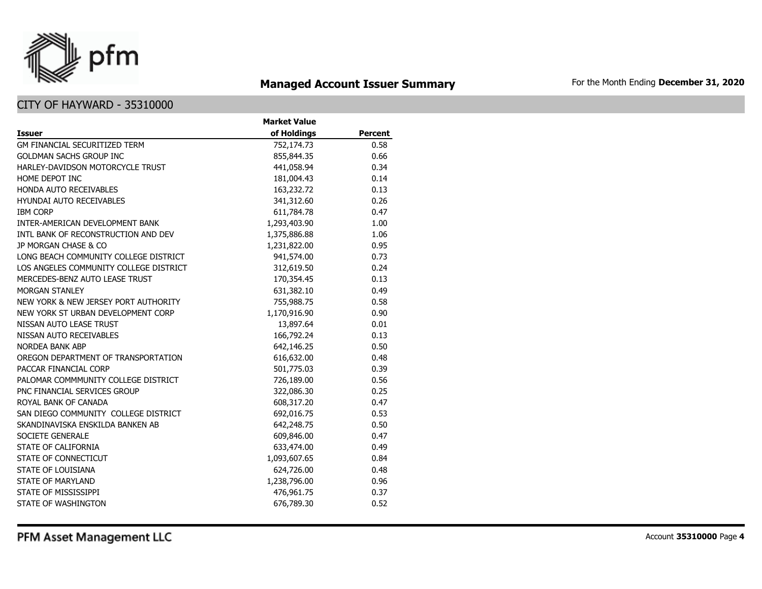# Managed Account Issuer Summary

For the Month Ending **December 31, 2020**

## CITY OF HAYWARD - 35310000

| Issuer | Market Value of Holdings | Percent |
|---|---|---|
| GM FINANCIAL SECURITIZED TERM | 752,174.73 | 0.58 |
| GOLDMAN SACHS GROUP INC | 855,844.35 | 0.66 |
| HARLEY-DAVIDSON MOTORCYCLE TRUST | 441,058.94 | 0.34 |
| HOME DEPOT INC | 181,004.43 | 0.14 |
| HONDA AUTO RECEIVABLES | 163,232.72 | 0.13 |
| HYUNDAI AUTO RECEIVABLES | 341,312.60 | 0.26 |
| IBM CORP | 611,784.78 | 0.47 |
| INTER-AMERICAN DEVELOPMENT BANK | 1,293,403.90 | 1.00 |
| INTL BANK OF RECONSTRUCTION AND DEV | 1,375,886.88 | 1.06 |
| JP MORGAN CHASE & CO | 1,231,822.00 | 0.95 |
| LONG BEACH COMMUNITY COLLEGE DISTRICT | 941,574.00 | 0.73 |
| LOS ANGELES COMMUNITY COLLEGE DISTRICT | 312,619.50 | 0.24 |
| MERCEDES-BENZ AUTO LEASE TRUST | 170,354.45 | 0.13 |
| MORGAN STANLEY | 631,382.10 | 0.49 |
| NEW YORK & NEW JERSEY PORT AUTHORITY | 755,988.75 | 0.58 |
| NEW YORK ST URBAN DEVELOPMENT CORP | 1,170,916.90 | 0.90 |
| NISSAN AUTO LEASE TRUST | 13,897.64 | 0.01 |
| NISSAN AUTO RECEIVABLES | 166,792.24 | 0.13 |
| NORDEA BANK ABP | 642,146.25 | 0.50 |
| OREGON DEPARTMENT OF TRANSPORTATION | 616,632.00 | 0.48 |
| PACCAR FINANCIAL CORP | 501,775.03 | 0.39 |
| PALOMAR COMMMUNITY COLLEGE DISTRICT | 726,189.00 | 0.56 |
| PNC FINANCIAL SERVICES GROUP | 322,086.30 | 0.25 |
| ROYAL BANK OF CANADA | 608,317.20 | 0.47 |
| SAN DIEGO COMMUNITY COLLEGE DISTRICT | 692,016.75 | 0.53 |
| SKANDINAVISKA ENSKILDA BANKEN AB | 642,248.75 | 0.50 |
| SOCIETE GENERALE | 609,846.00 | 0.47 |
| STATE OF CALIFORNIA | 633,474.00 | 0.49 |
| STATE OF CONNECTICUT | 1,093,607.65 | 0.84 |
| STATE OF LOUISIANA | 624,726.00 | 0.48 |
| STATE OF MARYLAND | 1,238,796.00 | 0.96 |
| STATE OF MISSISSIPPI | 476,961.75 | 0.37 |
| STATE OF WASHINGTON | 676,789.30 | 0.52 |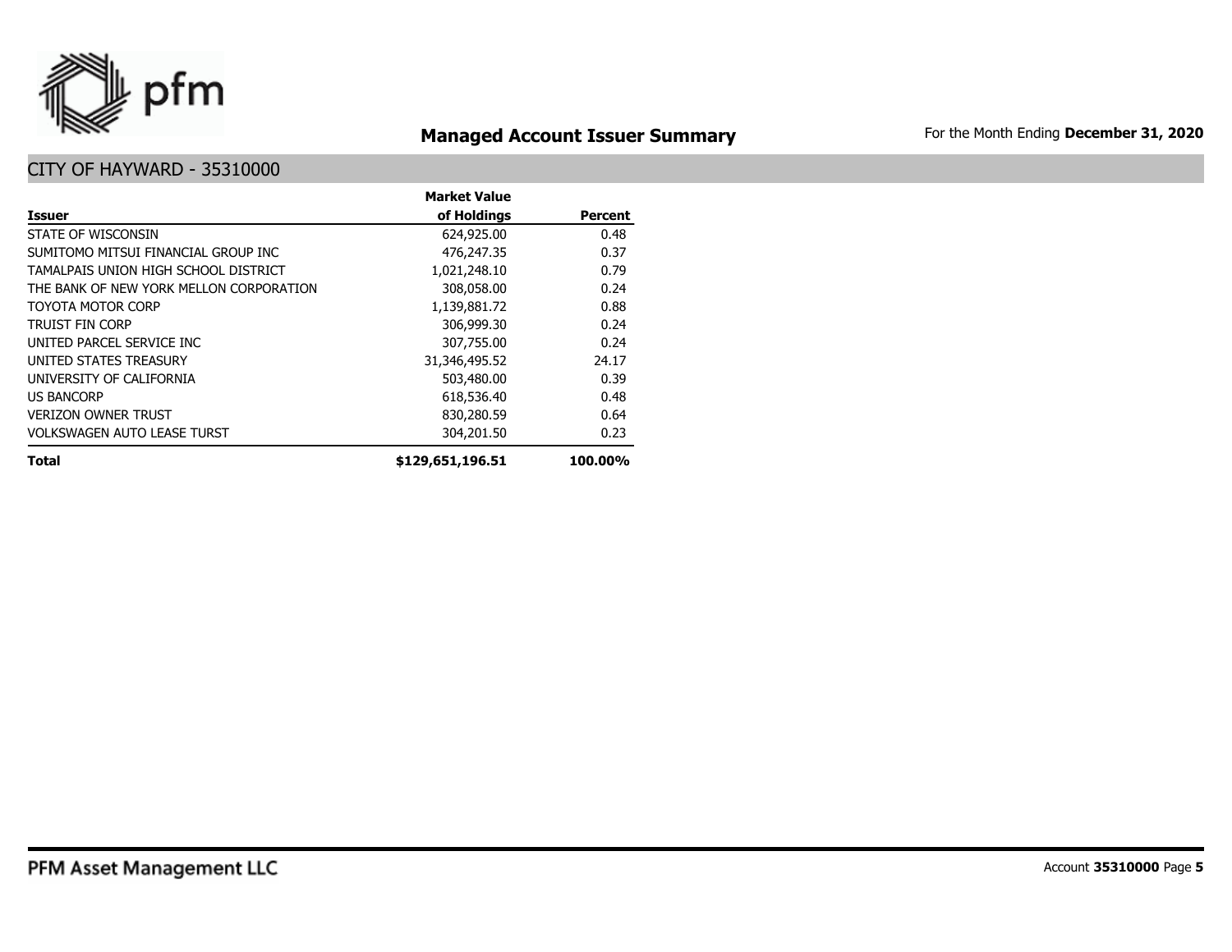## Managed Account Issuer Summary

For the Month Ending **December 31, 2020**

### CITY OF HAYWARD - 35310000

| Issuer | Market Value of Holdings | Percent |
|---|---|---|
| STATE OF WISCONSIN | 624,925.00 | 0.48 |
| SUMITOMO MITSUI FINANCIAL GROUP INC | 476,247.35 | 0.37 |
| TAMALPAIS UNION HIGH SCHOOL DISTRICT | 1,021,248.10 | 0.79 |
| THE BANK OF NEW YORK MELLON CORPORATION | 308,058.00 | 0.24 |
| TOYOTA MOTOR CORP | 1,139,881.72 | 0.88 |
| TRUIST FIN CORP | 306,999.30 | 0.24 |
| UNITED PARCEL SERVICE INC | 307,755.00 | 0.24 |
| UNITED STATES TREASURY | 31,346,495.52 | 24.17 |
| UNIVERSITY OF CALIFORNIA | 503,480.00 | 0.39 |
| US BANCORP | 618,536.40 | 0.48 |
| VERIZON OWNER TRUST | 830,280.59 | 0.64 |
| VOLKSWAGEN AUTO LEASE TURST | 304,201.50 | 0.23 |
| **Total** | **$129,651,196.51** | **100.00%** |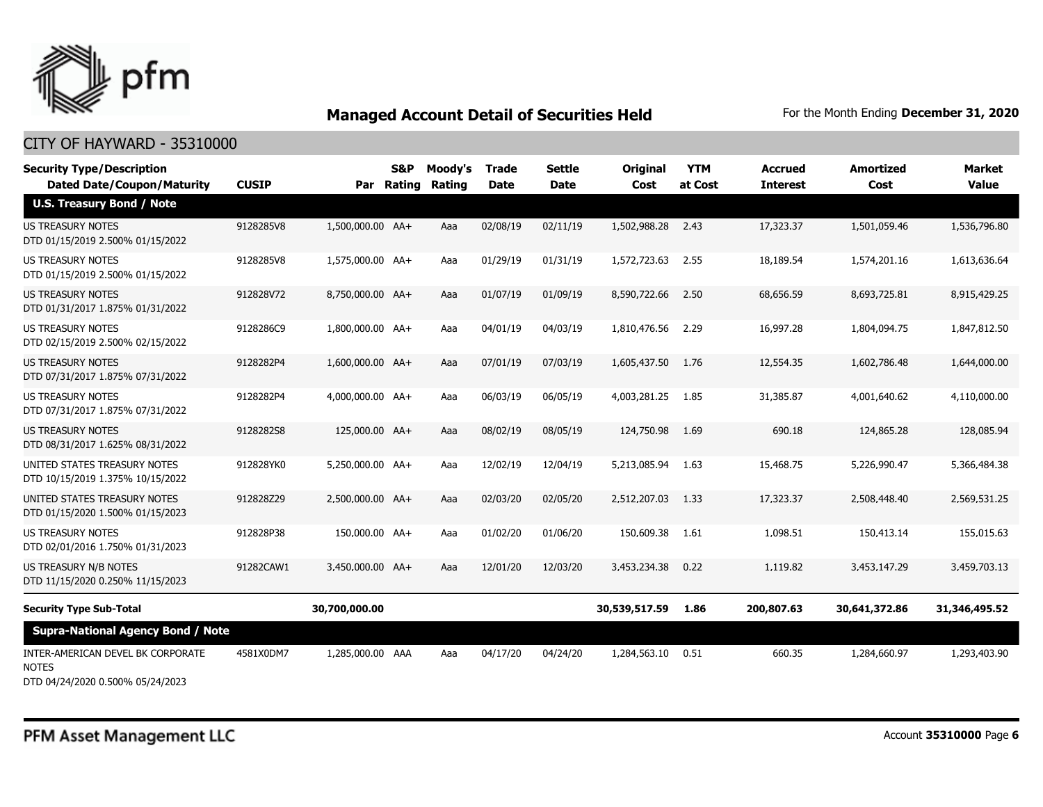## Managed Account Detail of Securities Held

For the Month Ending **December 31, 2020**

CITY OF HAYWARD - 35310000

| Security Type/Description Dated Date/Coupon/Maturity | CUSIP | Par | S&P Rating | Moody's Rating | Trade Date | Settle Date | Original Cost | YTM at Cost | Accrued Interest | Amortized Cost | Market Value |
|---|---|---|---|---|---|---|---|---|---|---|---|
| **U.S. Treasury Bond / Note** | | | | | | | | | | | |
| US TREASURY NOTES DTD 01/15/2019 2.500% 01/15/2022 | 9128285V8 | 1,500,000.00 | AA+ | Aaa | 02/08/19 | 02/11/19 | 1,502,988.28 | 2.43 | 17,323.37 | 1,501,059.46 | 1,536,796.80 |
| US TREASURY NOTES DTD 01/15/2019 2.500% 01/15/2022 | 9128285V8 | 1,575,000.00 | AA+ | Aaa | 01/29/19 | 01/31/19 | 1,572,723.63 | 2.55 | 18,189.54 | 1,574,201.16 | 1,613,636.64 |
| US TREASURY NOTES DTD 01/31/2017 1.875% 01/31/2022 | 912828V72 | 8,750,000.00 | AA+ | Aaa | 01/07/19 | 01/09/19 | 8,590,722.66 | 2.50 | 68,656.59 | 8,693,725.81 | 8,915,429.25 |
| US TREASURY NOTES DTD 02/15/2019 2.500% 02/15/2022 | 9128286C9 | 1,800,000.00 | AA+ | Aaa | 04/01/19 | 04/03/19 | 1,810,476.56 | 2.29 | 16,997.28 | 1,804,094.75 | 1,847,812.50 |
| US TREASURY NOTES DTD 07/31/2017 1.875% 07/31/2022 | 9128282P4 | 1,600,000.00 | AA+ | Aaa | 07/01/19 | 07/03/19 | 1,605,437.50 | 1.76 | 12,554.35 | 1,602,786.48 | 1,644,000.00 |
| US TREASURY NOTES DTD 07/31/2017 1.875% 07/31/2022 | 9128282P4 | 4,000,000.00 | AA+ | Aaa | 06/03/19 | 06/05/19 | 4,003,281.25 | 1.85 | 31,385.87 | 4,001,640.62 | 4,110,000.00 |
| US TREASURY NOTES DTD 08/31/2017 1.625% 08/31/2022 | 9128282S8 | 125,000.00 | AA+ | Aaa | 08/02/19 | 08/05/19 | 124,750.98 | 1.69 | 690.18 | 124,865.28 | 128,085.94 |
| UNITED STATES TREASURY NOTES DTD 10/15/2019 1.375% 10/15/2022 | 912828YK0 | 5,250,000.00 | AA+ | Aaa | 12/02/19 | 12/04/19 | 5,213,085.94 | 1.63 | 15,468.75 | 5,226,990.47 | 5,366,484.38 |
| UNITED STATES TREASURY NOTES DTD 01/15/2020 1.500% 01/15/2023 | 912828Z29 | 2,500,000.00 | AA+ | Aaa | 02/03/20 | 02/05/20 | 2,512,207.03 | 1.33 | 17,323.37 | 2,508,448.40 | 2,569,531.25 |
| US TREASURY NOTES DTD 02/01/2016 1.750% 01/31/2023 | 912828P38 | 150,000.00 | AA+ | Aaa | 01/02/20 | 01/06/20 | 150,609.38 | 1.61 | 1,098.51 | 150,413.14 | 155,015.63 |
| US TREASURY N/B NOTES DTD 11/15/2020 0.250% 11/15/2023 | 91282CAW1 | 3,450,000.00 | AA+ | Aaa | 12/01/20 | 12/03/20 | 3,453,234.38 | 0.22 | 1,119.82 | 3,453,147.29 | 3,459,703.13 |
| **Security Type Sub-Total** | | **30,700,000.00** | | | | | **30,539,517.59** | **1.86** | **200,807.63** | **30,641,372.86** | **31,346,495.52** |
| **Supra-National Agency Bond / Note** | | | | | | | | | | | |
| INTER-AMERICAN DEVEL BK CORPORATE NOTES DTD 04/24/2020 0.500% 05/24/2023 | 4581X0DM7 | 1,285,000.00 | AAA | Aaa | 04/17/20 | 04/24/20 | 1,284,563.10 | 0.51 | 660.35 | 1,284,660.97 | 1,293,403.90 |

PFM Asset Management LLC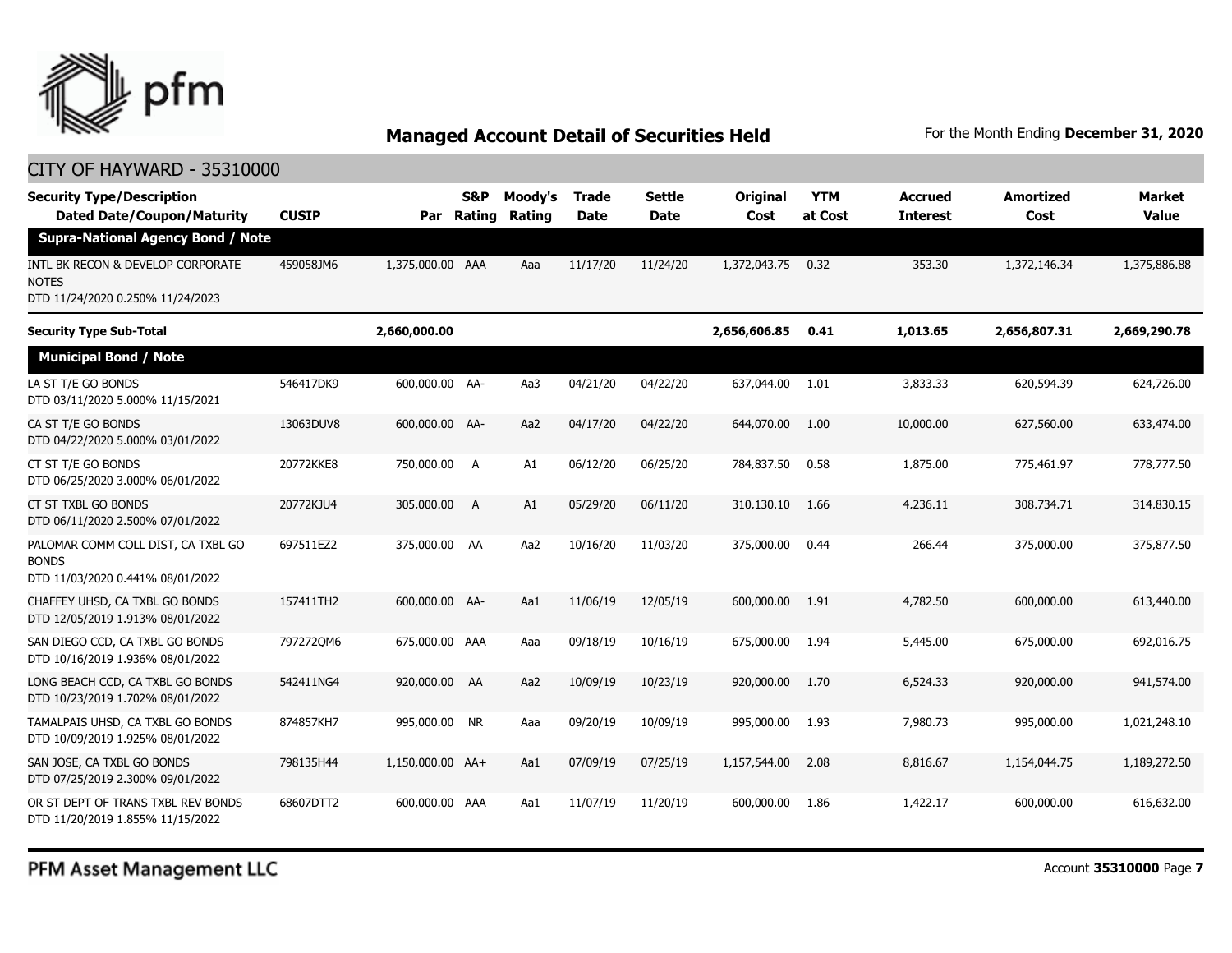# Managed Account Detail of Securities Held

For the Month Ending **December 31, 2020**

## CITY OF HAYWARD - 35310000

| Security Type/Description Dated Date/Coupon/Maturity | CUSIP | Par | S&P Rating | Moody's Rating | Trade Date | Settle Date | Original Cost | YTM at Cost | Accrued Interest | Amortized Cost | Market Value |
|---|---|---|---|---|---|---|---|---|---|---|---|
| **Supra-National Agency Bond / Note** | | | | | | | | | | | |
| INTL BK RECON & DEVELOP CORPORATE NOTES DTD 11/24/2020 0.250% 11/24/2023 | 459058JM6 | 1,375,000.00 | AAA | Aaa | 11/17/20 | 11/24/20 | 1,372,043.75 | 0.32 | 353.30 | 1,372,146.34 | 1,375,886.88 |
| **Security Type Sub-Total** | | **2,660,000.00** | | | | | **2,656,606.85** | **0.41** | **1,013.65** | **2,656,807.31** | **2,669,290.78** |
| **Municipal Bond / Note** | | | | | | | | | | | |
| LA ST T/E GO BONDS DTD 03/11/2020 5.000% 11/15/2021 | 546417DK9 | 600,000.00 | AA- | Aa3 | 04/21/20 | 04/22/20 | 637,044.00 | 1.01 | 3,833.33 | 620,594.39 | 624,726.00 |
| CA ST T/E GO BONDS DTD 04/22/2020 5.000% 03/01/2022 | 13063DUV8 | 600,000.00 | AA- | Aa2 | 04/17/20 | 04/22/20 | 644,070.00 | 1.00 | 10,000.00 | 627,560.00 | 633,474.00 |
| CT ST T/E GO BONDS DTD 06/25/2020 3.000% 06/01/2022 | 20772KKE8 | 750,000.00 | A | A1 | 06/12/20 | 06/25/20 | 784,837.50 | 0.58 | 1,875.00 | 775,461.97 | 778,777.50 |
| CT ST TXBL GO BONDS DTD 06/11/2020 2.500% 07/01/2022 | 20772KJU4 | 305,000.00 | A | A1 | 05/29/20 | 06/11/20 | 310,130.10 | 1.66 | 4,236.11 | 308,734.71 | 314,830.15 |
| PALOMAR COMM COLL DIST, CA TXBL GO BONDS DTD 11/03/2020 0.441% 08/01/2022 | 697511EZ2 | 375,000.00 | AA | Aa2 | 10/16/20 | 11/03/20 | 375,000.00 | 0.44 | 266.44 | 375,000.00 | 375,877.50 |
| CHAFFEY UHSD, CA TXBL GO BONDS DTD 12/05/2019 1.913% 08/01/2022 | 157411TH2 | 600,000.00 | AA- | Aa1 | 11/06/19 | 12/05/19 | 600,000.00 | 1.91 | 4,782.50 | 600,000.00 | 613,440.00 |
| SAN DIEGO CCD, CA TXBL GO BONDS DTD 10/16/2019 1.936% 08/01/2022 | 797272QM6 | 675,000.00 | AAA | Aaa | 09/18/19 | 10/16/19 | 675,000.00 | 1.94 | 5,445.00 | 675,000.00 | 692,016.75 |
| LONG BEACH CCD, CA TXBL GO BONDS DTD 10/23/2019 1.702% 08/01/2022 | 542411NG4 | 920,000.00 | AA | Aa2 | 10/09/19 | 10/23/19 | 920,000.00 | 1.70 | 6,524.33 | 920,000.00 | 941,574.00 |
| TAMALPAIS UHSD, CA TXBL GO BONDS DTD 10/09/2019 1.925% 08/01/2022 | 874857KH7 | 995,000.00 | NR | Aaa | 09/20/19 | 10/09/19 | 995,000.00 | 1.93 | 7,980.73 | 995,000.00 | 1,021,248.10 |
| SAN JOSE, CA TXBL GO BONDS DTD 07/25/2019 2.300% 09/01/2022 | 798135H44 | 1,150,000.00 | AA+ | Aa1 | 07/09/19 | 07/25/19 | 1,157,544.00 | 2.08 | 8,816.67 | 1,154,044.75 | 1,189,272.50 |
| OR ST DEPT OF TRANS TXBL REV BONDS DTD 11/20/2019 1.855% 11/15/2022 | 68607DTT2 | 600,000.00 | AAA | Aa1 | 11/07/19 | 11/20/19 | 600,000.00 | 1.86 | 1,422.17 | 600,000.00 | 616,632.00 |

PFM Asset Management LLC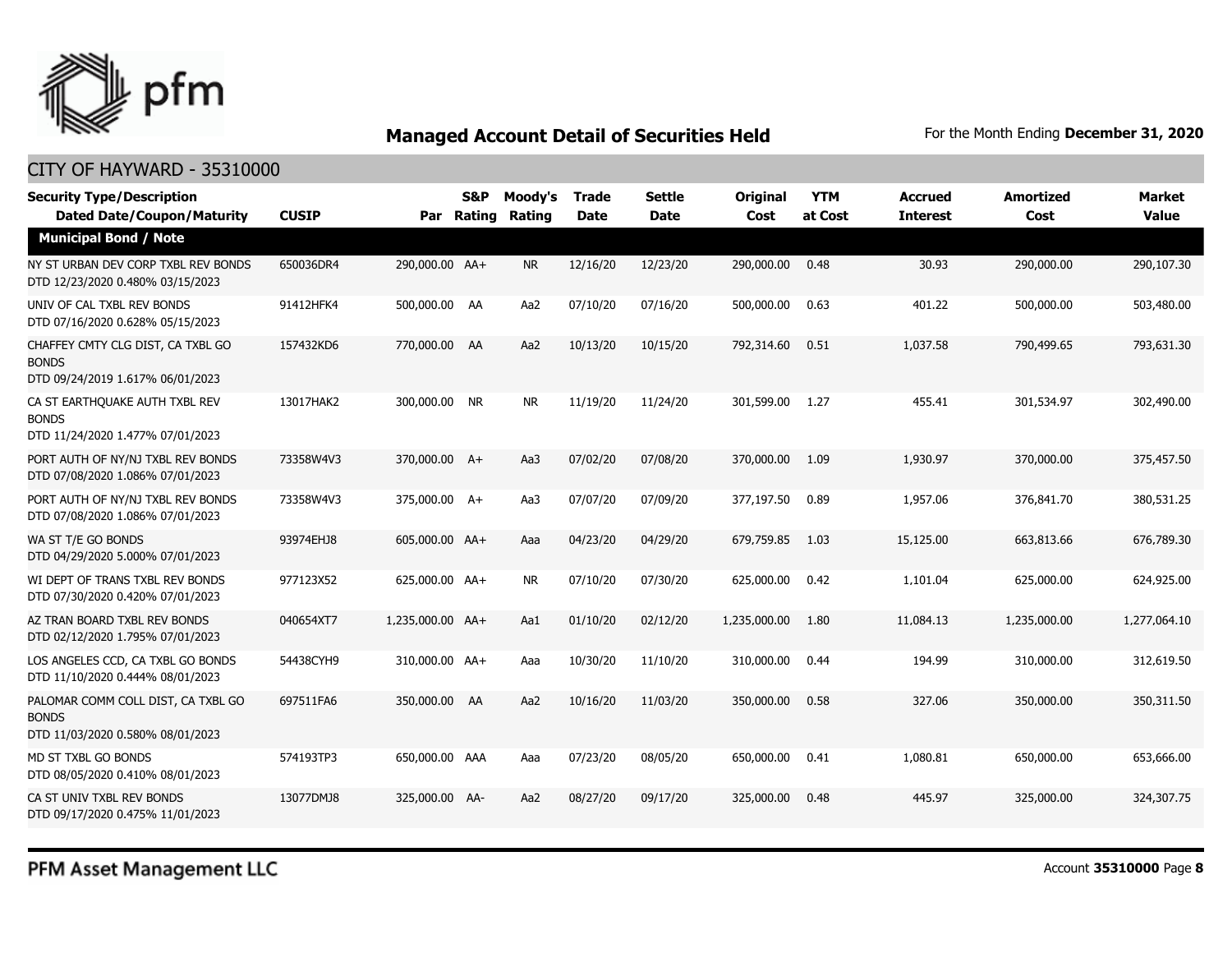# Managed Account Detail of Securities Held

For the Month Ending **December 31, 2020**

## CITY OF HAYWARD - 35310000

| Security Type/Description<br>Dated Date/Coupon/Maturity | CUSIP | Par | S&P Rating | Moody's Rating | Trade Date | Settle Date | Original Cost | YTM at Cost | Accrued Interest | Amortized Cost | Market Value |
|---|---|---|---|---|---|---|---|---|---|---|---|
| **Municipal Bond / Note** | | | | | | | | | | | |
| NY ST URBAN DEV CORP TXBL REV BONDS<br>DTD 12/23/2020 0.480% 03/15/2023 | 650036DR4 | 290,000.00 | AA+ | NR | 12/16/20 | 12/23/20 | 290,000.00 | 0.48 | 30.93 | 290,000.00 | 290,107.30 |
| UNIV OF CAL TXBL REV BONDS<br>DTD 07/16/2020 0.628% 05/15/2023 | 91412HFK4 | 500,000.00 | AA | Aa2 | 07/10/20 | 07/16/20 | 500,000.00 | 0.63 | 401.22 | 500,000.00 | 503,480.00 |
| CHAFFEY CMTY CLG DIST, CA TXBL GO BONDS<br>DTD 09/24/2019 1.617% 06/01/2023 | 157432KD6 | 770,000.00 | AA | Aa2 | 10/13/20 | 10/15/20 | 792,314.60 | 0.51 | 1,037.58 | 790,499.65 | 793,631.30 |
| CA ST EARTHQUAKE AUTH TXBL REV BONDS<br>DTD 11/24/2020 1.477% 07/01/2023 | 13017HAK2 | 300,000.00 | NR | NR | 11/19/20 | 11/24/20 | 301,599.00 | 1.27 | 455.41 | 301,534.97 | 302,490.00 |
| PORT AUTH OF NY/NJ TXBL REV BONDS<br>DTD 07/08/2020 1.086% 07/01/2023 | 73358W4V3 | 370,000.00 | A+ | Aa3 | 07/02/20 | 07/08/20 | 370,000.00 | 1.09 | 1,930.97 | 370,000.00 | 375,457.50 |
| PORT AUTH OF NY/NJ TXBL REV BONDS<br>DTD 07/08/2020 1.086% 07/01/2023 | 73358W4V3 | 375,000.00 | A+ | Aa3 | 07/07/20 | 07/09/20 | 377,197.50 | 0.89 | 1,957.06 | 376,841.70 | 380,531.25 |
| WA ST T/E GO BONDS<br>DTD 04/29/2020 5.000% 07/01/2023 | 93974EHJ8 | 605,000.00 | AA+ | Aaa | 04/23/20 | 04/29/20 | 679,759.85 | 1.03 | 15,125.00 | 663,813.66 | 676,789.30 |
| WI DEPT OF TRANS TXBL REV BONDS<br>DTD 07/30/2020 0.420% 07/01/2023 | 977123X52 | 625,000.00 | AA+ | NR | 07/10/20 | 07/30/20 | 625,000.00 | 0.42 | 1,101.04 | 625,000.00 | 624,925.00 |
| AZ TRAN BOARD TXBL REV BONDS<br>DTD 02/12/2020 1.795% 07/01/2023 | 040654XT7 | 1,235,000.00 | AA+ | Aa1 | 01/10/20 | 02/12/20 | 1,235,000.00 | 1.80 | 11,084.13 | 1,235,000.00 | 1,277,064.10 |
| LOS ANGELES CCD, CA TXBL GO BONDS<br>DTD 11/10/2020 0.444% 08/01/2023 | 54438CYH9 | 310,000.00 | AA+ | Aaa | 10/30/20 | 11/10/20 | 310,000.00 | 0.44 | 194.99 | 310,000.00 | 312,619.50 |
| PALOMAR COMM COLL DIST, CA TXBL GO BONDS<br>DTD 11/03/2020 0.580% 08/01/2023 | 697511FA6 | 350,000.00 | AA | Aa2 | 10/16/20 | 11/03/20 | 350,000.00 | 0.58 | 327.06 | 350,000.00 | 350,311.50 |
| MD ST TXBL GO BONDS<br>DTD 08/05/2020 0.410% 08/01/2023 | 574193TP3 | 650,000.00 | AAA | Aaa | 07/23/20 | 08/05/20 | 650,000.00 | 0.41 | 1,080.81 | 650,000.00 | 653,666.00 |
| CA ST UNIV TXBL REV BONDS<br>DTD 09/17/2020 0.475% 11/01/2023 | 13077DMJ8 | 325,000.00 | AA- | Aa2 | 08/27/20 | 09/17/20 | 325,000.00 | 0.48 | 445.97 | 325,000.00 | 324,307.75 |

PFM Asset Management LLC

Account **35310000**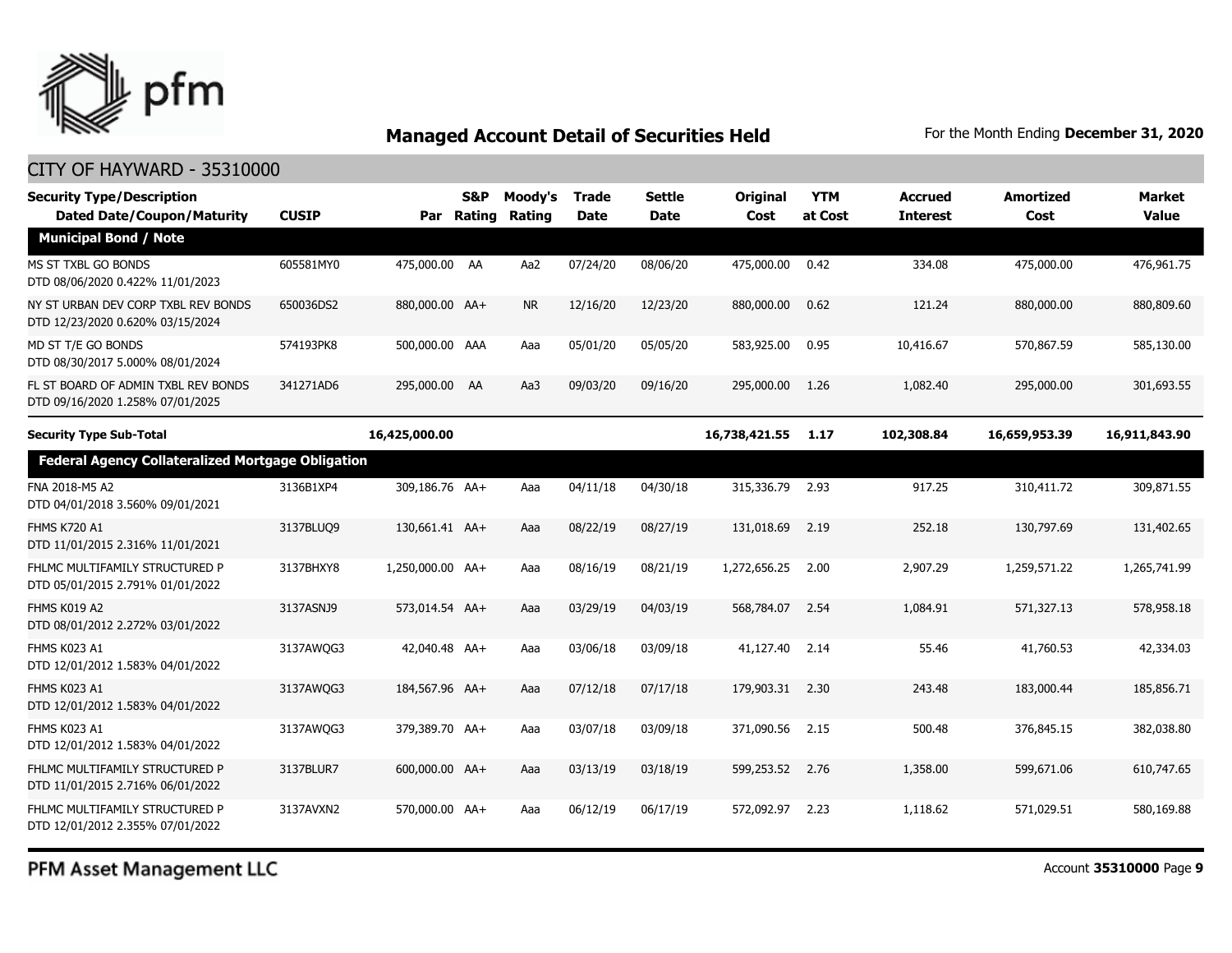## Managed Account Detail of Securities Held

For the Month Ending **December 31, 2020**

CITY OF HAYWARD - 35310000

| Security Type/Description Dated Date/Coupon/Maturity | CUSIP | Par | S&P Rating | Moody's Rating | Trade Date | Settle Date | Original Cost | YTM at Cost | Accrued Interest | Amortized Cost | Market Value |
|---|---|---|---|---|---|---|---|---|---|---|---|
| **Municipal Bond / Note** | | | | | | | | | | | |
| MS ST TXBL GO BONDS DTD 08/06/2020 0.422% 11/01/2023 | 605581MY0 | 475,000.00 | AA | Aa2 | 07/24/20 | 08/06/20 | 475,000.00 | 0.42 | 334.08 | 475,000.00 | 476,961.75 |
| NY ST URBAN DEV CORP TXBL REV BONDS DTD 12/23/2020 0.620% 03/15/2024 | 650036DS2 | 880,000.00 | AA+ | NR | 12/16/20 | 12/23/20 | 880,000.00 | 0.62 | 121.24 | 880,000.00 | 880,809.60 |
| MD ST T/E GO BONDS DTD 08/30/2017 5.000% 08/01/2024 | 574193PK8 | 500,000.00 | AAA | Aaa | 05/01/20 | 05/05/20 | 583,925.00 | 0.95 | 10,416.67 | 570,867.59 | 585,130.00 |
| FL ST BOARD OF ADMIN TXBL REV BONDS DTD 09/16/2020 1.258% 07/01/2025 | 341271AD6 | 295,000.00 | AA | Aa3 | 09/03/20 | 09/16/20 | 295,000.00 | 1.26 | 1,082.40 | 295,000.00 | 301,693.55 |
| **Security Type Sub-Total** | | **16,425,000.00** | | | | | **16,738,421.55** | **1.17** | **102,308.84** | **16,659,953.39** | **16,911,843.90** |
| **Federal Agency Collateralized Mortgage Obligation** | | | | | | | | | | | |
| FNA 2018-M5 A2 DTD 04/01/2018 3.560% 09/01/2021 | 3136B1XP4 | 309,186.76 | AA+ | Aaa | 04/11/18 | 04/30/18 | 315,336.79 | 2.93 | 917.25 | 310,411.72 | 309,871.55 |
| FHMS K720 A1 DTD 11/01/2015 2.316% 11/01/2021 | 3137BLUQ9 | 130,661.41 | AA+ | Aaa | 08/22/19 | 08/27/19 | 131,018.69 | 2.19 | 252.18 | 130,797.69 | 131,402.65 |
| FHLMC MULTIFAMILY STRUCTURED P DTD 05/01/2015 2.791% 01/01/2022 | 3137BHXY8 | 1,250,000.00 | AA+ | Aaa | 08/16/19 | 08/21/19 | 1,272,656.25 | 2.00 | 2,907.29 | 1,259,571.22 | 1,265,741.99 |
| FHMS K019 A2 DTD 08/01/2012 2.272% 03/01/2022 | 3137ASNJ9 | 573,014.54 | AA+ | Aaa | 03/29/19 | 04/03/19 | 568,784.07 | 2.54 | 1,084.91 | 571,327.13 | 578,958.18 |
| FHMS K023 A1 DTD 12/01/2012 1.583% 04/01/2022 | 3137AWQG3 | 42,040.48 | AA+ | Aaa | 03/06/18 | 03/09/18 | 41,127.40 | 2.14 | 55.46 | 41,760.53 | 42,334.03 |
| FHMS K023 A1 DTD 12/01/2012 1.583% 04/01/2022 | 3137AWQG3 | 184,567.96 | AA+ | Aaa | 07/12/18 | 07/17/18 | 179,903.31 | 2.30 | 243.48 | 183,000.44 | 185,856.71 |
| FHMS K023 A1 DTD 12/01/2012 1.583% 04/01/2022 | 3137AWQG3 | 379,389.70 | AA+ | Aaa | 03/07/18 | 03/09/18 | 371,090.56 | 2.15 | 500.48 | 376,845.15 | 382,038.80 |
| FHLMC MULTIFAMILY STRUCTURED P DTD 11/01/2015 2.716% 06/01/2022 | 3137BLUR7 | 600,000.00 | AA+ | Aaa | 03/13/19 | 03/18/19 | 599,253.52 | 2.76 | 1,358.00 | 599,671.06 | 610,747.65 |
| FHLMC MULTIFAMILY STRUCTURED P DTD 12/01/2012 2.355% 07/01/2022 | 3137AVXN2 | 570,000.00 | AA+ | Aaa | 06/12/19 | 06/17/19 | 572,092.97 | 2.23 | 1,118.62 | 571,029.51 | 580,169.88 |

PFM Asset Management LLC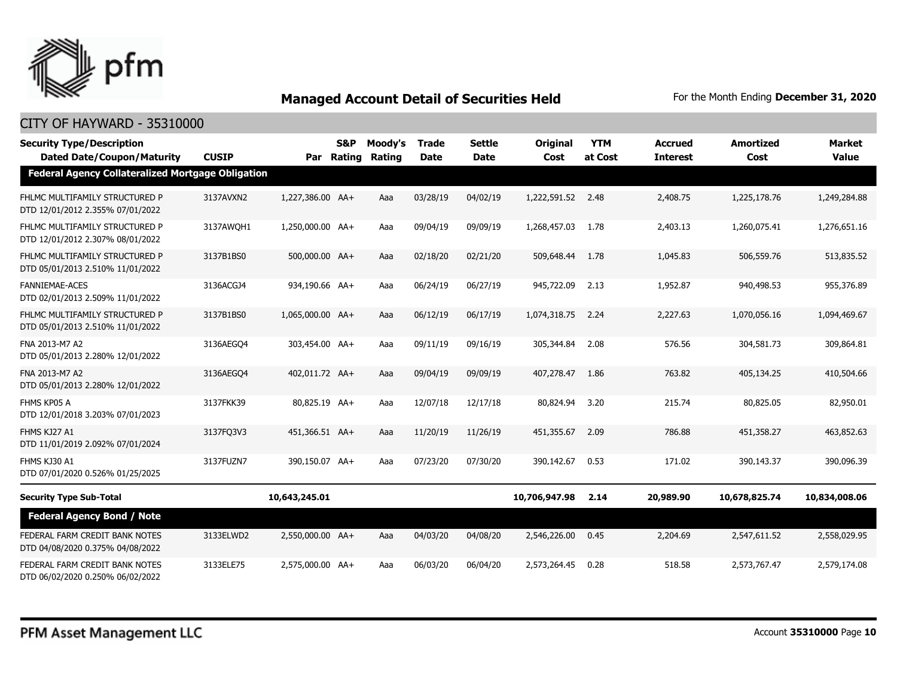## Managed Account Detail of Securities Held

For the Month Ending **December 31, 2020**

CITY OF HAYWARD - 35310000

| Security Type/Description Dated Date/Coupon/Maturity | CUSIP | Par | S&P Rating | Moody's Rating | Trade Date | Settle Date | Original Cost | YTM at Cost | Accrued Interest | Amortized Cost | Market Value |
|---|---|---|---|---|---|---|---|---|---|---|---|
| **Federal Agency Collateralized Mortgage Obligation** | | | | | | | | | | | |
| FHLMC MULTIFAMILY STRUCTURED P DTD 12/01/2012 2.355% 07/01/2022 | 3137AVXN2 | 1,227,386.00 | AA+ | Aaa | 03/28/19 | 04/02/19 | 1,222,591.52 | 2.48 | 2,408.75 | 1,225,178.76 | 1,249,284.88 |
| FHLMC MULTIFAMILY STRUCTURED P DTD 12/01/2012 2.307% 08/01/2022 | 3137AWQH1 | 1,250,000.00 | AA+ | Aaa | 09/04/19 | 09/09/19 | 1,268,457.03 | 1.78 | 2,403.13 | 1,260,075.41 | 1,276,651.16 |
| FHLMC MULTIFAMILY STRUCTURED P DTD 05/01/2013 2.510% 11/01/2022 | 3137B1BS0 | 500,000.00 | AA+ | Aaa | 02/18/20 | 02/21/20 | 509,648.44 | 1.78 | 1,045.83 | 506,559.76 | 513,835.52 |
| FANNIEMAE-ACES DTD 02/01/2013 2.509% 11/01/2022 | 3136ACGJ4 | 934,190.66 | AA+ | Aaa | 06/24/19 | 06/27/19 | 945,722.09 | 2.13 | 1,952.87 | 940,498.53 | 955,376.89 |
| FHLMC MULTIFAMILY STRUCTURED P DTD 05/01/2013 2.510% 11/01/2022 | 3137B1BS0 | 1,065,000.00 | AA+ | Aaa | 06/12/19 | 06/17/19 | 1,074,318.75 | 2.24 | 2,227.63 | 1,070,056.16 | 1,094,469.67 |
| FNA 2013-M7 A2 DTD 05/01/2013 2.280% 12/01/2022 | 3136AEGQ4 | 303,454.00 | AA+ | Aaa | 09/11/19 | 09/16/19 | 305,344.84 | 2.08 | 576.56 | 304,581.73 | 309,864.81 |
| FNA 2013-M7 A2 DTD 05/01/2013 2.280% 12/01/2022 | 3136AEGQ4 | 402,011.72 | AA+ | Aaa | 09/04/19 | 09/09/19 | 407,278.47 | 1.86 | 763.82 | 405,134.25 | 410,504.66 |
| FHMS KP05 A DTD 12/01/2018 3.203% 07/01/2023 | 3137FKK39 | 80,825.19 | AA+ | Aaa | 12/07/18 | 12/17/18 | 80,824.94 | 3.20 | 215.74 | 80,825.05 | 82,950.01 |
| FHMS KJ27 A1 DTD 11/01/2019 2.092% 07/01/2024 | 3137FQ3V3 | 451,366.51 | AA+ | Aaa | 11/20/19 | 11/26/19 | 451,355.67 | 2.09 | 786.88 | 451,358.27 | 463,852.63 |
| FHMS KJ30 A1 DTD 07/01/2020 0.526% 01/25/2025 | 3137FUZN7 | 390,150.07 | AA+ | Aaa | 07/23/20 | 07/30/20 | 390,142.67 | 0.53 | 171.02 | 390,143.37 | 390,096.39 |
| **Security Type Sub-Total** | | **10,643,245.01** | | | | | **10,706,947.98** | **2.14** | **20,989.90** | **10,678,825.74** | **10,834,008.06** |
| **Federal Agency Bond / Note** | | | | | | | | | | | |
| FEDERAL FARM CREDIT BANK NOTES DTD 04/08/2020 0.375% 04/08/2022 | 3133ELWD2 | 2,550,000.00 | AA+ | Aaa | 04/03/20 | 04/08/20 | 2,546,226.00 | 0.45 | 2,204.69 | 2,547,611.52 | 2,558,029.95 |
| FEDERAL FARM CREDIT BANK NOTES DTD 06/02/2020 0.250% 06/02/2022 | 3133ELE75 | 2,575,000.00 | AA+ | Aaa | 06/03/20 | 06/04/20 | 2,573,264.45 | 0.28 | 518.58 | 2,573,767.47 | 2,579,174.08 |

PFM Asset Management LLC

Account **35310000**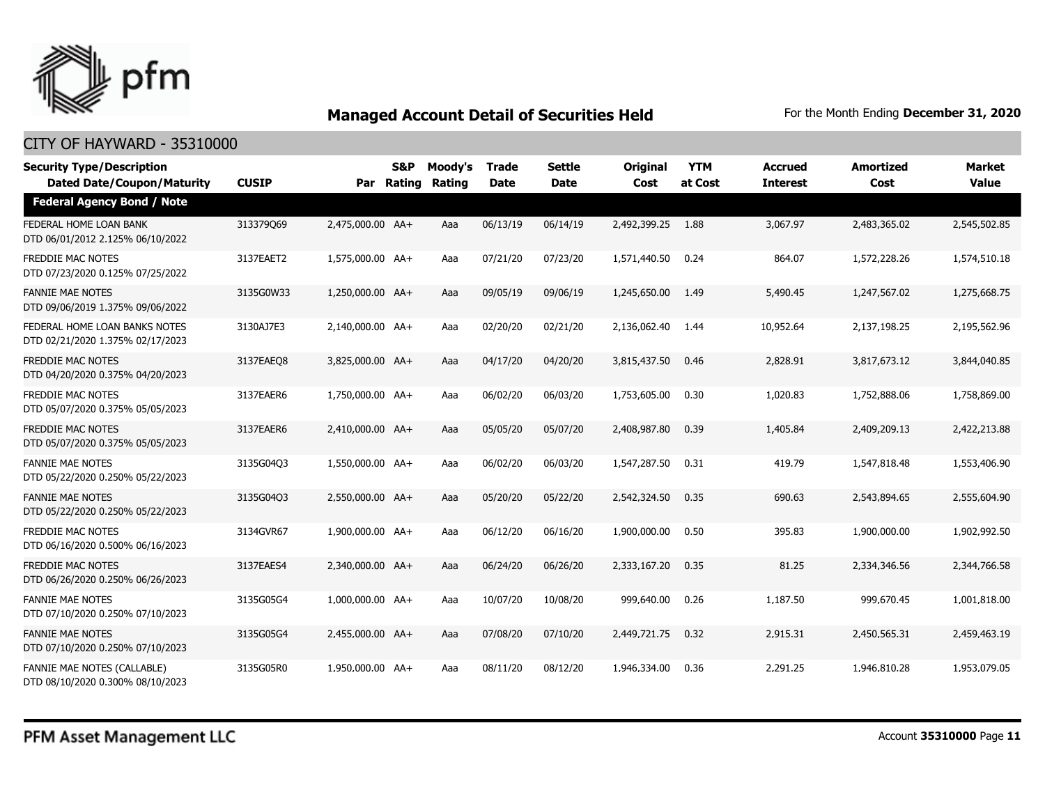## Managed Account Detail of Securities Held

For the Month Ending **December 31, 2020**

CITY OF HAYWARD - 35310000

| Security Type/Description Dated Date/Coupon/Maturity | CUSIP | Par | S&P Rating | Moody's Rating | Trade Date | Settle Date | Original Cost | YTM at Cost | Accrued Interest | Amortized Cost | Market Value |
|---|---|---|---|---|---|---|---|---|---|---|---|
| **Federal Agency Bond / Note** | | | | | | | | | | | |
| FEDERAL HOME LOAN BANK DTD 06/01/2012 2.125% 06/10/2022 | 313379Q69 | 2,475,000.00 | AA+ | Aaa | 06/13/19 | 06/14/19 | 2,492,399.25 | 1.88 | 3,067.97 | 2,483,365.02 | 2,545,502.85 |
| FREDDIE MAC NOTES DTD 07/23/2020 0.125% 07/25/2022 | 3137EAET2 | 1,575,000.00 | AA+ | Aaa | 07/21/20 | 07/23/20 | 1,571,440.50 | 0.24 | 864.07 | 1,572,228.26 | 1,574,510.18 |
| FANNIE MAE NOTES DTD 09/06/2019 1.375% 09/06/2022 | 3135G0W33 | 1,250,000.00 | AA+ | Aaa | 09/05/19 | 09/06/19 | 1,245,650.00 | 1.49 | 5,490.45 | 1,247,567.02 | 1,275,668.75 |
| FEDERAL HOME LOAN BANKS NOTES DTD 02/21/2020 1.375% 02/17/2023 | 3130AJ7E3 | 2,140,000.00 | AA+ | Aaa | 02/20/20 | 02/21/20 | 2,136,062.40 | 1.44 | 10,952.64 | 2,137,198.25 | 2,195,562.96 |
| FREDDIE MAC NOTES DTD 04/20/2020 0.375% 04/20/2023 | 3137EAEQ8 | 3,825,000.00 | AA+ | Aaa | 04/17/20 | 04/20/20 | 3,815,437.50 | 0.46 | 2,828.91 | 3,817,673.12 | 3,844,040.85 |
| FREDDIE MAC NOTES DTD 05/07/2020 0.375% 05/05/2023 | 3137EAER6 | 1,750,000.00 | AA+ | Aaa | 06/02/20 | 06/03/20 | 1,753,605.00 | 0.30 | 1,020.83 | 1,752,888.06 | 1,758,869.00 |
| FREDDIE MAC NOTES DTD 05/07/2020 0.375% 05/05/2023 | 3137EAER6 | 2,410,000.00 | AA+ | Aaa | 05/05/20 | 05/07/20 | 2,408,987.80 | 0.39 | 1,405.84 | 2,409,209.13 | 2,422,213.88 |
| FANNIE MAE NOTES DTD 05/22/2020 0.250% 05/22/2023 | 3135G04Q3 | 1,550,000.00 | AA+ | Aaa | 06/02/20 | 06/03/20 | 1,547,287.50 | 0.31 | 419.79 | 1,547,818.48 | 1,553,406.90 |
| FANNIE MAE NOTES DTD 05/22/2020 0.250% 05/22/2023 | 3135G04Q3 | 2,550,000.00 | AA+ | Aaa | 05/20/20 | 05/22/20 | 2,542,324.50 | 0.35 | 690.63 | 2,543,894.65 | 2,555,604.90 |
| FREDDIE MAC NOTES DTD 06/16/2020 0.500% 06/16/2023 | 3134GVR67 | 1,900,000.00 | AA+ | Aaa | 06/12/20 | 06/16/20 | 1,900,000.00 | 0.50 | 395.83 | 1,900,000.00 | 1,902,992.50 |
| FREDDIE MAC NOTES DTD 06/26/2020 0.250% 06/26/2023 | 3137EAES4 | 2,340,000.00 | AA+ | Aaa | 06/24/20 | 06/26/20 | 2,333,167.20 | 0.35 | 81.25 | 2,334,346.56 | 2,344,766.58 |
| FANNIE MAE NOTES DTD 07/10/2020 0.250% 07/10/2023 | 3135G05G4 | 1,000,000.00 | AA+ | Aaa | 10/07/20 | 10/08/20 | 999,640.00 | 0.26 | 1,187.50 | 999,670.45 | 1,001,818.00 |
| FANNIE MAE NOTES DTD 07/10/2020 0.250% 07/10/2023 | 3135G05G4 | 2,455,000.00 | AA+ | Aaa | 07/08/20 | 07/10/20 | 2,449,721.75 | 0.32 | 2,915.31 | 2,450,565.31 | 2,459,463.19 |
| FANNIE MAE NOTES (CALLABLE) DTD 08/10/2020 0.300% 08/10/2023 | 3135G05R0 | 1,950,000.00 | AA+ | Aaa | 08/11/20 | 08/12/20 | 1,946,334.00 | 0.36 | 2,291.25 | 1,946,810.28 | 1,953,079.05 |

PFM Asset Management LLC

Account **35310000**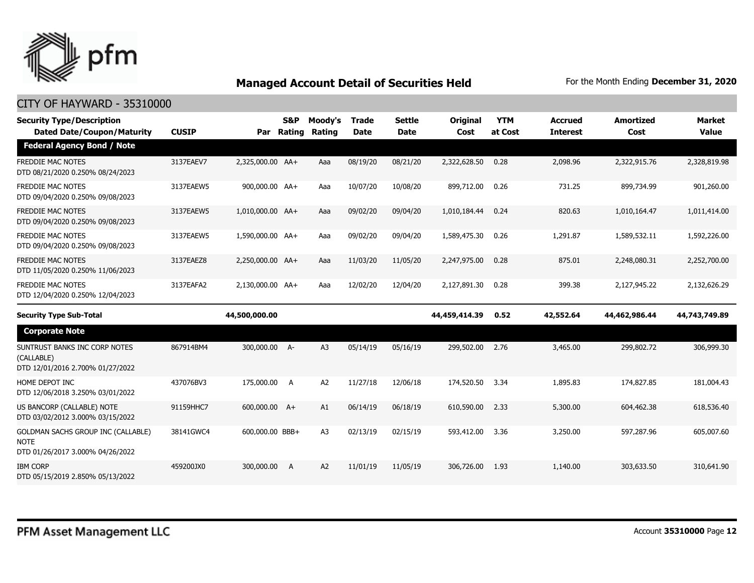## Managed Account Detail of Securities Held

For the Month Ending **December 31, 2020**

CITY OF HAYWARD - 35310000

| Security Type/Description Dated Date/Coupon/Maturity | CUSIP | Par | S&P Rating | Moody's Rating | Trade Date | Settle Date | Original Cost | YTM at Cost | Accrued Interest | Amortized Cost | Market Value |
|---|---|---|---|---|---|---|---|---|---|---|---|
| **Federal Agency Bond / Note** | | | | | | | | | | | |
| FREDDIE MAC NOTES DTD 08/21/2020 0.250% 08/24/2023 | 3137EAEV7 | 2,325,000.00 | AA+ | Aaa | 08/19/20 | 08/21/20 | 2,322,628.50 | 0.28 | 2,098.96 | 2,322,915.76 | 2,328,819.98 |
| FREDDIE MAC NOTES DTD 09/04/2020 0.250% 09/08/2023 | 3137EAEW5 | 900,000.00 | AA+ | Aaa | 10/07/20 | 10/08/20 | 899,712.00 | 0.26 | 731.25 | 899,734.99 | 901,260.00 |
| FREDDIE MAC NOTES DTD 09/04/2020 0.250% 09/08/2023 | 3137EAEW5 | 1,010,000.00 | AA+ | Aaa | 09/02/20 | 09/04/20 | 1,010,184.44 | 0.24 | 820.63 | 1,010,164.47 | 1,011,414.00 |
| FREDDIE MAC NOTES DTD 09/04/2020 0.250% 09/08/2023 | 3137EAEW5 | 1,590,000.00 | AA+ | Aaa | 09/02/20 | 09/04/20 | 1,589,475.30 | 0.26 | 1,291.87 | 1,589,532.11 | 1,592,226.00 |
| FREDDIE MAC NOTES DTD 11/05/2020 0.250% 11/06/2023 | 3137EAEZ8 | 2,250,000.00 | AA+ | Aaa | 11/03/20 | 11/05/20 | 2,247,975.00 | 0.28 | 875.01 | 2,248,080.31 | 2,252,700.00 |
| FREDDIE MAC NOTES DTD 12/04/2020 0.250% 12/04/2023 | 3137EAFA2 | 2,130,000.00 | AA+ | Aaa | 12/02/20 | 12/04/20 | 2,127,891.30 | 0.28 | 399.38 | 2,127,945.22 | 2,132,626.29 |
| **Security Type Sub-Total** | | **44,500,000.00** | | | | | **44,459,414.39** | **0.52** | **42,552.64** | **44,462,986.44** | **44,743,749.89** |
| **Corporate Note** | | | | | | | | | | | |
| SUNTRUST BANKS INC CORP NOTES (CALLABLE) DTD 12/01/2016 2.700% 01/27/2022 | 867914BM4 | 300,000.00 | A- | A3 | 05/14/19 | 05/16/19 | 299,502.00 | 2.76 | 3,465.00 | 299,802.72 | 306,999.30 |
| HOME DEPOT INC DTD 12/06/2018 3.250% 03/01/2022 | 437076BV3 | 175,000.00 | A | A2 | 11/27/18 | 12/06/18 | 174,520.50 | 3.34 | 1,895.83 | 174,827.85 | 181,004.43 |
| US BANCORP (CALLABLE) NOTE DTD 03/02/2012 3.000% 03/15/2022 | 91159HHC7 | 600,000.00 | A+ | A1 | 06/14/19 | 06/18/19 | 610,590.00 | 2.33 | 5,300.00 | 604,462.38 | 618,536.40 |
| GOLDMAN SACHS GROUP INC (CALLABLE) NOTE DTD 01/26/2017 3.000% 04/26/2022 | 38141GWC4 | 600,000.00 | BBB+ | A3 | 02/13/19 | 02/15/19 | 593,412.00 | 3.36 | 3,250.00 | 597,287.96 | 605,007.60 |
| IBM CORP DTD 05/15/2019 2.850% 05/13/2022 | 459200JX0 | 300,000.00 | A | A2 | 11/01/19 | 11/05/19 | 306,726.00 | 1.93 | 1,140.00 | 303,633.50 | 310,641.90 |

PFM Asset Management LLC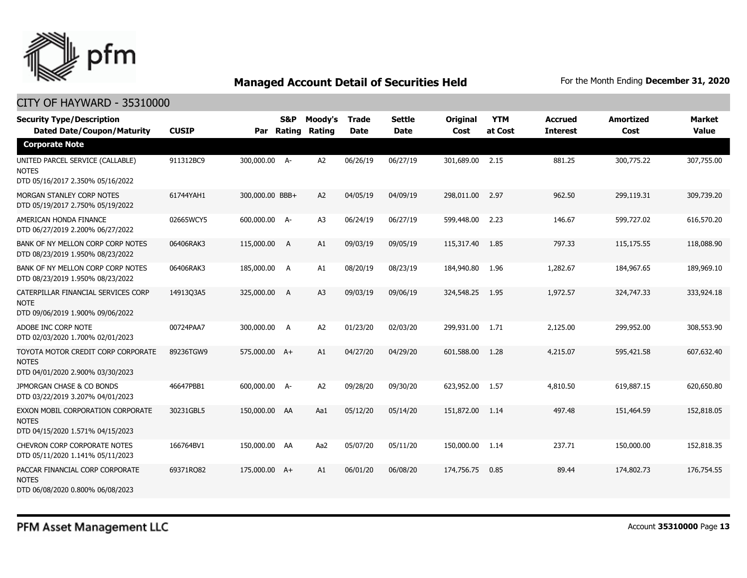# Managed Account Detail of Securities Held

For the Month Ending **December 31, 2020**

## CITY OF HAYWARD - 35310000

| Security Type/Description Dated Date/Coupon/Maturity | CUSIP | Par | S&P Rating | Moody's Rating | Trade Date | Settle Date | Original Cost | YTM at Cost | Accrued Interest | Amortized Cost | Market Value |
|---|---|---|---|---|---|---|---|---|---|---|---|
| **Corporate Note** | | | | | | | | | | | |
| UNITED PARCEL SERVICE (CALLABLE) NOTES DTD 05/16/2017 2.350% 05/16/2022 | 911312BC9 | 300,000.00 | A- | A2 | 06/26/19 | 06/27/19 | 301,689.00 | 2.15 | 881.25 | 300,775.22 | 307,755.00 |
| MORGAN STANLEY CORP NOTES DTD 05/19/2017 2.750% 05/19/2022 | 61744YAH1 | 300,000.00 | BBB+ | A2 | 04/05/19 | 04/09/19 | 298,011.00 | 2.97 | 962.50 | 299,119.31 | 309,739.20 |
| AMERICAN HONDA FINANCE DTD 06/27/2019 2.200% 06/27/2022 | 02665WCY5 | 600,000.00 | A- | A3 | 06/24/19 | 06/27/19 | 599,448.00 | 2.23 | 146.67 | 599,727.02 | 616,570.20 |
| BANK OF NY MELLON CORP CORP NOTES DTD 08/23/2019 1.950% 08/23/2022 | 06406RAK3 | 115,000.00 | A | A1 | 09/03/19 | 09/05/19 | 115,317.40 | 1.85 | 797.33 | 115,175.55 | 118,088.90 |
| BANK OF NY MELLON CORP CORP NOTES DTD 08/23/2019 1.950% 08/23/2022 | 06406RAK3 | 185,000.00 | A | A1 | 08/20/19 | 08/23/19 | 184,940.80 | 1.96 | 1,282.67 | 184,967.65 | 189,969.10 |
| CATERPILLAR FINANCIAL SERVICES CORP NOTE DTD 09/06/2019 1.900% 09/06/2022 | 14913Q3A5 | 325,000.00 | A | A3 | 09/03/19 | 09/06/19 | 324,548.25 | 1.95 | 1,972.57 | 324,747.33 | 333,924.18 |
| ADOBE INC CORP NOTE DTD 02/03/2020 1.700% 02/01/2023 | 00724PAA7 | 300,000.00 | A | A2 | 01/23/20 | 02/03/20 | 299,931.00 | 1.71 | 2,125.00 | 299,952.00 | 308,553.90 |
| TOYOTA MOTOR CREDIT CORP CORPORATE NOTES DTD 04/01/2020 2.900% 03/30/2023 | 89236TGW9 | 575,000.00 | A+ | A1 | 04/27/20 | 04/29/20 | 601,588.00 | 1.28 | 4,215.07 | 595,421.58 | 607,632.40 |
| JPMORGAN CHASE & CO BONDS DTD 03/22/2019 3.207% 04/01/2023 | 46647PBB1 | 600,000.00 | A- | A2 | 09/28/20 | 09/30/20 | 623,952.00 | 1.57 | 4,810.50 | 619,887.15 | 620,650.80 |
| EXXON MOBIL CORPORATION CORPORATE NOTES DTD 04/15/2020 1.571% 04/15/2023 | 30231GBL5 | 150,000.00 | AA | Aa1 | 05/12/20 | 05/14/20 | 151,872.00 | 1.14 | 497.48 | 151,464.59 | 152,818.05 |
| CHEVRON CORP CORPORATE NOTES DTD 05/11/2020 1.141% 05/11/2023 | 166764BV1 | 150,000.00 | AA | Aa2 | 05/07/20 | 05/11/20 | 150,000.00 | 1.14 | 237.71 | 150,000.00 | 152,818.35 |
| PACCAR FINANCIAL CORP CORPORATE NOTES DTD 06/08/2020 0.800% 06/08/2023 | 69371RQ82 | 175,000.00 | A+ | A1 | 06/01/20 | 06/08/20 | 174,756.75 | 0.85 | 89.44 | 174,802.73 | 176,754.55 |

PFM Asset Management LLC

Account **35310000**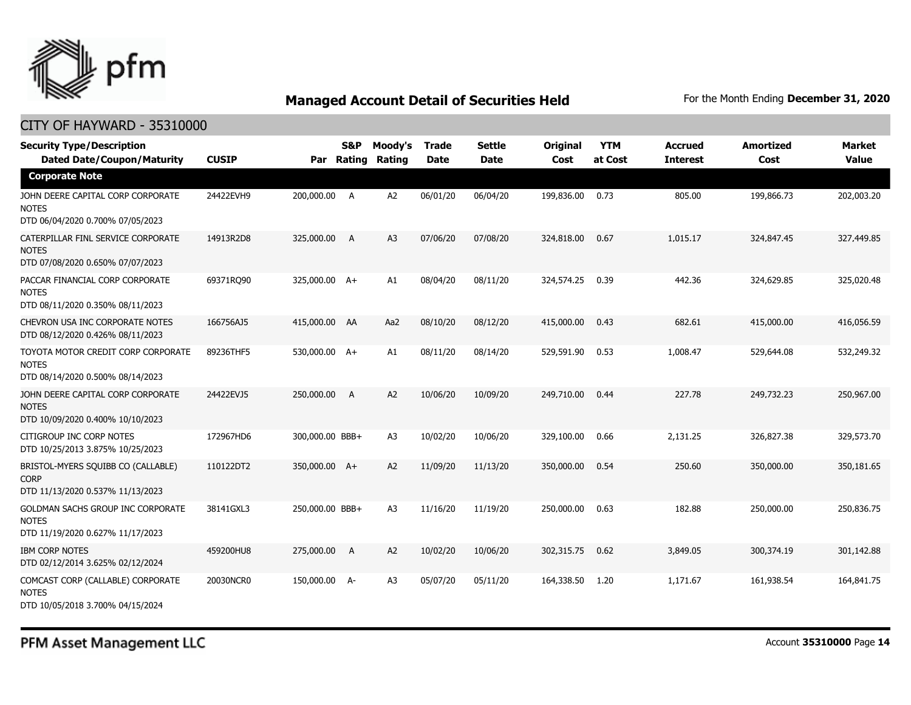## Managed Account Detail of Securities Held

For the Month Ending **December 31, 2020**

CITY OF HAYWARD - 35310000

| Security Type/Description Dated Date/Coupon/Maturity | CUSIP | Par | S&P Rating | Moody's Rating | Trade Date | Settle Date | Original Cost | YTM at Cost | Accrued Interest | Amortized Cost | Market Value |
|---|---|---|---|---|---|---|---|---|---|---|---|
| **Corporate Note** | | | | | | | | | | | |
| JOHN DEERE CAPITAL CORP CORPORATE NOTES DTD 06/04/2020 0.700% 07/05/2023 | 24422EVH9 | 200,000.00 | A | A2 | 06/01/20 | 06/04/20 | 199,836.00 | 0.73 | 805.00 | 199,866.73 | 202,003.20 |
| CATERPILLAR FINL SERVICE CORPORATE NOTES DTD 07/08/2020 0.650% 07/07/2023 | 14913R2D8 | 325,000.00 | A | A3 | 07/06/20 | 07/08/20 | 324,818.00 | 0.67 | 1,015.17 | 324,847.45 | 327,449.85 |
| PACCAR FINANCIAL CORP CORPORATE NOTES DTD 08/11/2020 0.350% 08/11/2023 | 69371RQ90 | 325,000.00 | A+ | A1 | 08/04/20 | 08/11/20 | 324,574.25 | 0.39 | 442.36 | 324,629.85 | 325,020.48 |
| CHEVRON USA INC CORPORATE NOTES DTD 08/12/2020 0.426% 08/11/2023 | 166756AJ5 | 415,000.00 | AA | Aa2 | 08/10/20 | 08/12/20 | 415,000.00 | 0.43 | 682.61 | 415,000.00 | 416,056.59 |
| TOYOTA MOTOR CREDIT CORP CORPORATE NOTES DTD 08/14/2020 0.500% 08/14/2023 | 89236THF5 | 530,000.00 | A+ | A1 | 08/11/20 | 08/14/20 | 529,591.90 | 0.53 | 1,008.47 | 529,644.08 | 532,249.32 |
| JOHN DEERE CAPITAL CORP CORPORATE NOTES DTD 10/09/2020 0.400% 10/10/2023 | 24422EVJ5 | 250,000.00 | A | A2 | 10/06/20 | 10/09/20 | 249,710.00 | 0.44 | 227.78 | 249,732.23 | 250,967.00 |
| CITIGROUP INC CORP NOTES DTD 10/25/2013 3.875% 10/25/2023 | 172967HD6 | 300,000.00 | BBB+ | A3 | 10/02/20 | 10/06/20 | 329,100.00 | 0.66 | 2,131.25 | 326,827.38 | 329,573.70 |
| BRISTOL-MYERS SQUIBB CO (CALLABLE) CORP DTD 11/13/2020 0.537% 11/13/2023 | 110122DT2 | 350,000.00 | A+ | A2 | 11/09/20 | 11/13/20 | 350,000.00 | 0.54 | 250.60 | 350,000.00 | 350,181.65 |
| GOLDMAN SACHS GROUP INC CORPORATE NOTES DTD 11/19/2020 0.627% 11/17/2023 | 38141GXL3 | 250,000.00 | BBB+ | A3 | 11/16/20 | 11/19/20 | 250,000.00 | 0.63 | 182.88 | 250,000.00 | 250,836.75 |
| IBM CORP NOTES DTD 02/12/2014 3.625% 02/12/2024 | 459200HU8 | 275,000.00 | A | A2 | 10/02/20 | 10/06/20 | 302,315.75 | 0.62 | 3,849.05 | 300,374.19 | 301,142.88 |
| COMCAST CORP (CALLABLE) CORPORATE NOTES DTD 10/05/2018 3.700% 04/15/2024 | 20030NCR0 | 150,000.00 | A- | A3 | 05/07/20 | 05/11/20 | 164,338.50 | 1.20 | 1,171.67 | 161,938.54 | 164,841.75 |

PFM Asset Management LLC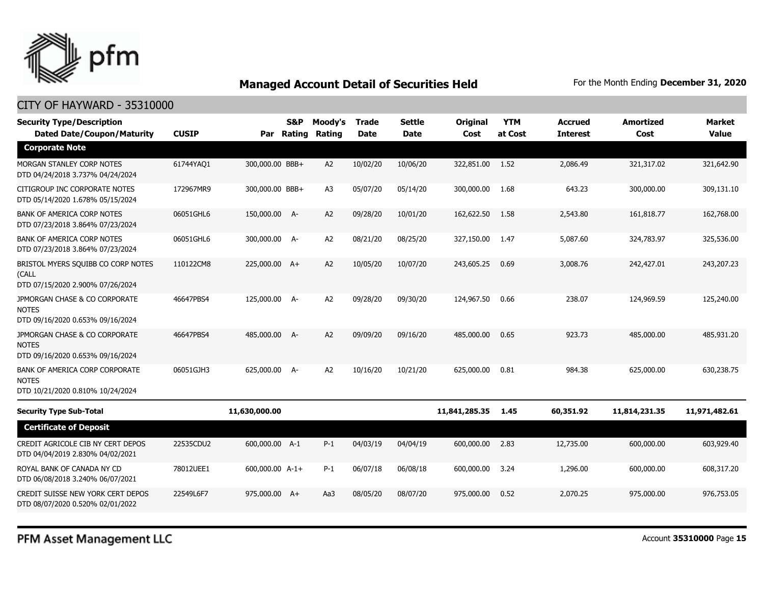## Managed Account Detail of Securities Held

For the Month Ending **December 31, 2020**

CITY OF HAYWARD - 35310000

| Security Type/Description Dated Date/Coupon/Maturity | CUSIP | Par | S&P Rating | Moody's Rating | Trade Date | Settle Date | Original Cost | YTM at Cost | Accrued Interest | Amortized Cost | Market Value |
|---|---|---|---|---|---|---|---|---|---|---|---|
| **Corporate Note** | | | | | | | | | | | |
| MORGAN STANLEY CORP NOTES DTD 04/24/2018 3.737% 04/24/2024 | 61744YAQ1 | 300,000.00 | BBB+ | A2 | 10/02/20 | 10/06/20 | 322,851.00 | 1.52 | 2,086.49 | 321,317.02 | 321,642.90 |
| CITIGROUP INC CORPORATE NOTES DTD 05/14/2020 1.678% 05/15/2024 | 172967MR9 | 300,000.00 | BBB+ | A3 | 05/07/20 | 05/14/20 | 300,000.00 | 1.68 | 643.23 | 300,000.00 | 309,131.10 |
| BANK OF AMERICA CORP NOTES DTD 07/23/2018 3.864% 07/23/2024 | 06051GHL6 | 150,000.00 | A- | A2 | 09/28/20 | 10/01/20 | 162,622.50 | 1.58 | 2,543.80 | 161,818.77 | 162,768.00 |
| BANK OF AMERICA CORP NOTES DTD 07/23/2018 3.864% 07/23/2024 | 06051GHL6 | 300,000.00 | A- | A2 | 08/21/20 | 08/25/20 | 327,150.00 | 1.47 | 5,087.60 | 324,783.97 | 325,536.00 |
| BRISTOL MYERS SQUIBB CO CORP NOTES (CALL DTD 07/15/2020 2.900% 07/26/2024 | 110122CM8 | 225,000.00 | A+ | A2 | 10/05/20 | 10/07/20 | 243,605.25 | 0.69 | 3,008.76 | 242,427.01 | 243,207.23 |
| JPMORGAN CHASE & CO CORPORATE NOTES DTD 09/16/2020 0.653% 09/16/2024 | 46647PBS4 | 125,000.00 | A- | A2 | 09/28/20 | 09/30/20 | 124,967.50 | 0.66 | 238.07 | 124,969.59 | 125,240.00 |
| JPMORGAN CHASE & CO CORPORATE NOTES DTD 09/16/2020 0.653% 09/16/2024 | 46647PBS4 | 485,000.00 | A- | A2 | 09/09/20 | 09/16/20 | 485,000.00 | 0.65 | 923.73 | 485,000.00 | 485,931.20 |
| BANK OF AMERICA CORP CORPORATE NOTES DTD 10/21/2020 0.810% 10/24/2024 | 06051GJH3 | 625,000.00 | A- | A2 | 10/16/20 | 10/21/20 | 625,000.00 | 0.81 | 984.38 | 625,000.00 | 630,238.75 |
| **Security Type Sub-Total** | | **11,630,000.00** | | | | | **11,841,285.35** | **1.45** | **60,351.92** | **11,814,231.35** | **11,971,482.61** |
| **Certificate of Deposit** | | | | | | | | | | | |
| CREDIT AGRICOLE CIB NY CERT DEPOS DTD 04/04/2019 2.830% 04/02/2021 | 22535CDU2 | 600,000.00 | A-1 | P-1 | 04/03/19 | 04/04/19 | 600,000.00 | 2.83 | 12,735.00 | 600,000.00 | 603,929.40 |
| ROYAL BANK OF CANADA NY CD DTD 06/08/2018 3.240% 06/07/2021 | 78012UEE1 | 600,000.00 | A-1+ | P-1 | 06/07/18 | 06/08/18 | 600,000.00 | 3.24 | 1,296.00 | 600,000.00 | 608,317.20 |
| CREDIT SUISSE NEW YORK CERT DEPOS DTD 08/07/2020 0.520% 02/01/2022 | 22549L6F7 | 975,000.00 | A+ | Aa3 | 08/05/20 | 08/07/20 | 975,000.00 | 0.52 | 2,070.25 | 975,000.00 | 976,753.05 |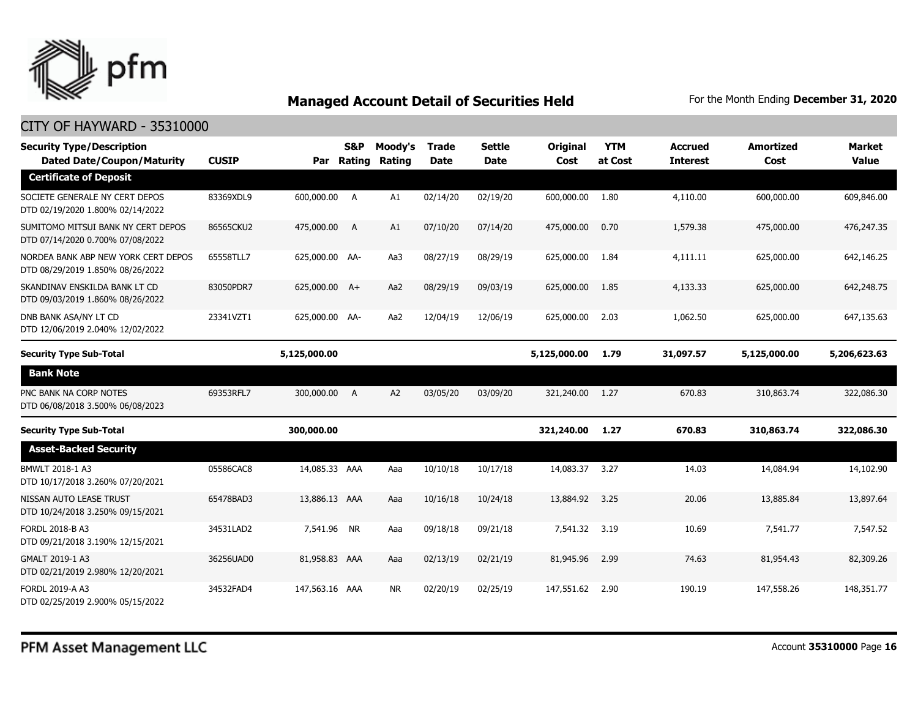# Managed Account Detail of Securities Held

For the Month Ending **December 31, 2020**

## CITY OF HAYWARD - 35310000

| Security Type/Description Dated Date/Coupon/Maturity | CUSIP | Par | S&P Rating | Moody's Rating | Trade Date | Settle Date | Original Cost | YTM at Cost | Accrued Interest | Amortized Cost | Market Value |
|---|---|---|---|---|---|---|---|---|---|---|---|
| **Certificate of Deposit** | | | | | | | | | | | |
| SOCIETE GENERALE NY CERT DEPOS DTD 02/19/2020 1.800% 02/14/2022 | 83369XDL9 | 600,000.00 | A | A1 | 02/14/20 | 02/19/20 | 600,000.00 | 1.80 | 4,110.00 | 600,000.00 | 609,846.00 |
| SUMITOMO MITSUI BANK NY CERT DEPOS DTD 07/14/2020 0.700% 07/08/2022 | 86565CKU2 | 475,000.00 | A | A1 | 07/10/20 | 07/14/20 | 475,000.00 | 0.70 | 1,579.38 | 475,000.00 | 476,247.35 |
| NORDEA BANK ABP NEW YORK CERT DEPOS DTD 08/29/2019 1.850% 08/26/2022 | 65558TLL7 | 625,000.00 | AA- | Aa3 | 08/27/19 | 08/29/19 | 625,000.00 | 1.84 | 4,111.11 | 625,000.00 | 642,146.25 |
| SKANDINAV ENSKILDA BANK LT CD DTD 09/03/2019 1.860% 08/26/2022 | 83050PDR7 | 625,000.00 | A+ | Aa2 | 08/29/19 | 09/03/19 | 625,000.00 | 1.85 | 4,133.33 | 625,000.00 | 642,248.75 |
| DNB BANK ASA/NY LT CD DTD 12/06/2019 2.040% 12/02/2022 | 23341VZT1 | 625,000.00 | AA- | Aa2 | 12/04/19 | 12/06/19 | 625,000.00 | 2.03 | 1,062.50 | 625,000.00 | 647,135.63 |
| **Security Type Sub-Total** | | **5,125,000.00** | | | | | **5,125,000.00** | **1.79** | **31,097.57** | **5,125,000.00** | **5,206,623.63** |
| **Bank Note** | | | | | | | | | | | |
| PNC BANK NA CORP NOTES DTD 06/08/2018 3.500% 06/08/2023 | 69353RFL7 | 300,000.00 | A | A2 | 03/05/20 | 03/09/20 | 321,240.00 | 1.27 | 670.83 | 310,863.74 | 322,086.30 |
| **Security Type Sub-Total** | | **300,000.00** | | | | | **321,240.00** | **1.27** | **670.83** | **310,863.74** | **322,086.30** |
| **Asset-Backed Security** | | | | | | | | | | | |
| BMWLT 2018-1 A3 DTD 10/17/2018 3.260% 07/20/2021 | 05586CAC8 | 14,085.33 | AAA | Aaa | 10/10/18 | 10/17/18 | 14,083.37 | 3.27 | 14.03 | 14,084.94 | 14,102.90 |
| NISSAN AUTO LEASE TRUST DTD 10/24/2018 3.250% 09/15/2021 | 65478BAD3 | 13,886.13 | AAA | Aaa | 10/16/18 | 10/24/18 | 13,884.92 | 3.25 | 20.06 | 13,885.84 | 13,897.64 |
| FORDL 2018-B A3 DTD 09/21/2018 3.190% 12/15/2021 | 34531LAD2 | 7,541.96 | NR | Aaa | 09/18/18 | 09/21/18 | 7,541.32 | 3.19 | 10.69 | 7,541.77 | 7,547.52 |
| GMALT 2019-1 A3 DTD 02/21/2019 2.980% 12/20/2021 | 36256UAD0 | 81,958.83 | AAA | Aaa | 02/13/19 | 02/21/19 | 81,945.96 | 2.99 | 74.63 | 81,954.43 | 82,309.26 |
| FORDL 2019-A A3 DTD 02/25/2019 2.900% 05/15/2022 | 34532FAD4 | 147,563.16 | AAA | NR | 02/20/19 | 02/25/19 | 147,551.62 | 2.90 | 190.19 | 147,558.26 | 148,351.77 |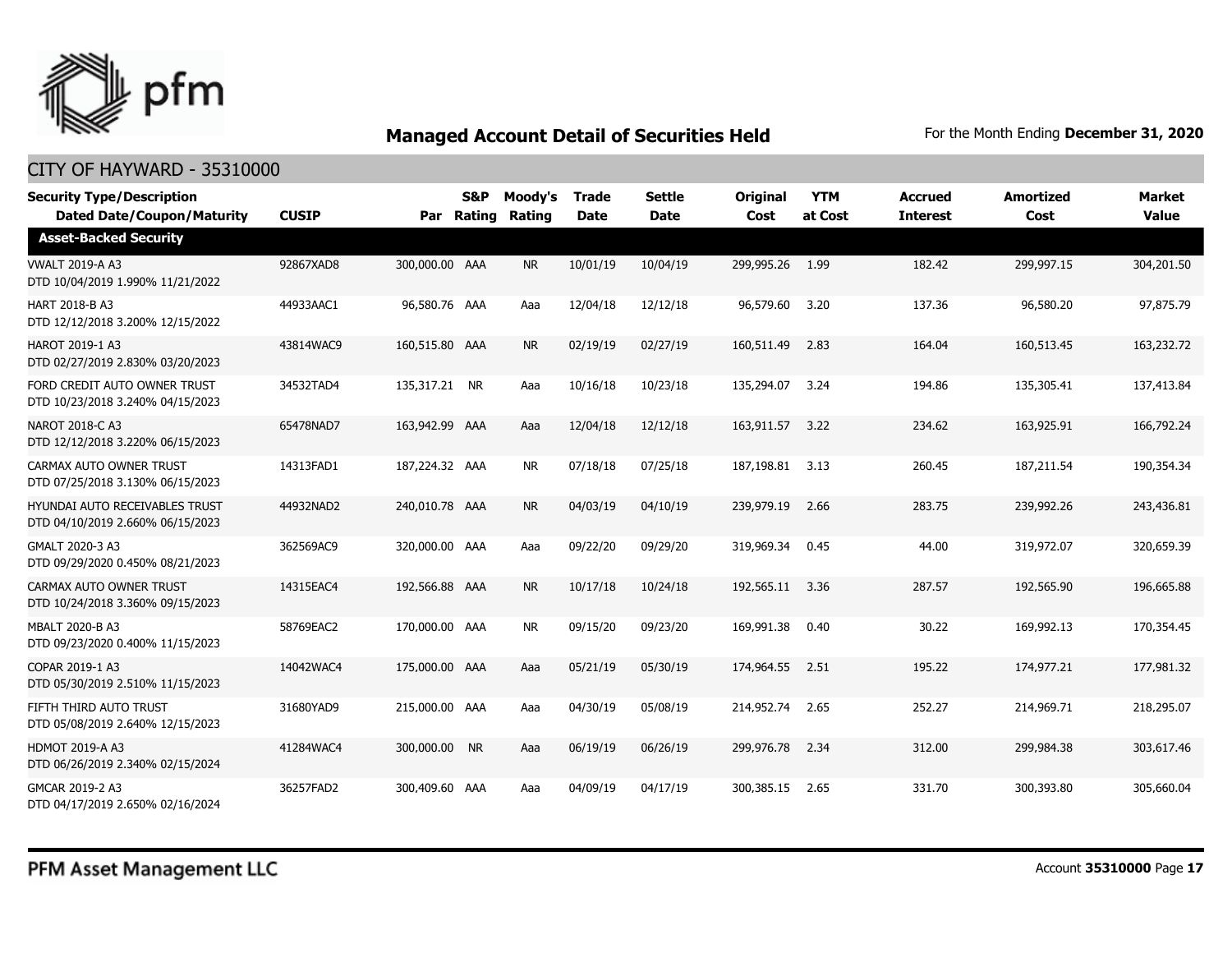# Managed Account Detail of Securities Held

For the Month Ending **December 31, 2020**

## CITY OF HAYWARD - 35310000

| Security Type/Description<br>Dated Date/Coupon/Maturity | CUSIP | Par | S&P Rating | Moody's Rating | Trade Date | Settle Date | Original Cost | YTM at Cost | Accrued Interest | Amortized Cost | Market Value |
|---|---|---|---|---|---|---|---|---|---|---|---|
| **Asset-Backed Security** | | | | | | | | | | | |
| VWALT 2019-A A3<br>DTD 10/04/2019 1.990% 11/21/2022 | 92867XAD8 | 300,000.00 | AAA | NR | 10/01/19 | 10/04/19 | 299,995.26 | 1.99 | 182.42 | 299,997.15 | 304,201.50 |
| HART 2018-B A3<br>DTD 12/12/2018 3.200% 12/15/2022 | 44933AAC1 | 96,580.76 | AAA | Aaa | 12/04/18 | 12/12/18 | 96,579.60 | 3.20 | 137.36 | 96,580.20 | 97,875.79 |
| HAROT 2019-1 A3<br>DTD 02/27/2019 2.830% 03/20/2023 | 43814WAC9 | 160,515.80 | AAA | NR | 02/19/19 | 02/27/19 | 160,511.49 | 2.83 | 164.04 | 160,513.45 | 163,232.72 |
| FORD CREDIT AUTO OWNER TRUST<br>DTD 10/23/2018 3.240% 04/15/2023 | 34532TAD4 | 135,317.21 | NR | Aaa | 10/16/18 | 10/23/18 | 135,294.07 | 3.24 | 194.86 | 135,305.41 | 137,413.84 |
| NAROT 2018-C A3<br>DTD 12/12/2018 3.220% 06/15/2023 | 65478NAD7 | 163,942.99 | AAA | Aaa | 12/04/18 | 12/12/18 | 163,911.57 | 3.22 | 234.62 | 163,925.91 | 166,792.24 |
| CARMAX AUTO OWNER TRUST<br>DTD 07/25/2018 3.130% 06/15/2023 | 14313FAD1 | 187,224.32 | AAA | NR | 07/18/18 | 07/25/18 | 187,198.81 | 3.13 | 260.45 | 187,211.54 | 190,354.34 |
| HYUNDAI AUTO RECEIVABLES TRUST<br>DTD 04/10/2019 2.660% 06/15/2023 | 44932NAD2 | 240,010.78 | AAA | NR | 04/03/19 | 04/10/19 | 239,979.19 | 2.66 | 283.75 | 239,992.26 | 243,436.81 |
| GMALT 2020-3 A3<br>DTD 09/29/2020 0.450% 08/21/2023 | 362569AC9 | 320,000.00 | AAA | Aaa | 09/22/20 | 09/29/20 | 319,969.34 | 0.45 | 44.00 | 319,972.07 | 320,659.39 |
| CARMAX AUTO OWNER TRUST<br>DTD 10/24/2018 3.360% 09/15/2023 | 14315EAC4 | 192,566.88 | AAA | NR | 10/17/18 | 10/24/18 | 192,565.11 | 3.36 | 287.57 | 192,565.90 | 196,665.88 |
| MBALT 2020-B A3<br>DTD 09/23/2020 0.400% 11/15/2023 | 58769EAC2 | 170,000.00 | AAA | NR | 09/15/20 | 09/23/20 | 169,991.38 | 0.40 | 30.22 | 169,992.13 | 170,354.45 |
| COPAR 2019-1 A3<br>DTD 05/30/2019 2.510% 11/15/2023 | 14042WAC4 | 175,000.00 | AAA | Aaa | 05/21/19 | 05/30/19 | 174,964.55 | 2.51 | 195.22 | 174,977.21 | 177,981.32 |
| FIFTH THIRD AUTO TRUST<br>DTD 05/08/2019 2.640% 12/15/2023 | 31680YAD9 | 215,000.00 | AAA | Aaa | 04/30/19 | 05/08/19 | 214,952.74 | 2.65 | 252.27 | 214,969.71 | 218,295.07 |
| HDMOT 2019-A A3<br>DTD 06/26/2019 2.340% 02/15/2024 | 41284WAC4 | 300,000.00 | NR | Aaa | 06/19/19 | 06/26/19 | 299,976.78 | 2.34 | 312.00 | 299,984.38 | 303,617.46 |
| GMCAR 2019-2 A3<br>DTD 04/17/2019 2.650% 02/16/2024 | 36257FAD2 | 300,409.60 | AAA | Aaa | 04/09/19 | 04/17/19 | 300,385.15 | 2.65 | 331.70 | 300,393.80 | 305,660.04 |

PFM Asset Management LLC

Account **35310000**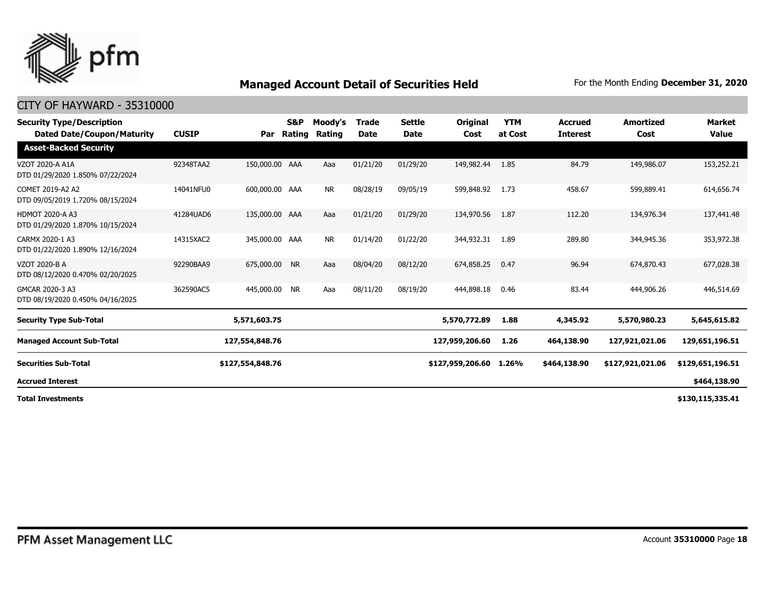## Managed Account Detail of Securities Held

For the Month Ending **December 31, 2020**

### CITY OF HAYWARD - 35310000

| Security Type/Description<br>Dated Date/Coupon/Maturity | CUSIP | Par | S&P Rating | Moody's Rating | Trade Date | Settle Date | Original Cost | YTM at Cost | Accrued Interest | Amortized Cost | Market Value |
|---|---|---|---|---|---|---|---|---|---|---|---|
| **Asset-Backed Security** | | | | | | | | | | | |
| VZOT 2020-A A1A<br>DTD 01/29/2020 1.850% 07/22/2024 | 92348TAA2 | 150,000.00 | AAA | Aaa | 01/21/20 | 01/29/20 | 149,982.44 | 1.85 | 84.79 | 149,986.07 | 153,252.21 |
| COMET 2019-A2 A2<br>DTD 09/05/2019 1.720% 08/15/2024 | 14041NFU0 | 600,000.00 | AAA | NR | 08/28/19 | 09/05/19 | 599,848.92 | 1.73 | 458.67 | 599,889.41 | 614,656.74 |
| HDMOT 2020-A A3<br>DTD 01/29/2020 1.870% 10/15/2024 | 41284UAD6 | 135,000.00 | AAA | Aaa | 01/21/20 | 01/29/20 | 134,970.56 | 1.87 | 112.20 | 134,976.34 | 137,441.48 |
| CARMX 2020-1 A3<br>DTD 01/22/2020 1.890% 12/16/2024 | 14315XAC2 | 345,000.00 | AAA | NR | 01/14/20 | 01/22/20 | 344,932.31 | 1.89 | 289.80 | 344,945.36 | 353,972.38 |
| VZOT 2020-B A<br>DTD 08/12/2020 0.470% 02/20/2025 | 92290BAA9 | 675,000.00 | NR | Aaa | 08/04/20 | 08/12/20 | 674,858.25 | 0.47 | 96.94 | 674,870.43 | 677,028.38 |
| GMCAR 2020-3 A3<br>DTD 08/19/2020 0.450% 04/16/2025 | 362590AC5 | 445,000.00 | NR | Aaa | 08/11/20 | 08/19/20 | 444,898.18 | 0.46 | 83.44 | 444,906.26 | 446,514.69 |
| **Security Type Sub-Total** | | **5,571,603.75** | | | | | **5,570,772.89** | **1.88** | **4,345.92** | **5,570,980.23** | **5,645,615.82** |
| **Managed Account Sub-Total** | | **127,554,848.76** | | | | | **127,959,206.60** | **1.26** | **464,138.90** | **127,921,021.06** | **129,651,196.51** |
| **Securities Sub-Total** | | **$127,554,848.76** | | | | | **$127,959,206.60** | **1.26%** | **$464,138.90** | **$127,921,021.06** | **$129,651,196.51** |
| **Accrued Interest** | | | | | | | | | | | **$464,138.90** |
| **Total Investments** | | | | | | | | | | | **$130,115,335.41** |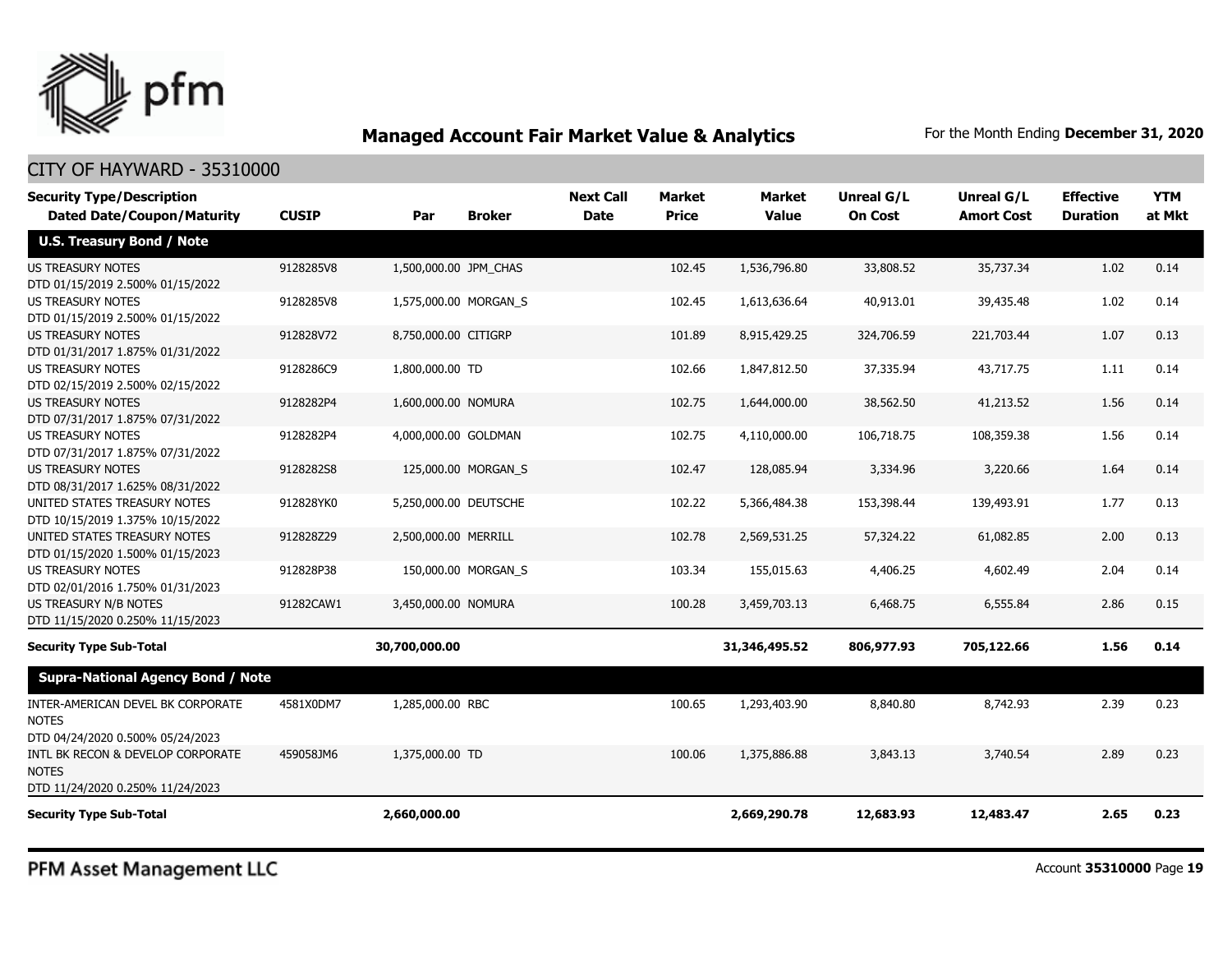## Managed Account Fair Market Value & Analytics

For the Month Ending **December 31, 2020**

CITY OF HAYWARD - 35310000

| Security Type/Description Dated Date/Coupon/Maturity | CUSIP | Par | Broker | Next Call Date | Market Price | Market Value | Unreal G/L On Cost | Unreal G/L Amort Cost | Effective Duration | YTM at Mkt |
|---|---|---|---|---|---|---|---|---|---|---|
| **U.S. Treasury Bond / Note** | | | | | | | | | | |
| US TREASURY NOTES DTD 01/15/2019 2.500% 01/15/2022 | 9128285V8 | 1,500,000.00 | JPM_CHAS | | 102.45 | 1,536,796.80 | 33,808.52 | 35,737.34 | 1.02 | 0.14 |
| US TREASURY NOTES DTD 01/15/2019 2.500% 01/15/2022 | 9128285V8 | 1,575,000.00 | MORGAN_S | | 102.45 | 1,613,636.64 | 40,913.01 | 39,435.48 | 1.02 | 0.14 |
| US TREASURY NOTES DTD 01/31/2017 1.875% 01/31/2022 | 912828V72 | 8,750,000.00 | CITIGRP | | 101.89 | 8,915,429.25 | 324,706.59 | 221,703.44 | 1.07 | 0.13 |
| US TREASURY NOTES DTD 02/15/2019 2.500% 02/15/2022 | 9128286C9 | 1,800,000.00 | TD | | 102.66 | 1,847,812.50 | 37,335.94 | 43,717.75 | 1.11 | 0.14 |
| US TREASURY NOTES DTD 07/31/2017 1.875% 07/31/2022 | 9128282P4 | 1,600,000.00 | NOMURA | | 102.75 | 1,644,000.00 | 38,562.50 | 41,213.52 | 1.56 | 0.14 |
| US TREASURY NOTES DTD 07/31/2017 1.875% 07/31/2022 | 9128282P4 | 4,000,000.00 | GOLDMAN | | 102.75 | 4,110,000.00 | 106,718.75 | 108,359.38 | 1.56 | 0.14 |
| US TREASURY NOTES DTD 08/31/2017 1.625% 08/31/2022 | 9128282S8 | 125,000.00 | MORGAN_S | | 102.47 | 128,085.94 | 3,334.96 | 3,220.66 | 1.64 | 0.14 |
| UNITED STATES TREASURY NOTES DTD 10/15/2019 1.375% 10/15/2022 | 912828YK0 | 5,250,000.00 | DEUTSCHE | | 102.22 | 5,366,484.38 | 153,398.44 | 139,493.91 | 1.77 | 0.13 |
| UNITED STATES TREASURY NOTES DTD 01/15/2020 1.500% 01/15/2023 | 912828Z29 | 2,500,000.00 | MERRILL | | 102.78 | 2,569,531.25 | 57,324.22 | 61,082.85 | 2.00 | 0.13 |
| US TREASURY NOTES DTD 02/01/2016 1.750% 01/31/2023 | 912828P38 | 150,000.00 | MORGAN_S | | 103.34 | 155,015.63 | 4,406.25 | 4,602.49 | 2.04 | 0.14 |
| US TREASURY N/B NOTES DTD 11/15/2020 0.250% 11/15/2023 | 91282CAW1 | 3,450,000.00 | NOMURA | | 100.28 | 3,459,703.13 | 6,468.75 | 6,555.84 | 2.86 | 0.15 |
| **Security Type Sub-Total** | | **30,700,000.00** | | | | **31,346,495.52** | **806,977.93** | **705,122.66** | **1.56** | **0.14** |
| **Supra-National Agency Bond / Note** | | | | | | | | | | |
| INTER-AMERICAN DEVEL BK CORPORATE NOTES DTD 04/24/2020 0.500% 05/24/2023 | 4581X0DM7 | 1,285,000.00 | RBC | | 100.65 | 1,293,403.90 | 8,840.80 | 8,742.93 | 2.39 | 0.23 |
| INTL BK RECON & DEVELOP CORPORATE NOTES DTD 11/24/2020 0.250% 11/24/2023 | 459058JM6 | 1,375,000.00 | TD | | 100.06 | 1,375,886.88 | 3,843.13 | 3,740.54 | 2.89 | 0.23 |
| **Security Type Sub-Total** | | **2,660,000.00** | | | | **2,669,290.78** | **12,683.93** | **12,483.47** | **2.65** | **0.23** |

PFM Asset Management LLC

Account **35310000** Page **19**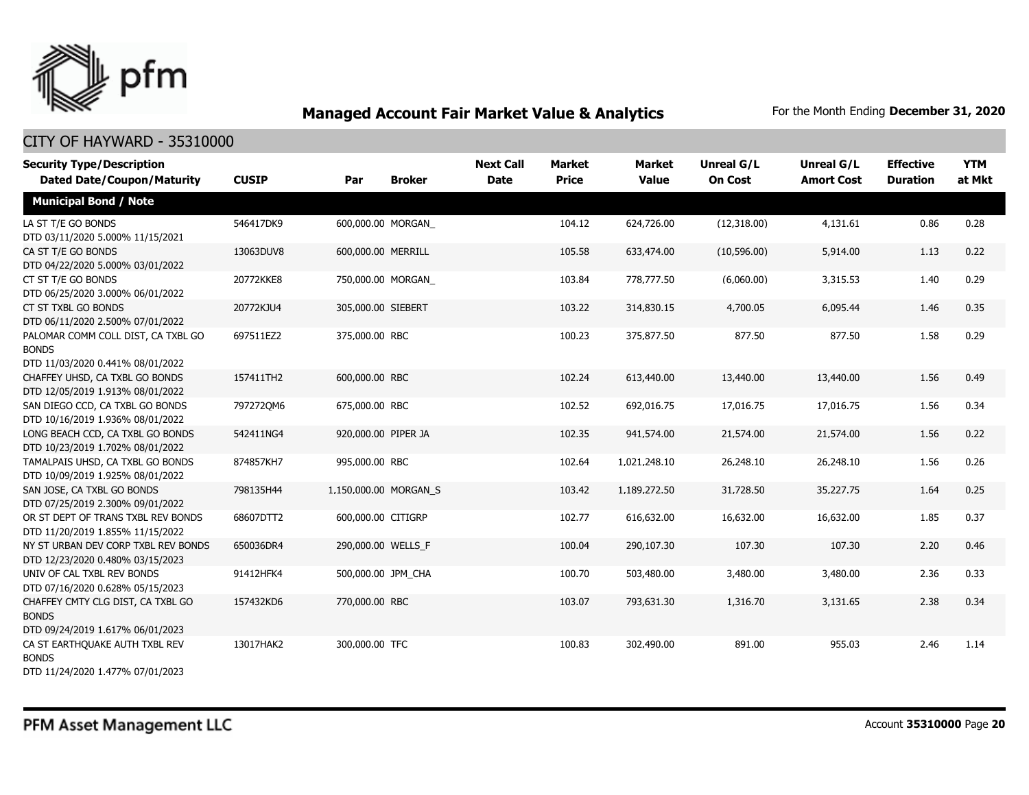# Managed Account Fair Market Value & Analytics

For the Month Ending **December 31, 2020**

## CITY OF HAYWARD - 35310000

| Security Type/Description<br>Dated Date/Coupon/Maturity | CUSIP | Par | Broker | Next Call Date | Market Price | Market Value | Unreal G/L On Cost | Unreal G/L Amort Cost | Effective Duration | YTM at Mkt |
|---|---|---|---|---|---|---|---|---|---|---|
| **Municipal Bond / Note** | | | | | | | | | | |
| LA ST T/E GO BONDS<br>DTD 03/11/2020 5.000% 11/15/2021 | 546417DK9 | 600,000.00 | MORGAN_ | | 104.12 | 624,726.00 | (12,318.00) | 4,131.61 | 0.86 | 0.28 |
| CA ST T/E GO BONDS<br>DTD 04/22/2020 5.000% 03/01/2022 | 13063DUV8 | 600,000.00 | MERRILL | | 105.58 | 633,474.00 | (10,596.00) | 5,914.00 | 1.13 | 0.22 |
| CT ST T/E GO BONDS<br>DTD 06/25/2020 3.000% 06/01/2022 | 20772KKE8 | 750,000.00 | MORGAN_ | | 103.84 | 778,777.50 | (6,060.00) | 3,315.53 | 1.40 | 0.29 |
| CT ST TXBL GO BONDS<br>DTD 06/11/2020 2.500% 07/01/2022 | 20772KJU4 | 305,000.00 | SIEBERT | | 103.22 | 314,830.15 | 4,700.05 | 6,095.44 | 1.46 | 0.35 |
| PALOMAR COMM COLL DIST, CA TXBL GO BONDS<br>DTD 11/03/2020 0.441% 08/01/2022 | 697511EZ2 | 375,000.00 | RBC | | 100.23 | 375,877.50 | 877.50 | 877.50 | 1.58 | 0.29 |
| CHAFFEY UHSD, CA TXBL GO BONDS<br>DTD 12/05/2019 1.913% 08/01/2022 | 157411TH2 | 600,000.00 | RBC | | 102.24 | 613,440.00 | 13,440.00 | 13,440.00 | 1.56 | 0.49 |
| SAN DIEGO CCD, CA TXBL GO BONDS<br>DTD 10/16/2019 1.936% 08/01/2022 | 797272QM6 | 675,000.00 | RBC | | 102.52 | 692,016.75 | 17,016.75 | 17,016.75 | 1.56 | 0.34 |
| LONG BEACH CCD, CA TXBL GO BONDS<br>DTD 10/23/2019 1.702% 08/01/2022 | 542411NG4 | 920,000.00 | PIPER JA | | 102.35 | 941,574.00 | 21,574.00 | 21,574.00 | 1.56 | 0.22 |
| TAMALPAIS UHSD, CA TXBL GO BONDS<br>DTD 10/09/2019 1.925% 08/01/2022 | 874857KH7 | 995,000.00 | RBC | | 102.64 | 1,021,248.10 | 26,248.10 | 26,248.10 | 1.56 | 0.26 |
| SAN JOSE, CA TXBL GO BONDS<br>DTD 07/25/2019 2.300% 09/01/2022 | 798135H44 | 1,150,000.00 | MORGAN_S | | 103.42 | 1,189,272.50 | 31,728.50 | 35,227.75 | 1.64 | 0.25 |
| OR ST DEPT OF TRANS TXBL REV BONDS<br>DTD 11/20/2019 1.855% 11/15/2022 | 68607DTT2 | 600,000.00 | CITIGRP | | 102.77 | 616,632.00 | 16,632.00 | 16,632.00 | 1.85 | 0.37 |
| NY ST URBAN DEV CORP TXBL REV BONDS<br>DTD 12/23/2020 0.480% 03/15/2023 | 650036DR4 | 290,000.00 | WELLS_F | | 100.04 | 290,107.30 | 107.30 | 107.30 | 2.20 | 0.46 |
| UNIV OF CAL TXBL REV BONDS<br>DTD 07/16/2020 0.628% 05/15/2023 | 91412HFK4 | 500,000.00 | JPM_CHA | | 100.70 | 503,480.00 | 3,480.00 | 3,480.00 | 2.36 | 0.33 |
| CHAFFEY CMTY CLG DIST, CA TXBL GO BONDS<br>DTD 09/24/2019 1.617% 06/01/2023 | 157432KD6 | 770,000.00 | RBC | | 103.07 | 793,631.30 | 1,316.70 | 3,131.65 | 2.38 | 0.34 |
| CA ST EARTHQUAKE AUTH TXBL REV BONDS<br>DTD 11/24/2020 1.477% 07/01/2023 | 13017HAK2 | 300,000.00 | TFC | | 100.83 | 302,490.00 | 891.00 | 955.03 | 2.46 | 1.14 |

PFM Asset Management LLC

Account **35310000** Page **20**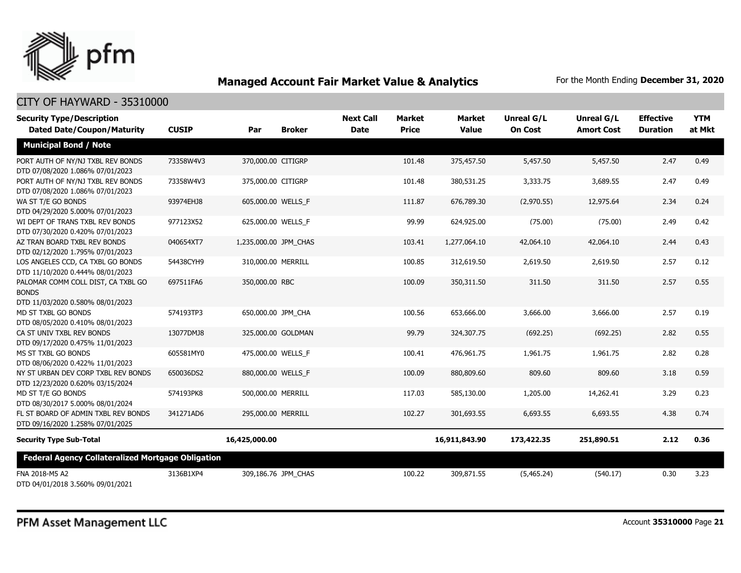## Managed Account Fair Market Value & Analytics

For the Month Ending **December 31, 2020**

CITY OF HAYWARD - 35310000

| Security Type/Description Dated Date/Coupon/Maturity | CUSIP | Par | Broker | Next Call Date | Market Price | Market Value | Unreal G/L On Cost | Unreal G/L Amort Cost | Effective Duration | YTM at Mkt |
|---|---|---|---|---|---|---|---|---|---|---|
| **Municipal Bond / Note** | | | | | | | | | | |
| PORT AUTH OF NY/NJ TXBL REV BONDS DTD 07/08/2020 1.086% 07/01/2023 | 73358W4V3 | 370,000.00 | CITIGRP | | 101.48 | 375,457.50 | 5,457.50 | 5,457.50 | 2.47 | 0.49 |
| PORT AUTH OF NY/NJ TXBL REV BONDS DTD 07/08/2020 1.086% 07/01/2023 | 73358W4V3 | 375,000.00 | CITIGRP | | 101.48 | 380,531.25 | 3,333.75 | 3,689.55 | 2.47 | 0.49 |
| WA ST T/E GO BONDS DTD 04/29/2020 5.000% 07/01/2023 | 93974EHJ8 | 605,000.00 | WELLS_F | | 111.87 | 676,789.30 | (2,970.55) | 12,975.64 | 2.34 | 0.24 |
| WI DEPT OF TRANS TXBL REV BONDS DTD 07/30/2020 0.420% 07/01/2023 | 977123X52 | 625,000.00 | WELLS_F | | 99.99 | 624,925.00 | (75.00) | (75.00) | 2.49 | 0.42 |
| AZ TRAN BOARD TXBL REV BONDS DTD 02/12/2020 1.795% 07/01/2023 | 040654XT7 | 1,235,000.00 | JPM_CHAS | | 103.41 | 1,277,064.10 | 42,064.10 | 42,064.10 | 2.44 | 0.43 |
| LOS ANGELES CCD, CA TXBL GO BONDS DTD 11/10/2020 0.444% 08/01/2023 | 54438CYH9 | 310,000.00 | MERRILL | | 100.85 | 312,619.50 | 2,619.50 | 2,619.50 | 2.57 | 0.12 |
| PALOMAR COMM COLL DIST, CA TXBL GO BONDS DTD 11/03/2020 0.580% 08/01/2023 | 697511FA6 | 350,000.00 | RBC | | 100.09 | 350,311.50 | 311.50 | 311.50 | 2.57 | 0.55 |
| MD ST TXBL GO BONDS DTD 08/05/2020 0.410% 08/01/2023 | 574193TP3 | 650,000.00 | JPM_CHA | | 100.56 | 653,666.00 | 3,666.00 | 3,666.00 | 2.57 | 0.19 |
| CA ST UNIV TXBL REV BONDS DTD 09/17/2020 0.475% 11/01/2023 | 13077DMJ8 | 325,000.00 | GOLDMAN | | 99.79 | 324,307.75 | (692.25) | (692.25) | 2.82 | 0.55 |
| MS ST TXBL GO BONDS DTD 08/06/2020 0.422% 11/01/2023 | 605581MY0 | 475,000.00 | WELLS_F | | 100.41 | 476,961.75 | 1,961.75 | 1,961.75 | 2.82 | 0.28 |
| NY ST URBAN DEV CORP TXBL REV BONDS DTD 12/23/2020 0.620% 03/15/2024 | 650036DS2 | 880,000.00 | WELLS_F | | 100.09 | 880,809.60 | 809.60 | 809.60 | 3.18 | 0.59 |
| MD ST T/E GO BONDS DTD 08/30/2017 5.000% 08/01/2024 | 574193PK8 | 500,000.00 | MERRILL | | 117.03 | 585,130.00 | 1,205.00 | 14,262.41 | 3.29 | 0.23 |
| FL ST BOARD OF ADMIN TXBL REV BONDS DTD 09/16/2020 1.258% 07/01/2025 | 341271AD6 | 295,000.00 | MERRILL | | 102.27 | 301,693.55 | 6,693.55 | 6,693.55 | 4.38 | 0.74 |
| **Security Type Sub-Total** | | **16,425,000.00** | | | | **16,911,843.90** | **173,422.35** | **251,890.51** | **2.12** | **0.36** |
| **Federal Agency Collateralized Mortgage Obligation** | | | | | | | | | | |
| FNA 2018-M5 A2 DTD 04/01/2018 3.560% 09/01/2021 | 3136B1XP4 | 309,186.76 | JPM_CHAS | | 100.22 | 309,871.55 | (5,465.24) | (540.17) | 0.30 | 3.23 |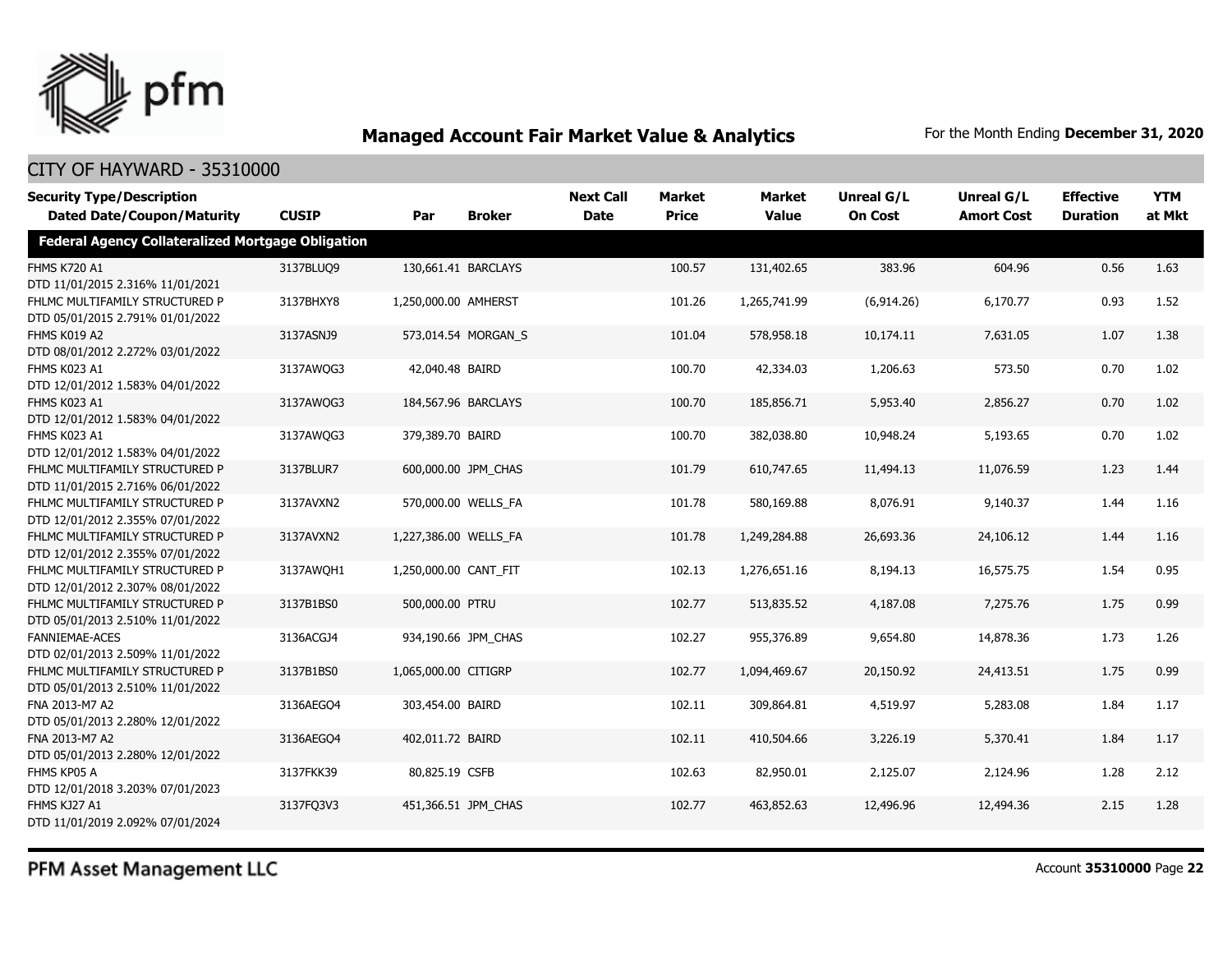# Managed Account Fair Market Value & Analytics

For the Month Ending **December 31, 2020**

## CITY OF HAYWARD - 35310000

| Security Type/Description Dated Date/Coupon/Maturity | CUSIP | Par | Broker | Next Call Date | Market Price | Market Value | Unreal G/L On Cost | Unreal G/L Amort Cost | Effective Duration | YTM at Mkt |
|---|---|---|---|---|---|---|---|---|---|---|
| **Federal Agency Collateralized Mortgage Obligation** | | | | | | | | | | |
| FHMS K720 A1 DTD 11/01/2015 2.316% 11/01/2021 | 3137BLUQ9 | 130,661.41 | BARCLAYS | | 100.57 | 131,402.65 | 383.96 | 604.96 | 0.56 | 1.63 |
| FHLMC MULTIFAMILY STRUCTURED P DTD 05/01/2015 2.791% 01/01/2022 | 3137BHXY8 | 1,250,000.00 | AMHERST | | 101.26 | 1,265,741.99 | (6,914.26) | 6,170.77 | 0.93 | 1.52 |
| FHMS K019 A2 DTD 08/01/2012 2.272% 03/01/2022 | 3137ASNJ9 | 573,014.54 | MORGAN_S | | 101.04 | 578,958.18 | 10,174.11 | 7,631.05 | 1.07 | 1.38 |
| FHMS K023 A1 DTD 12/01/2012 1.583% 04/01/2022 | 3137AWQG3 | 42,040.48 | BAIRD | | 100.70 | 42,334.03 | 1,206.63 | 573.50 | 0.70 | 1.02 |
| FHMS K023 A1 DTD 12/01/2012 1.583% 04/01/2022 | 3137AWQG3 | 184,567.96 | BARCLAYS | | 100.70 | 185,856.71 | 5,953.40 | 2,856.27 | 0.70 | 1.02 |
| FHMS K023 A1 DTD 12/01/2012 1.583% 04/01/2022 | 3137AWQG3 | 379,389.70 | BAIRD | | 100.70 | 382,038.80 | 10,948.24 | 5,193.65 | 0.70 | 1.02 |
| FHLMC MULTIFAMILY STRUCTURED P DTD 11/01/2015 2.716% 06/01/2022 | 3137BLUR7 | 600,000.00 | JPM_CHAS | | 101.79 | 610,747.65 | 11,494.13 | 11,076.59 | 1.23 | 1.44 |
| FHLMC MULTIFAMILY STRUCTURED P DTD 12/01/2012 2.355% 07/01/2022 | 3137AVXN2 | 570,000.00 | WELLS_FA | | 101.78 | 580,169.88 | 8,076.91 | 9,140.37 | 1.44 | 1.16 |
| FHLMC MULTIFAMILY STRUCTURED P DTD 12/01/2012 2.355% 07/01/2022 | 3137AVXN2 | 1,227,386.00 | WELLS_FA | | 101.78 | 1,249,284.88 | 26,693.36 | 24,106.12 | 1.44 | 1.16 |
| FHLMC MULTIFAMILY STRUCTURED P DTD 12/01/2012 2.307% 08/01/2022 | 3137AWQH1 | 1,250,000.00 | CANT_FIT | | 102.13 | 1,276,651.16 | 8,194.13 | 16,575.75 | 1.54 | 0.95 |
| FHLMC MULTIFAMILY STRUCTURED P DTD 05/01/2013 2.510% 11/01/2022 | 3137B1BS0 | 500,000.00 | PTRU | | 102.77 | 513,835.52 | 4,187.08 | 7,275.76 | 1.75 | 0.99 |
| FANNIEMAE-ACES DTD 02/01/2013 2.509% 11/01/2022 | 3136ACGJ4 | 934,190.66 | JPM_CHAS | | 102.27 | 955,376.89 | 9,654.80 | 14,878.36 | 1.73 | 1.26 |
| FHLMC MULTIFAMILY STRUCTURED P DTD 05/01/2013 2.510% 11/01/2022 | 3137B1BS0 | 1,065,000.00 | CITIGRP | | 102.77 | 1,094,469.67 | 20,150.92 | 24,413.51 | 1.75 | 0.99 |
| FNA 2013-M7 A2 DTD 05/01/2013 2.280% 12/01/2022 | 3136AEGQ4 | 303,454.00 | BAIRD | | 102.11 | 309,864.81 | 4,519.97 | 5,283.08 | 1.84 | 1.17 |
| FNA 2013-M7 A2 DTD 05/01/2013 2.280% 12/01/2022 | 3136AEGQ4 | 402,011.72 | BAIRD | | 102.11 | 410,504.66 | 3,226.19 | 5,370.41 | 1.84 | 1.17 |
| FHMS KP05 A DTD 12/01/2018 3.203% 07/01/2023 | 3137FKK39 | 80,825.19 | CSFB | | 102.63 | 82,950.01 | 2,125.07 | 2,124.96 | 1.28 | 2.12 |
| FHMS KJ27 A1 DTD 11/01/2019 2.092% 07/01/2024 | 3137FQ3V3 | 451,366.51 | JPM_CHAS | | 102.77 | 463,852.63 | 12,496.96 | 12,494.36 | 2.15 | 1.28 |

PFM Asset Management LLC

Account **35310000** Page **22**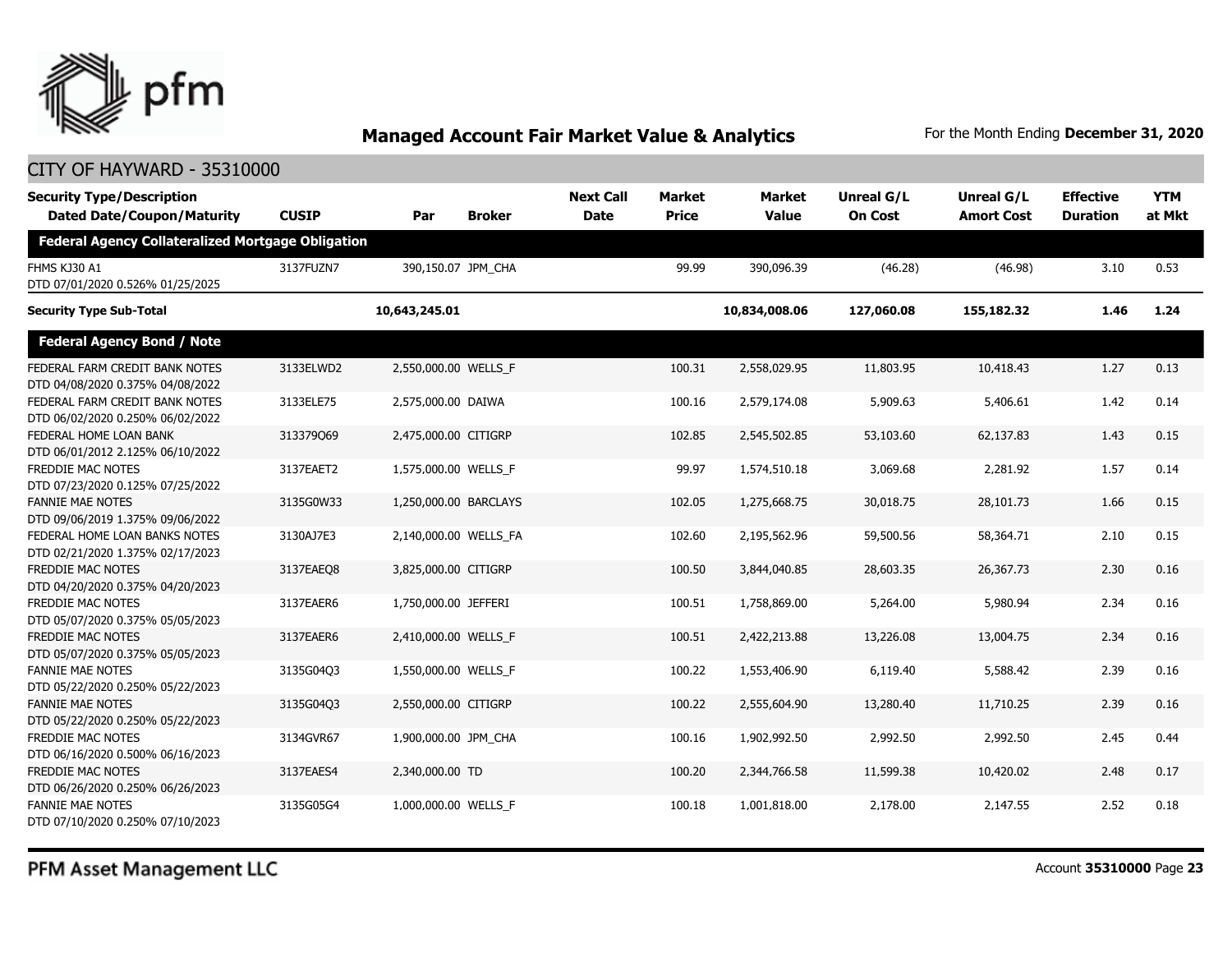## Managed Account Fair Market Value & Analytics

For the Month Ending **December 31, 2020**

CITY OF HAYWARD - 35310000

| Security Type/Description<br>Dated Date/Coupon/Maturity | CUSIP | Par | Broker | Next Call Date | Market Price | Market Value | Unreal G/L On Cost | Unreal G/L Amort Cost | Effective Duration | YTM at Mkt |
|---|---|---|---|---|---|---|---|---|---|---|
| **Federal Agency Collateralized Mortgage Obligation** | | | | | | | | | | |
| FHMS KJ30 A1<br>DTD 07/01/2020 0.526% 01/25/2025 | 3137FUZN7 | 390,150.07 | JPM_CHA | | 99.99 | 390,096.39 | (46.28) | (46.98) | 3.10 | 0.53 |
| **Security Type Sub-Total** | | **10,643,245.01** | | | | **10,834,008.06** | **127,060.08** | **155,182.32** | **1.46** | **1.24** |
| **Federal Agency Bond / Note** | | | | | | | | | | |
| FEDERAL FARM CREDIT BANK NOTES<br>DTD 04/08/2020 0.375% 04/08/2022 | 3133ELWD2 | 2,550,000.00 | WELLS_F | | 100.31 | 2,558,029.95 | 11,803.95 | 10,418.43 | 1.27 | 0.13 |
| FEDERAL FARM CREDIT BANK NOTES<br>DTD 06/02/2020 0.250% 06/02/2022 | 3133ELE75 | 2,575,000.00 | DAIWA | | 100.16 | 2,579,174.08 | 5,909.63 | 5,406.61 | 1.42 | 0.14 |
| FEDERAL HOME LOAN BANK<br>DTD 06/01/2012 2.125% 06/10/2022 | 313379Q69 | 2,475,000.00 | CITIGRP | | 102.85 | 2,545,502.85 | 53,103.60 | 62,137.83 | 1.43 | 0.15 |
| FREDDIE MAC NOTES<br>DTD 07/23/2020 0.125% 07/25/2022 | 3137EAET2 | 1,575,000.00 | WELLS_F | | 99.97 | 1,574,510.18 | 3,069.68 | 2,281.92 | 1.57 | 0.14 |
| FANNIE MAE NOTES<br>DTD 09/06/2019 1.375% 09/06/2022 | 3135G0W33 | 1,250,000.00 | BARCLAYS | | 102.05 | 1,275,668.75 | 30,018.75 | 28,101.73 | 1.66 | 0.15 |
| FEDERAL HOME LOAN BANKS NOTES<br>DTD 02/21/2020 1.375% 02/17/2023 | 3130AJ7E3 | 2,140,000.00 | WELLS_FA | | 102.60 | 2,195,562.96 | 59,500.56 | 58,364.71 | 2.10 | 0.15 |
| FREDDIE MAC NOTES<br>DTD 04/20/2020 0.375% 04/20/2023 | 3137EAEQ8 | 3,825,000.00 | CITIGRP | | 100.50 | 3,844,040.85 | 28,603.35 | 26,367.73 | 2.30 | 0.16 |
| FREDDIE MAC NOTES<br>DTD 05/07/2020 0.375% 05/05/2023 | 3137EAER6 | 1,750,000.00 | JEFFERI | | 100.51 | 1,758,869.00 | 5,264.00 | 5,980.94 | 2.34 | 0.16 |
| FREDDIE MAC NOTES<br>DTD 05/07/2020 0.375% 05/05/2023 | 3137EAER6 | 2,410,000.00 | WELLS_F | | 100.51 | 2,422,213.88 | 13,226.08 | 13,004.75 | 2.34 | 0.16 |
| FANNIE MAE NOTES<br>DTD 05/22/2020 0.250% 05/22/2023 | 3135G04Q3 | 1,550,000.00 | WELLS_F | | 100.22 | 1,553,406.90 | 6,119.40 | 5,588.42 | 2.39 | 0.16 |
| FANNIE MAE NOTES<br>DTD 05/22/2020 0.250% 05/22/2023 | 3135G04Q3 | 2,550,000.00 | CITIGRP | | 100.22 | 2,555,604.90 | 13,280.40 | 11,710.25 | 2.39 | 0.16 |
| FREDDIE MAC NOTES<br>DTD 06/16/2020 0.500% 06/16/2023 | 3134GVR67 | 1,900,000.00 | JPM_CHA | | 100.16 | 1,902,992.50 | 2,992.50 | 2,992.50 | 2.45 | 0.44 |
| FREDDIE MAC NOTES<br>DTD 06/26/2020 0.250% 06/26/2023 | 3137EAES4 | 2,340,000.00 | TD | | 100.20 | 2,344,766.58 | 11,599.38 | 10,420.02 | 2.48 | 0.17 |
| FANNIE MAE NOTES<br>DTD 07/10/2020 0.250% 07/10/2023 | 3135G05G4 | 1,000,000.00 | WELLS_F | | 100.18 | 1,001,818.00 | 2,178.00 | 2,147.55 | 2.52 | 0.18 |

PFM Asset Management LLC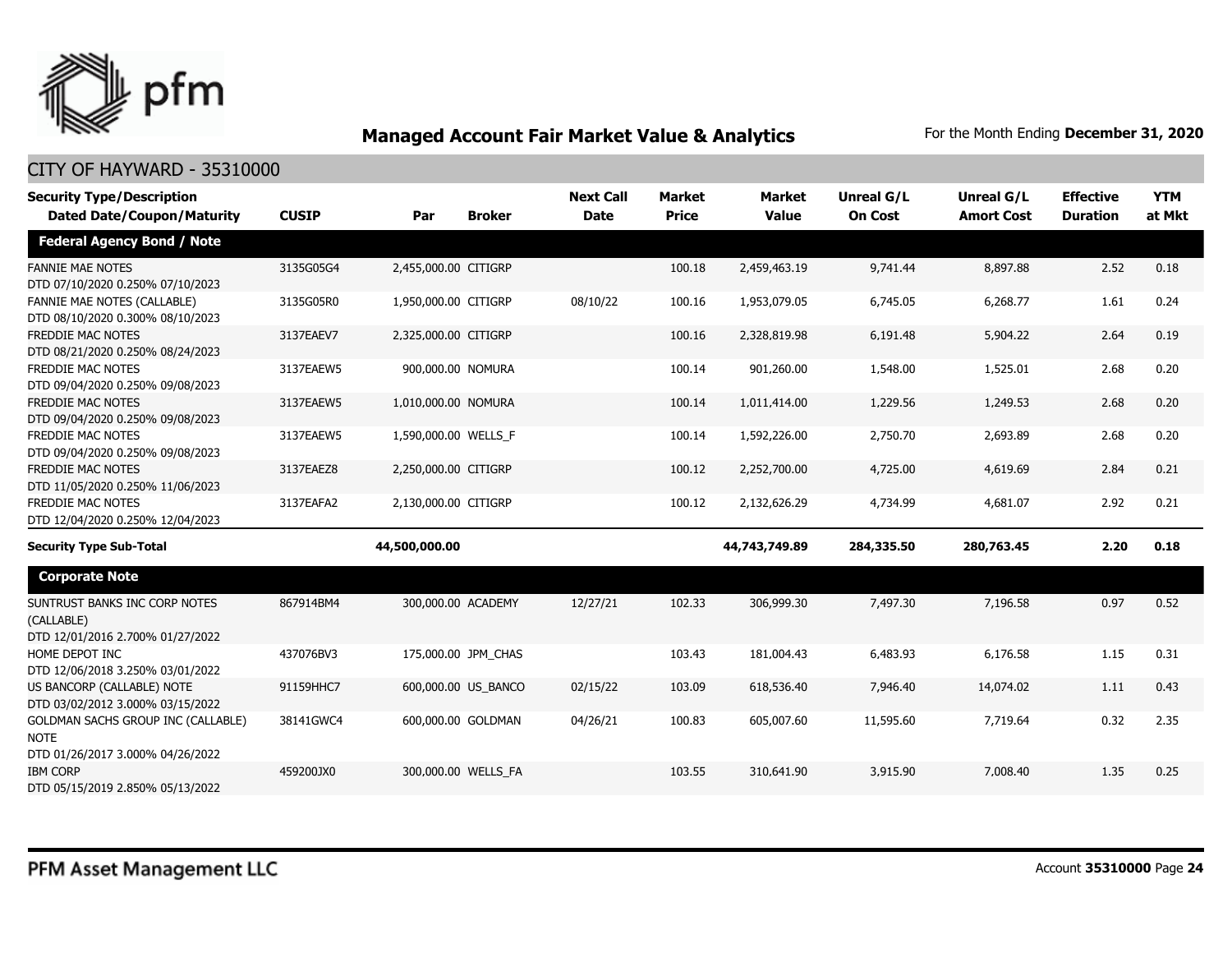## Managed Account Fair Market Value & Analytics

For the Month Ending **December 31, 2020**

CITY OF HAYWARD - 35310000

| Security Type/Description Dated Date/Coupon/Maturity | CUSIP | Par | Broker | Next Call Date | Market Price | Market Value | Unreal G/L On Cost | Unreal G/L Amort Cost | Effective Duration | YTM at Mkt |
|---|---|---|---|---|---|---|---|---|---|---|
| **Federal Agency Bond / Note** | | | | | | | | | | |
| FANNIE MAE NOTES DTD 07/10/2020 0.250% 07/10/2023 | 3135G05G4 | 2,455,000.00 | CITIGRP | | 100.18 | 2,459,463.19 | 9,741.44 | 8,897.88 | 2.52 | 0.18 |
| FANNIE MAE NOTES (CALLABLE) DTD 08/10/2020 0.300% 08/10/2023 | 3135G05R0 | 1,950,000.00 | CITIGRP | 08/10/22 | 100.16 | 1,953,079.05 | 6,745.05 | 6,268.77 | 1.61 | 0.24 |
| FREDDIE MAC NOTES DTD 08/21/2020 0.250% 08/24/2023 | 3137EAEV7 | 2,325,000.00 | CITIGRP | | 100.16 | 2,328,819.98 | 6,191.48 | 5,904.22 | 2.64 | 0.19 |
| FREDDIE MAC NOTES DTD 09/04/2020 0.250% 09/08/2023 | 3137EAEW5 | 900,000.00 | NOMURA | | 100.14 | 901,260.00 | 1,548.00 | 1,525.01 | 2.68 | 0.20 |
| FREDDIE MAC NOTES DTD 09/04/2020 0.250% 09/08/2023 | 3137EAEW5 | 1,010,000.00 | NOMURA | | 100.14 | 1,011,414.00 | 1,229.56 | 1,249.53 | 2.68 | 0.20 |
| FREDDIE MAC NOTES DTD 09/04/2020 0.250% 09/08/2023 | 3137EAEW5 | 1,590,000.00 | WELLS_F | | 100.14 | 1,592,226.00 | 2,750.70 | 2,693.89 | 2.68 | 0.20 |
| FREDDIE MAC NOTES DTD 11/05/2020 0.250% 11/06/2023 | 3137EAEZ8 | 2,250,000.00 | CITIGRP | | 100.12 | 2,252,700.00 | 4,725.00 | 4,619.69 | 2.84 | 0.21 |
| FREDDIE MAC NOTES DTD 12/04/2020 0.250% 12/04/2023 | 3137EAFA2 | 2,130,000.00 | CITIGRP | | 100.12 | 2,132,626.29 | 4,734.99 | 4,681.07 | 2.92 | 0.21 |
| **Security Type Sub-Total** | | **44,500,000.00** | | | | **44,743,749.89** | **284,335.50** | **280,763.45** | **2.20** | **0.18** |
| **Corporate Note** | | | | | | | | | | |
| SUNTRUST BANKS INC CORP NOTES (CALLABLE) DTD 12/01/2016 2.700% 01/27/2022 | 867914BM4 | 300,000.00 | ACADEMY | 12/27/21 | 102.33 | 306,999.30 | 7,497.30 | 7,196.58 | 0.97 | 0.52 |
| HOME DEPOT INC DTD 12/06/2018 3.250% 03/01/2022 | 437076BV3 | 175,000.00 | JPM_CHAS | | 103.43 | 181,004.43 | 6,483.93 | 6,176.58 | 1.15 | 0.31 |
| US BANCORP (CALLABLE) NOTE DTD 03/02/2012 3.000% 03/15/2022 | 91159HHC7 | 600,000.00 | US_BANCO | 02/15/22 | 103.09 | 618,536.40 | 7,946.40 | 14,074.02 | 1.11 | 0.43 |
| GOLDMAN SACHS GROUP INC (CALLABLE) NOTE DTD 01/26/2017 3.000% 04/26/2022 | 38141GWC4 | 600,000.00 | GOLDMAN | 04/26/21 | 100.83 | 605,007.60 | 11,595.60 | 7,719.64 | 0.32 | 2.35 |
| IBM CORP DTD 05/15/2019 2.850% 05/13/2022 | 459200JX0 | 300,000.00 | WELLS_FA | | 103.55 | 310,641.90 | 3,915.90 | 7,008.40 | 1.35 | 0.25 |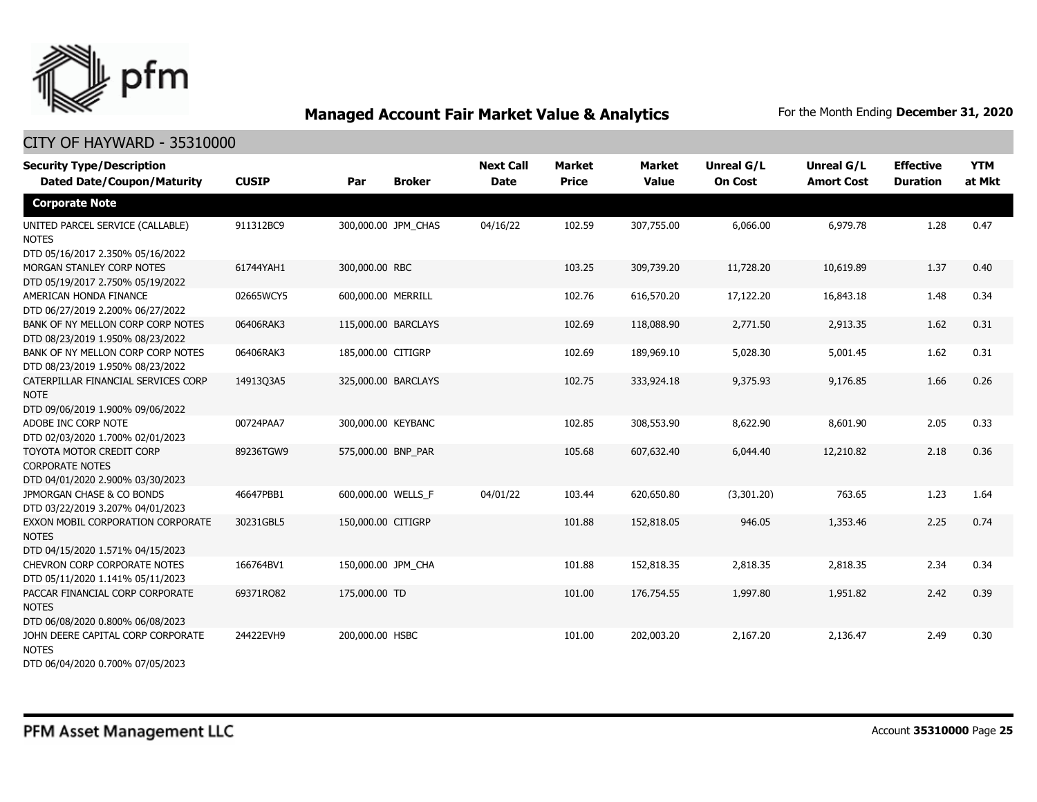# Managed Account Fair Market Value & Analytics

For the Month Ending **December 31, 2020**

## CITY OF HAYWARD - 35310000

| Security Type/Description Dated Date/Coupon/Maturity | CUSIP | Par | Broker | Next Call Date | Market Price | Market Value | Unreal G/L On Cost | Unreal G/L Amort Cost | Effective Duration | YTM at Mkt |
|---|---|---|---|---|---|---|---|---|---|---|
| **Corporate Note** | | | | | | | | | | |
| UNITED PARCEL SERVICE (CALLABLE) NOTES DTD 05/16/2017 2.350% 05/16/2022 | 911312BC9 | 300,000.00 | JPM_CHAS | 04/16/22 | 102.59 | 307,755.00 | 6,066.00 | 6,979.78 | 1.28 | 0.47 |
| MORGAN STANLEY CORP NOTES DTD 05/19/2017 2.750% 05/19/2022 | 61744YAH1 | 300,000.00 | RBC | | 103.25 | 309,739.20 | 11,728.20 | 10,619.89 | 1.37 | 0.40 |
| AMERICAN HONDA FINANCE DTD 06/27/2019 2.200% 06/27/2022 | 02665WCY5 | 600,000.00 | MERRILL | | 102.76 | 616,570.20 | 17,122.20 | 16,843.18 | 1.48 | 0.34 |
| BANK OF NY MELLON CORP CORP NOTES DTD 08/23/2019 1.950% 08/23/2022 | 06406RAK3 | 115,000.00 | BARCLAYS | | 102.69 | 118,088.90 | 2,771.50 | 2,913.35 | 1.62 | 0.31 |
| BANK OF NY MELLON CORP CORP NOTES DTD 08/23/2019 1.950% 08/23/2022 | 06406RAK3 | 185,000.00 | CITIGRP | | 102.69 | 189,969.10 | 5,028.30 | 5,001.45 | 1.62 | 0.31 |
| CATERPILLAR FINANCIAL SERVICES CORP NOTE DTD 09/06/2019 1.900% 09/06/2022 | 14913Q3A5 | 325,000.00 | BARCLAYS | | 102.75 | 333,924.18 | 9,375.93 | 9,176.85 | 1.66 | 0.26 |
| ADOBE INC CORP NOTE DTD 02/03/2020 1.700% 02/01/2023 | 00724PAA7 | 300,000.00 | KEYBANC | | 102.85 | 308,553.90 | 8,622.90 | 8,601.90 | 2.05 | 0.33 |
| TOYOTA MOTOR CREDIT CORP CORPORATE NOTES DTD 04/01/2020 2.900% 03/30/2023 | 89236TGW9 | 575,000.00 | BNP_PAR | | 105.68 | 607,632.40 | 6,044.40 | 12,210.82 | 2.18 | 0.36 |
| JPMORGAN CHASE & CO BONDS DTD 03/22/2019 3.207% 04/01/2023 | 46647PBB1 | 600,000.00 | WELLS_F | 04/01/22 | 103.44 | 620,650.80 | (3,301.20) | 763.65 | 1.23 | 1.64 |
| EXXON MOBIL CORPORATION CORPORATE NOTES DTD 04/15/2020 1.571% 04/15/2023 | 30231GBL5 | 150,000.00 | CITIGRP | | 101.88 | 152,818.05 | 946.05 | 1,353.46 | 2.25 | 0.74 |
| CHEVRON CORP CORPORATE NOTES DTD 05/11/2020 1.141% 05/11/2023 | 166764BV1 | 150,000.00 | JPM_CHA | | 101.88 | 152,818.35 | 2,818.35 | 2,818.35 | 2.34 | 0.34 |
| PACCAR FINANCIAL CORP CORPORATE NOTES DTD 06/08/2020 0.800% 06/08/2023 | 69371RQ82 | 175,000.00 | TD | | 101.00 | 176,754.55 | 1,997.80 | 1,951.82 | 2.42 | 0.39 |
| JOHN DEERE CAPITAL CORP CORPORATE NOTES DTD 06/04/2020 0.700% 07/05/2023 | 24422EVH9 | 200,000.00 | HSBC | | 101.00 | 202,003.20 | 2,167.20 | 2,136.47 | 2.49 | 0.30 |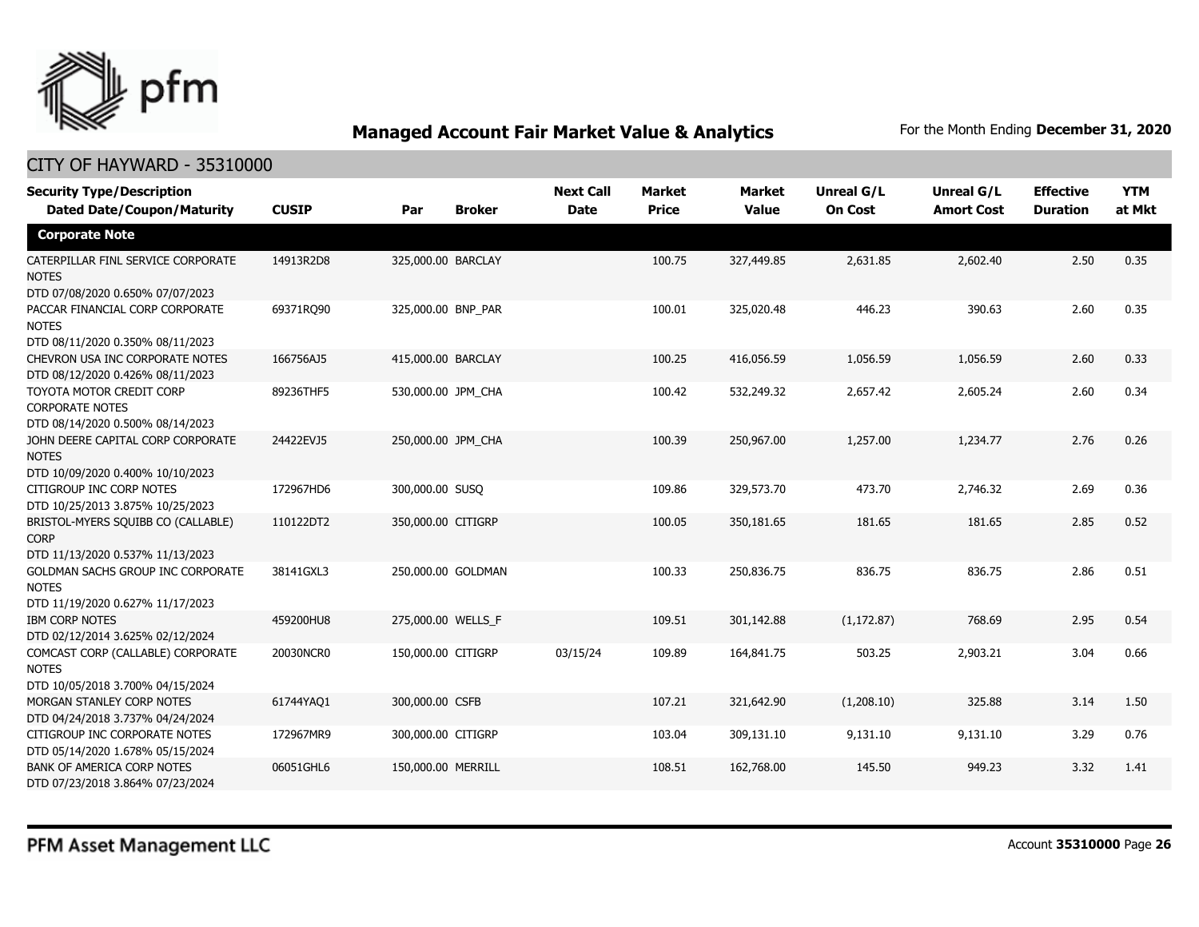# Managed Account Fair Market Value & Analytics

For the Month Ending **December 31, 2020**

## CITY OF HAYWARD - 35310000

| Security Type/Description<br>Dated Date/Coupon/Maturity | CUSIP | Par | Broker | Next Call Date | Market Price | Market Value | Unreal G/L On Cost | Unreal G/L Amort Cost | Effective Duration | YTM at Mkt |
|---|---|---|---|---|---|---|---|---|---|---|
| **Corporate Note** | | | | | | | | | | |
| CATERPILLAR FINL SERVICE CORPORATE NOTES<br>DTD 07/08/2020 0.650% 07/07/2023 | 14913R2D8 | 325,000.00 | BARCLAY | | 100.75 | 327,449.85 | 2,631.85 | 2,602.40 | 2.50 | 0.35 |
| PACCAR FINANCIAL CORP CORPORATE NOTES<br>DTD 08/11/2020 0.350% 08/11/2023 | 69371RQ90 | 325,000.00 | BNP_PAR | | 100.01 | 325,020.48 | 446.23 | 390.63 | 2.60 | 0.35 |
| CHEVRON USA INC CORPORATE NOTES<br>DTD 08/12/2020 0.426% 08/11/2023 | 166756AJ5 | 415,000.00 | BARCLAY | | 100.25 | 416,056.59 | 1,056.59 | 1,056.59 | 2.60 | 0.33 |
| TOYOTA MOTOR CREDIT CORP CORPORATE NOTES<br>DTD 08/14/2020 0.500% 08/14/2023 | 89236THF5 | 530,000.00 | JPM_CHA | | 100.42 | 532,249.32 | 2,657.42 | 2,605.24 | 2.60 | 0.34 |
| JOHN DEERE CAPITAL CORP CORPORATE NOTES<br>DTD 10/09/2020 0.400% 10/10/2023 | 24422EVJ5 | 250,000.00 | JPM_CHA | | 100.39 | 250,967.00 | 1,257.00 | 1,234.77 | 2.76 | 0.26 |
| CITIGROUP INC CORP NOTES<br>DTD 10/25/2013 3.875% 10/25/2023 | 172967HD6 | 300,000.00 | SUSQ | | 109.86 | 329,573.70 | 473.70 | 2,746.32 | 2.69 | 0.36 |
| BRISTOL-MYERS SQUIBB CO (CALLABLE) CORP<br>DTD 11/13/2020 0.537% 11/13/2023 | 110122DT2 | 350,000.00 | CITIGRP | | 100.05 | 350,181.65 | 181.65 | 181.65 | 2.85 | 0.52 |
| GOLDMAN SACHS GROUP INC CORPORATE NOTES<br>DTD 11/19/2020 0.627% 11/17/2023 | 38141GXL3 | 250,000.00 | GOLDMAN | | 100.33 | 250,836.75 | 836.75 | 836.75 | 2.86 | 0.51 |
| IBM CORP NOTES<br>DTD 02/12/2014 3.625% 02/12/2024 | 459200HU8 | 275,000.00 | WELLS_F | | 109.51 | 301,142.88 | (1,172.87) | 768.69 | 2.95 | 0.54 |
| COMCAST CORP (CALLABLE) CORPORATE NOTES<br>DTD 10/05/2018 3.700% 04/15/2024 | 20030NCR0 | 150,000.00 | CITIGRP | 03/15/24 | 109.89 | 164,841.75 | 503.25 | 2,903.21 | 3.04 | 0.66 |
| MORGAN STANLEY CORP NOTES<br>DTD 04/24/2018 3.737% 04/24/2024 | 61744YAQ1 | 300,000.00 | CSFB | | 107.21 | 321,642.90 | (1,208.10) | 325.88 | 3.14 | 1.50 |
| CITIGROUP INC CORPORATE NOTES<br>DTD 05/14/2020 1.678% 05/15/2024 | 172967MR9 | 300,000.00 | CITIGRP | | 103.04 | 309,131.10 | 9,131.10 | 9,131.10 | 3.29 | 0.76 |
| BANK OF AMERICA CORP NOTES<br>DTD 07/23/2018 3.864% 07/23/2024 | 06051GHL6 | 150,000.00 | MERRILL | | 108.51 | 162,768.00 | 145.50 | 949.23 | 3.32 | 1.41 |

PFM Asset Management LLC

Account **35310000**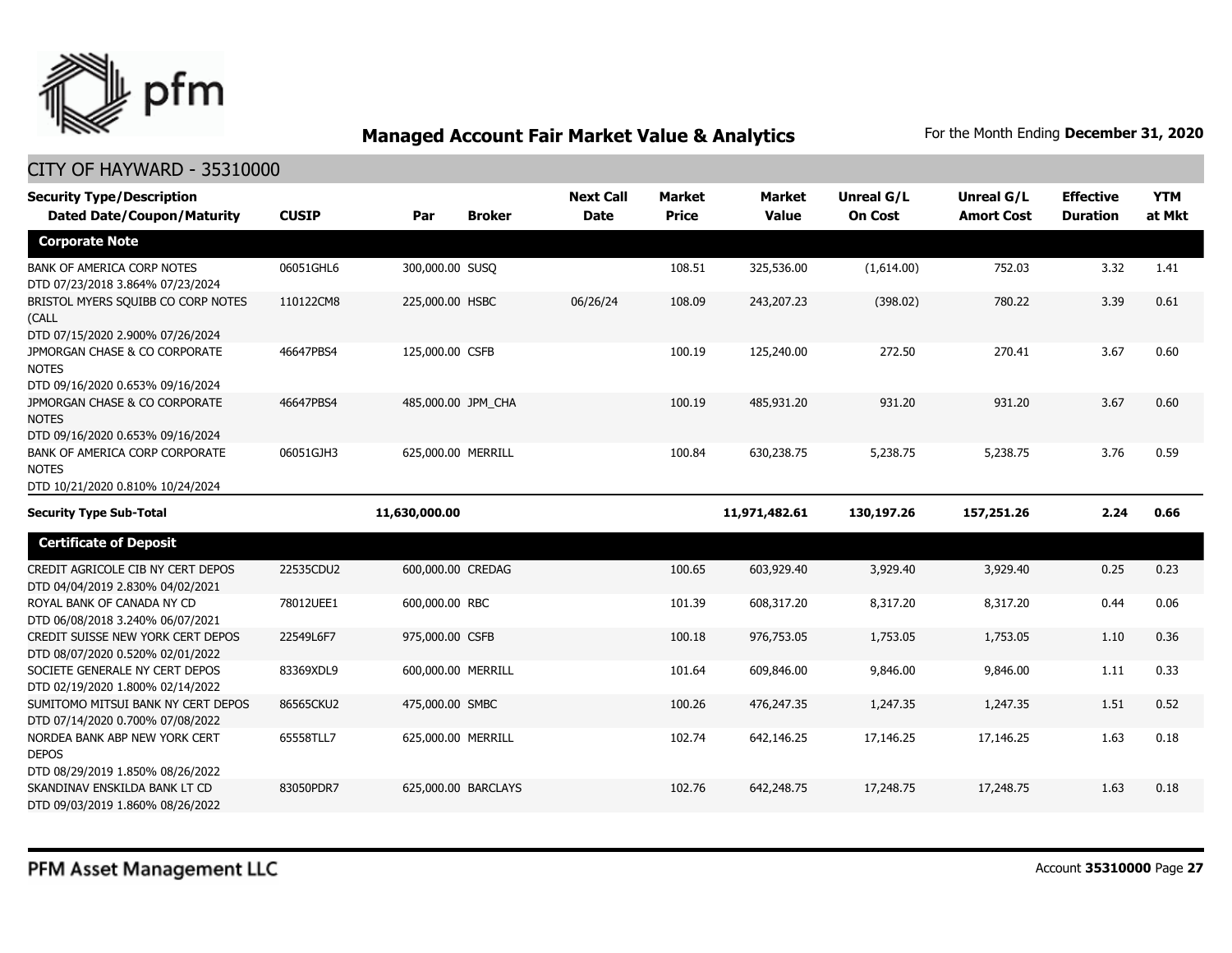## Managed Account Fair Market Value & Analytics

For the Month Ending **December 31, 2020**

### CITY OF HAYWARD - 35310000

| Security Type/Description Dated Date/Coupon/Maturity | CUSIP | Par | Broker | Next Call Date | Market Price | Market Value | Unreal G/L On Cost | Unreal G/L Amort Cost | Effective Duration | YTM at Mkt |
|---|---|---|---|---|---|---|---|---|---|---|
| **Corporate Note** | | | | | | | | | | |
| BANK OF AMERICA CORP NOTES DTD 07/23/2018 3.864% 07/23/2024 | 06051GHL6 | 300,000.00 | SUSQ | | 108.51 | 325,536.00 | (1,614.00) | 752.03 | 3.32 | 1.41 |
| BRISTOL MYERS SQUIBB CO CORP NOTES (CALL DTD 07/15/2020 2.900% 07/26/2024 | 110122CM8 | 225,000.00 | HSBC | 06/26/24 | 108.09 | 243,207.23 | (398.02) | 780.22 | 3.39 | 0.61 |
| JPMORGAN CHASE & CO CORPORATE NOTES DTD 09/16/2020 0.653% 09/16/2024 | 46647PBS4 | 125,000.00 | CSFB | | 100.19 | 125,240.00 | 272.50 | 270.41 | 3.67 | 0.60 |
| JPMORGAN CHASE & CO CORPORATE NOTES DTD 09/16/2020 0.653% 09/16/2024 | 46647PBS4 | 485,000.00 | JPM_CHA | | 100.19 | 485,931.20 | 931.20 | 931.20 | 3.67 | 0.60 |
| BANK OF AMERICA CORP CORPORATE NOTES DTD 10/21/2020 0.810% 10/24/2024 | 06051GJH3 | 625,000.00 | MERRILL | | 100.84 | 630,238.75 | 5,238.75 | 5,238.75 | 3.76 | 0.59 |
| **Security Type Sub-Total** | | **11,630,000.00** | | | | **11,971,482.61** | **130,197.26** | **157,251.26** | **2.24** | **0.66** |
| **Certificate of Deposit** | | | | | | | | | | |
| CREDIT AGRICOLE CIB NY CERT DEPOS DTD 04/04/2019 2.830% 04/02/2021 | 22535CDU2 | 600,000.00 | CREDAG | | 100.65 | 603,929.40 | 3,929.40 | 3,929.40 | 0.25 | 0.23 |
| ROYAL BANK OF CANADA NY CD DTD 06/08/2018 3.240% 06/07/2021 | 78012UEE1 | 600,000.00 | RBC | | 101.39 | 608,317.20 | 8,317.20 | 8,317.20 | 0.44 | 0.06 |
| CREDIT SUISSE NEW YORK CERT DEPOS DTD 08/07/2020 0.520% 02/01/2022 | 22549L6F7 | 975,000.00 | CSFB | | 100.18 | 976,753.05 | 1,753.05 | 1,753.05 | 1.10 | 0.36 |
| SOCIETE GENERALE NY CERT DEPOS DTD 02/19/2020 1.800% 02/14/2022 | 83369XDL9 | 600,000.00 | MERRILL | | 101.64 | 609,846.00 | 9,846.00 | 9,846.00 | 1.11 | 0.33 |
| SUMITOMO MITSUI BANK NY CERT DEPOS DTD 07/14/2020 0.700% 07/08/2022 | 86565CKU2 | 475,000.00 | SMBC | | 100.26 | 476,247.35 | 1,247.35 | 1,247.35 | 1.51 | 0.52 |
| NORDEA BANK ABP NEW YORK CERT DEPOS DTD 08/29/2019 1.850% 08/26/2022 | 65558TLL7 | 625,000.00 | MERRILL | | 102.74 | 642,146.25 | 17,146.25 | 17,146.25 | 1.63 | 0.18 |
| SKANDINAV ENSKILDA BANK LT CD DTD 09/03/2019 1.860% 08/26/2022 | 83050PDR7 | 625,000.00 | BARCLAYS | | 102.76 | 642,248.75 | 17,248.75 | 17,248.75 | 1.63 | 0.18 |

PFM Asset Management LLC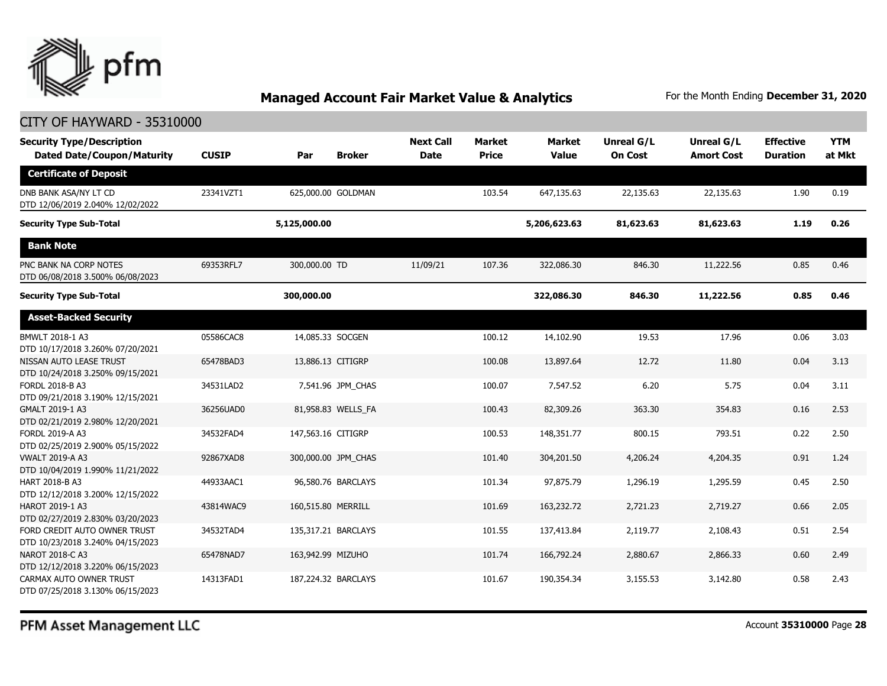## Managed Account Fair Market Value & Analytics

For the Month Ending **December 31, 2020**

### CITY OF HAYWARD - 35310000

| Security Type/Description Dated Date/Coupon/Maturity | CUSIP | Par | Broker | Next Call Date | Market Price | Market Value | Unreal G/L On Cost | Unreal G/L Amort Cost | Effective Duration | YTM at Mkt |
|---|---|---|---|---|---|---|---|---|---|---|
| **Certificate of Deposit** | | | | | | | | | | |
| DNB BANK ASA/NY LT CD DTD 12/06/2019 2.040% 12/02/2022 | 23341VZT1 | 625,000.00 | GOLDMAN | | 103.54 | 647,135.63 | 22,135.63 | 22,135.63 | 1.90 | 0.19 |
| **Security Type Sub-Total** | | **5,125,000.00** | | | | **5,206,623.63** | **81,623.63** | **81,623.63** | **1.19** | **0.26** |
| **Bank Note** | | | | | | | | | | |
| PNC BANK NA CORP NOTES DTD 06/08/2018 3.500% 06/08/2023 | 69353RFL7 | 300,000.00 | TD | 11/09/21 | 107.36 | 322,086.30 | 846.30 | 11,222.56 | 0.85 | 0.46 |
| **Security Type Sub-Total** | | **300,000.00** | | | | **322,086.30** | **846.30** | **11,222.56** | **0.85** | **0.46** |
| **Asset-Backed Security** | | | | | | | | | | |
| BMWLT 2018-1 A3 DTD 10/17/2018 3.260% 07/20/2021 | 05586CAC8 | 14,085.33 | SOCGEN | | 100.12 | 14,102.90 | 19.53 | 17.96 | 0.06 | 3.03 |
| NISSAN AUTO LEASE TRUST DTD 10/24/2018 3.250% 09/15/2021 | 65478BAD3 | 13,886.13 | CITIGRP | | 100.08 | 13,897.64 | 12.72 | 11.80 | 0.04 | 3.13 |
| FORDL 2018-B A3 DTD 09/21/2018 3.190% 12/15/2021 | 34531LAD2 | 7,541.96 | JPM_CHAS | | 100.07 | 7,547.52 | 6.20 | 5.75 | 0.04 | 3.11 |
| GMALT 2019-1 A3 DTD 02/21/2019 2.980% 12/20/2021 | 36256UAD0 | 81,958.83 | WELLS_FA | | 100.43 | 82,309.26 | 363.30 | 354.83 | 0.16 | 2.53 |
| FORDL 2019-A A3 DTD 02/25/2019 2.900% 05/15/2022 | 34532FAD4 | 147,563.16 | CITIGRP | | 100.53 | 148,351.77 | 800.15 | 793.51 | 0.22 | 2.50 |
| VWALT 2019-A A3 DTD 10/04/2019 1.990% 11/21/2022 | 92867XAD8 | 300,000.00 | JPM_CHAS | | 101.40 | 304,201.50 | 4,206.24 | 4,204.35 | 0.91 | 1.24 |
| HART 2018-B A3 DTD 12/12/2018 3.200% 12/15/2022 | 44933AAC1 | 96,580.76 | BARCLAYS | | 101.34 | 97,875.79 | 1,296.19 | 1,295.59 | 0.45 | 2.50 |
| HAROT 2019-1 A3 DTD 02/27/2019 2.830% 03/20/2023 | 43814WAC9 | 160,515.80 | MERRILL | | 101.69 | 163,232.72 | 2,721.23 | 2,719.27 | 0.66 | 2.05 |
| FORD CREDIT AUTO OWNER TRUST DTD 10/23/2018 3.240% 04/15/2023 | 34532TAD4 | 135,317.21 | BARCLAYS | | 101.55 | 137,413.84 | 2,119.77 | 2,108.43 | 0.51 | 2.54 |
| NAROT 2018-C A3 DTD 12/12/2018 3.220% 06/15/2023 | 65478NAD7 | 163,942.99 | MIZUHO | | 101.74 | 166,792.24 | 2,880.67 | 2,866.33 | 0.60 | 2.49 |
| CARMAX AUTO OWNER TRUST DTD 07/25/2018 3.130% 06/15/2023 | 14313FAD1 | 187,224.32 | BARCLAYS | | 101.67 | 190,354.34 | 3,155.53 | 3,142.80 | 0.58 | 2.43 |

PFM Asset Management LLC

Account **35310000**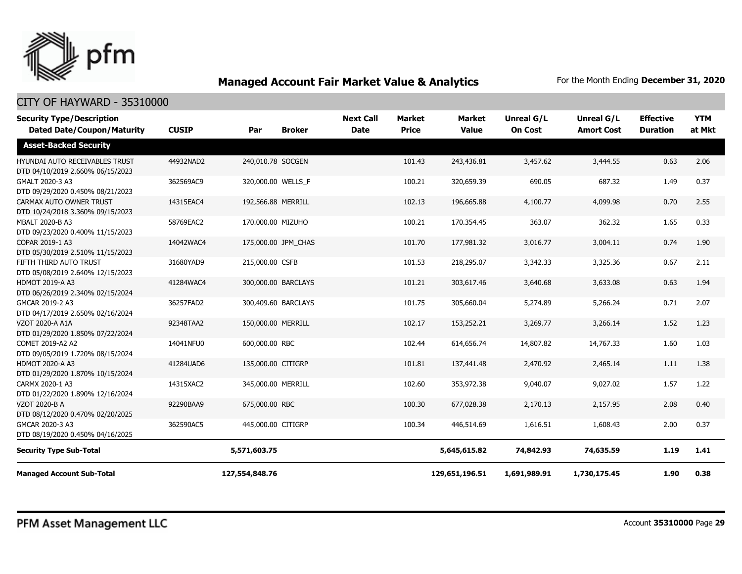## Managed Account Fair Market Value & Analytics

For the Month Ending **December 31, 2020**

CITY OF HAYWARD - 35310000

| Security Type/Description Dated Date/Coupon/Maturity | CUSIP | Par | Broker | Next Call Date | Market Price | Market Value | Unreal G/L On Cost | Unreal G/L Amort Cost | Effective Duration | YTM at Mkt |
|---|---|---|---|---|---|---|---|---|---|---|
| **Asset-Backed Security** | | | | | | | | | | |
| HYUNDAI AUTO RECEIVABLES TRUST DTD 04/10/2019 2.660% 06/15/2023 | 44932NAD2 | 240,010.78 | SOCGEN | | 101.43 | 243,436.81 | 3,457.62 | 3,444.55 | 0.63 | 2.06 |
| GMALT 2020-3 A3 DTD 09/29/2020 0.450% 08/21/2023 | 362569AC9 | 320,000.00 | WELLS_F | | 100.21 | 320,659.39 | 690.05 | 687.32 | 1.49 | 0.37 |
| CARMAX AUTO OWNER TRUST DTD 10/24/2018 3.360% 09/15/2023 | 14315EAC4 | 192,566.88 | MERRILL | | 102.13 | 196,665.88 | 4,100.77 | 4,099.98 | 0.70 | 2.55 |
| MBALT 2020-B A3 DTD 09/23/2020 0.400% 11/15/2023 | 58769EAC2 | 170,000.00 | MIZUHO | | 100.21 | 170,354.45 | 363.07 | 362.32 | 1.65 | 0.33 |
| COPAR 2019-1 A3 DTD 05/30/2019 2.510% 11/15/2023 | 14042WAC4 | 175,000.00 | JPM_CHAS | | 101.70 | 177,981.32 | 3,016.77 | 3,004.11 | 0.74 | 1.90 |
| FIFTH THIRD AUTO TRUST DTD 05/08/2019 2.640% 12/15/2023 | 31680YAD9 | 215,000.00 | CSFB | | 101.53 | 218,295.07 | 3,342.33 | 3,325.36 | 0.67 | 2.11 |
| HDMOT 2019-A A3 DTD 06/26/2019 2.340% 02/15/2024 | 41284WAC4 | 300,000.00 | BARCLAYS | | 101.21 | 303,617.46 | 3,640.68 | 3,633.08 | 0.63 | 1.94 |
| GMCAR 2019-2 A3 DTD 04/17/2019 2.650% 02/16/2024 | 36257FAD2 | 300,409.60 | BARCLAYS | | 101.75 | 305,660.04 | 5,274.89 | 5,266.24 | 0.71 | 2.07 |
| VZOT 2020-A A1A DTD 01/29/2020 1.850% 07/22/2024 | 92348TAA2 | 150,000.00 | MERRILL | | 102.17 | 153,252.21 | 3,269.77 | 3,266.14 | 1.52 | 1.23 |
| COMET 2019-A2 A2 DTD 09/05/2019 1.720% 08/15/2024 | 14041NFU0 | 600,000.00 | RBC | | 102.44 | 614,656.74 | 14,807.82 | 14,767.33 | 1.60 | 1.03 |
| HDMOT 2020-A A3 DTD 01/29/2020 1.870% 10/15/2024 | 41284UAD6 | 135,000.00 | CITIGRP | | 101.81 | 137,441.48 | 2,470.92 | 2,465.14 | 1.11 | 1.38 |
| CARMX 2020-1 A3 DTD 01/22/2020 1.890% 12/16/2024 | 14315XAC2 | 345,000.00 | MERRILL | | 102.60 | 353,972.38 | 9,040.07 | 9,027.02 | 1.57 | 1.22 |
| VZOT 2020-B A DTD 08/12/2020 0.470% 02/20/2025 | 92290BAA9 | 675,000.00 | RBC | | 100.30 | 677,028.38 | 2,170.13 | 2,157.95 | 2.08 | 0.40 |
| GMCAR 2020-3 A3 DTD 08/19/2020 0.450% 04/16/2025 | 362590AC5 | 445,000.00 | CITIGRP | | 100.34 | 446,514.69 | 1,616.51 | 1,608.43 | 2.00 | 0.37 |
| **Security Type Sub-Total** | | **5,571,603.75** | | | | **5,645,615.82** | **74,842.93** | **74,635.59** | **1.19** | **1.41** |
| **Managed Account Sub-Total** | | **127,554,848.76** | | | | **129,651,196.51** | **1,691,989.91** | **1,730,175.45** | **1.90** | **0.38** |

PFM Asset Management LLC

Account **35310000**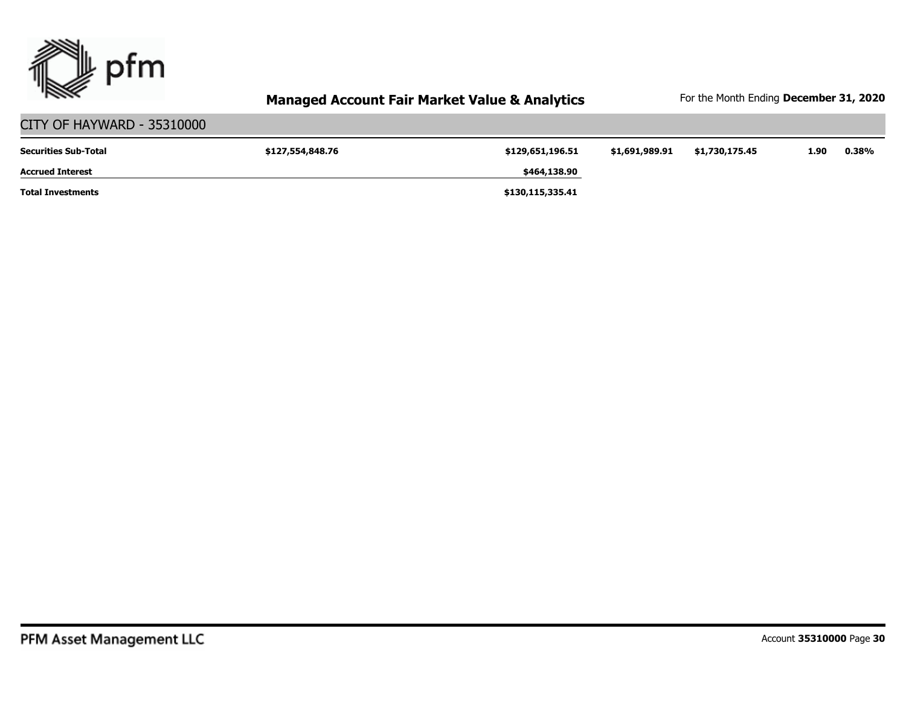## Managed Account Fair Market Value & Analytics

For the Month Ending **December 31, 2020**

CITY OF HAYWARD - 35310000

| | | | | | | |
|---|---|---|---|---|---|---|
| **Securities Sub-Total** | **$127,554,848.76** | **$129,651,196.51** | **$1,691,989.91** | **$1,730,175.45** | **1.90** | **0.38%** |
| **Accrued Interest** | | **$464,138.90** | | | | |
| **Total Investments** | | **$130,115,335.41** | | | | |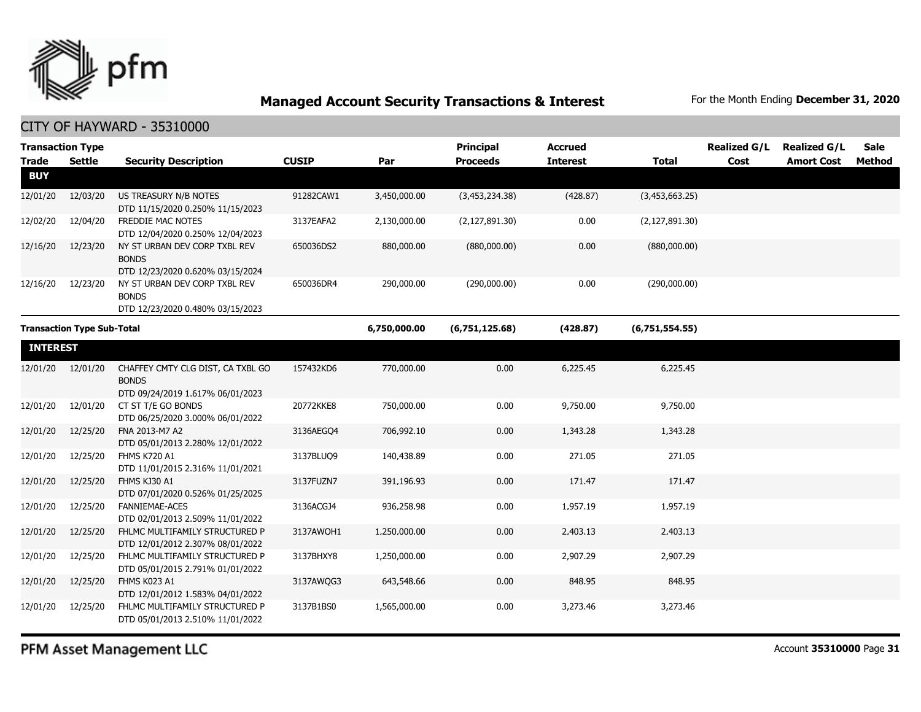# Managed Account Security Transactions & Interest

For the Month Ending **December 31, 2020**

## CITY OF HAYWARD - 35310000

| Transaction Type Trade | Settle | Security Description | CUSIP | Par | Principal Proceeds | Accrued Interest | Total | Realized G/L Cost | Realized G/L Amort Cost | Sale Method |
|---|---|---|---|---|---|---|---|---|---|---|
| **BUY** | | | | | | | | | | |
| 12/01/20 | 12/03/20 | US TREASURY N/B NOTES DTD 11/15/2020 0.250% 11/15/2023 | 91282CAW1 | 3,450,000.00 | (3,453,234.38) | (428.87) | (3,453,663.25) | | | |
| 12/02/20 | 12/04/20 | FREDDIE MAC NOTES DTD 12/04/2020 0.250% 12/04/2023 | 3137EAFA2 | 2,130,000.00 | (2,127,891.30) | 0.00 | (2,127,891.30) | | | |
| 12/16/20 | 12/23/20 | NY ST URBAN DEV CORP TXBL REV BONDS DTD 12/23/2020 0.620% 03/15/2024 | 650036DS2 | 880,000.00 | (880,000.00) | 0.00 | (880,000.00) | | | |
| 12/16/20 | 12/23/20 | NY ST URBAN DEV CORP TXBL REV BONDS DTD 12/23/2020 0.480% 03/15/2023 | 650036DR4 | 290,000.00 | (290,000.00) | 0.00 | (290,000.00) | | | |
| **Transaction Type Sub-Total** | | | | **6,750,000.00** | **(6,751,125.68)** | **(428.87)** | **(6,751,554.55)** | | | |
| **INTEREST** | | | | | | | | | | |
| 12/01/20 | 12/01/20 | CHAFFEY CMTY CLG DIST, CA TXBL GO BONDS DTD 09/24/2019 1.617% 06/01/2023 | 157432KD6 | 770,000.00 | 0.00 | 6,225.45 | 6,225.45 | | | |
| 12/01/20 | 12/01/20 | CT ST T/E GO BONDS DTD 06/25/2020 3.000% 06/01/2022 | 20772KKE8 | 750,000.00 | 0.00 | 9,750.00 | 9,750.00 | | | |
| 12/01/20 | 12/25/20 | FNA 2013-M7 A2 DTD 05/01/2013 2.280% 12/01/2022 | 3136AEGQ4 | 706,992.10 | 0.00 | 1,343.28 | 1,343.28 | | | |
| 12/01/20 | 12/25/20 | FHMS K720 A1 DTD 11/01/2015 2.316% 11/01/2021 | 3137BLUQ9 | 140,438.89 | 0.00 | 271.05 | 271.05 | | | |
| 12/01/20 | 12/25/20 | FHMS KJ30 A1 DTD 07/01/2020 0.526% 01/25/2025 | 3137FUZN7 | 391,196.93 | 0.00 | 171.47 | 171.47 | | | |
| 12/01/20 | 12/25/20 | FANNIEMAE-ACES DTD 02/01/2013 2.509% 11/01/2022 | 3136ACGJ4 | 936,258.98 | 0.00 | 1,957.19 | 1,957.19 | | | |
| 12/01/20 | 12/25/20 | FHLMC MULTIFAMILY STRUCTURED P DTD 12/01/2012 2.307% 08/01/2022 | 3137AWQH1 | 1,250,000.00 | 0.00 | 2,403.13 | 2,403.13 | | | |
| 12/01/20 | 12/25/20 | FHLMC MULTIFAMILY STRUCTURED P DTD 05/01/2015 2.791% 01/01/2022 | 3137BHXY8 | 1,250,000.00 | 0.00 | 2,907.29 | 2,907.29 | | | |
| 12/01/20 | 12/25/20 | FHMS K023 A1 DTD 12/01/2012 1.583% 04/01/2022 | 3137AWQG3 | 643,548.66 | 0.00 | 848.95 | 848.95 | | | |
| 12/01/20 | 12/25/20 | FHLMC MULTIFAMILY STRUCTURED P DTD 05/01/2013 2.510% 11/01/2022 | 3137B1BS0 | 1,565,000.00 | 0.00 | 3,273.46 | 3,273.46 | | | |

PFM Asset Management LLC

Account **35310000**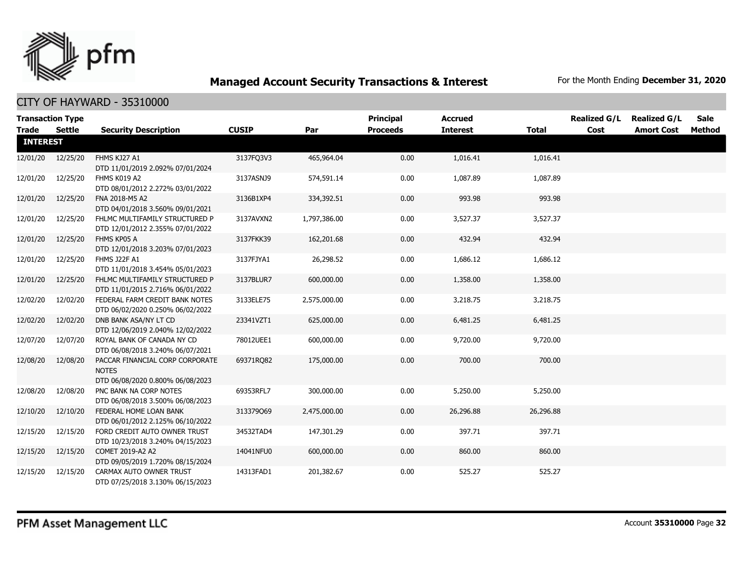# Managed Account Security Transactions & Interest

For the Month Ending **December 31, 2020**

## CITY OF HAYWARD - 35310000

| Transaction Type Trade | Settle | Security Description | CUSIP | Par | Principal Proceeds | Accrued Interest | Total | Realized G/L Cost | Realized G/L Amort Cost | Sale Method |
|---|---|---|---|---|---|---|---|---|---|---|
| **INTEREST** | | | | | | | | | | |
| 12/01/20 | 12/25/20 | FHMS KJ27 A1 DTD 11/01/2019 2.092% 07/01/2024 | 3137FQ3V3 | 465,964.04 | 0.00 | 1,016.41 | 1,016.41 | | | |
| 12/01/20 | 12/25/20 | FHMS K019 A2 DTD 08/01/2012 2.272% 03/01/2022 | 3137ASNJ9 | 574,591.14 | 0.00 | 1,087.89 | 1,087.89 | | | |
| 12/01/20 | 12/25/20 | FNA 2018-M5 A2 DTD 04/01/2018 3.560% 09/01/2021 | 3136B1XP4 | 334,392.51 | 0.00 | 993.98 | 993.98 | | | |
| 12/01/20 | 12/25/20 | FHLMC MULTIFAMILY STRUCTURED P DTD 12/01/2012 2.355% 07/01/2022 | 3137AVXN2 | 1,797,386.00 | 0.00 | 3,527.37 | 3,527.37 | | | |
| 12/01/20 | 12/25/20 | FHMS KP05 A DTD 12/01/2018 3.203% 07/01/2023 | 3137FKK39 | 162,201.68 | 0.00 | 432.94 | 432.94 | | | |
| 12/01/20 | 12/25/20 | FHMS J22F A1 DTD 11/01/2018 3.454% 05/01/2023 | 3137FJYA1 | 26,298.52 | 0.00 | 1,686.12 | 1,686.12 | | | |
| 12/01/20 | 12/25/20 | FHLMC MULTIFAMILY STRUCTURED P DTD 11/01/2015 2.716% 06/01/2022 | 3137BLUR7 | 600,000.00 | 0.00 | 1,358.00 | 1,358.00 | | | |
| 12/02/20 | 12/02/20 | FEDERAL FARM CREDIT BANK NOTES DTD 06/02/2020 0.250% 06/02/2022 | 3133ELE75 | 2,575,000.00 | 0.00 | 3,218.75 | 3,218.75 | | | |
| 12/02/20 | 12/02/20 | DNB BANK ASA/NY LT CD DTD 12/06/2019 2.040% 12/02/2022 | 23341VZT1 | 625,000.00 | 0.00 | 6,481.25 | 6,481.25 | | | |
| 12/07/20 | 12/07/20 | ROYAL BANK OF CANADA NY CD DTD 06/08/2018 3.240% 06/07/2021 | 78012UEE1 | 600,000.00 | 0.00 | 9,720.00 | 9,720.00 | | | |
| 12/08/20 | 12/08/20 | PACCAR FINANCIAL CORP CORPORATE NOTES DTD 06/08/2020 0.800% 06/08/2023 | 69371RQ82 | 175,000.00 | 0.00 | 700.00 | 700.00 | | | |
| 12/08/20 | 12/08/20 | PNC BANK NA CORP NOTES DTD 06/08/2018 3.500% 06/08/2023 | 69353RFL7 | 300,000.00 | 0.00 | 5,250.00 | 5,250.00 | | | |
| 12/10/20 | 12/10/20 | FEDERAL HOME LOAN BANK DTD 06/01/2012 2.125% 06/10/2022 | 313379Q69 | 2,475,000.00 | 0.00 | 26,296.88 | 26,296.88 | | | |
| 12/15/20 | 12/15/20 | FORD CREDIT AUTO OWNER TRUST DTD 10/23/2018 3.240% 04/15/2023 | 34532TAD4 | 147,301.29 | 0.00 | 397.71 | 397.71 | | | |
| 12/15/20 | 12/15/20 | COMET 2019-A2 A2 DTD 09/05/2019 1.720% 08/15/2024 | 14041NFU0 | 600,000.00 | 0.00 | 860.00 | 860.00 | | | |
| 12/15/20 | 12/15/20 | CARMAX AUTO OWNER TRUST DTD 07/25/2018 3.130% 06/15/2023 | 14313FAD1 | 201,382.67 | 0.00 | 525.27 | 525.27 | | | |

PFM Asset Management LLC

Account **35310000**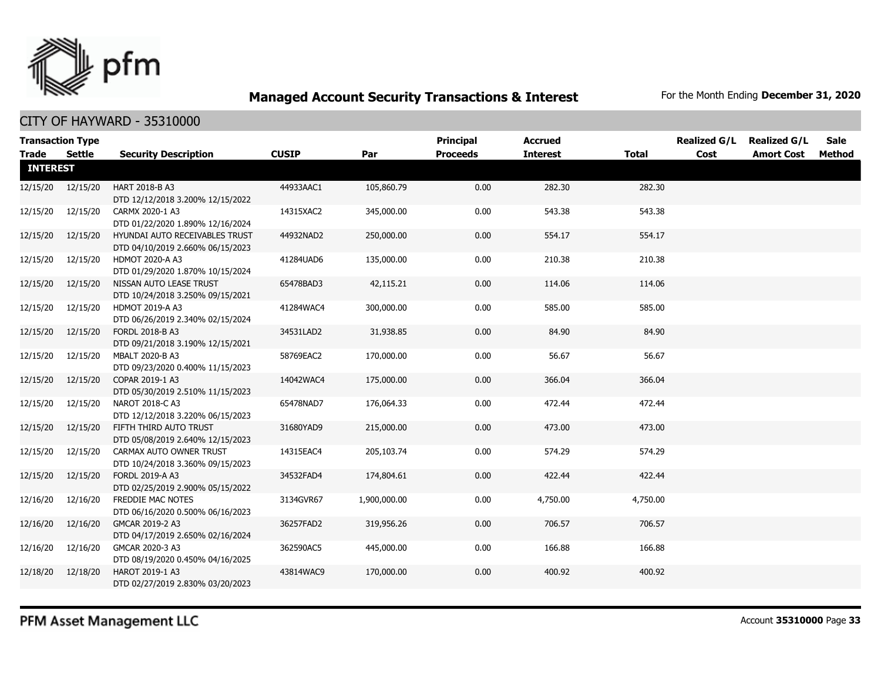# Managed Account Security Transactions & Interest

For the Month Ending **December 31, 2020**

## CITY OF HAYWARD - 35310000

| Transaction Type Trade | Settle | Security Description | CUSIP | Par | Principal Proceeds | Accrued Interest | Total | Realized G/L Cost | Realized G/L Amort Cost | Sale Method |
|---|---|---|---|---|---|---|---|---|---|---|
| **INTEREST** | | | | | | | | | | |
| 12/15/20 | 12/15/20 | HART 2018-B A3 DTD 12/12/2018 3.200% 12/15/2022 | 44933AAC1 | 105,860.79 | 0.00 | 282.30 | 282.30 | | | |
| 12/15/20 | 12/15/20 | CARMX 2020-1 A3 DTD 01/22/2020 1.890% 12/16/2024 | 14315XAC2 | 345,000.00 | 0.00 | 543.38 | 543.38 | | | |
| 12/15/20 | 12/15/20 | HYUNDAI AUTO RECEIVABLES TRUST DTD 04/10/2019 2.660% 06/15/2023 | 44932NAD2 | 250,000.00 | 0.00 | 554.17 | 554.17 | | | |
| 12/15/20 | 12/15/20 | HDMOT 2020-A A3 DTD 01/29/2020 1.870% 10/15/2024 | 41284UAD6 | 135,000.00 | 0.00 | 210.38 | 210.38 | | | |
| 12/15/20 | 12/15/20 | NISSAN AUTO LEASE TRUST DTD 10/24/2018 3.250% 09/15/2021 | 65478BAD3 | 42,115.21 | 0.00 | 114.06 | 114.06 | | | |
| 12/15/20 | 12/15/20 | HDMOT 2019-A A3 DTD 06/26/2019 2.340% 02/15/2024 | 41284WAC4 | 300,000.00 | 0.00 | 585.00 | 585.00 | | | |
| 12/15/20 | 12/15/20 | FORDL 2018-B A3 DTD 09/21/2018 3.190% 12/15/2021 | 34531LAD2 | 31,938.85 | 0.00 | 84.90 | 84.90 | | | |
| 12/15/20 | 12/15/20 | MBALT 2020-B A3 DTD 09/23/2020 0.400% 11/15/2023 | 58769EAC2 | 170,000.00 | 0.00 | 56.67 | 56.67 | | | |
| 12/15/20 | 12/15/20 | COPAR 2019-1 A3 DTD 05/30/2019 2.510% 11/15/2023 | 14042WAC4 | 175,000.00 | 0.00 | 366.04 | 366.04 | | | |
| 12/15/20 | 12/15/20 | NAROT 2018-C A3 DTD 12/12/2018 3.220% 06/15/2023 | 65478NAD7 | 176,064.33 | 0.00 | 472.44 | 472.44 | | | |
| 12/15/20 | 12/15/20 | FIFTH THIRD AUTO TRUST DTD 05/08/2019 2.640% 12/15/2023 | 31680YAD9 | 215,000.00 | 0.00 | 473.00 | 473.00 | | | |
| 12/15/20 | 12/15/20 | CARMAX AUTO OWNER TRUST DTD 10/24/2018 3.360% 09/15/2023 | 14315EAC4 | 205,103.74 | 0.00 | 574.29 | 574.29 | | | |
| 12/15/20 | 12/15/20 | FORDL 2019-A A3 DTD 02/25/2019 2.900% 05/15/2022 | 34532FAD4 | 174,804.61 | 0.00 | 422.44 | 422.44 | | | |
| 12/16/20 | 12/16/20 | FREDDIE MAC NOTES DTD 06/16/2020 0.500% 06/16/2023 | 3134GVR67 | 1,900,000.00 | 0.00 | 4,750.00 | 4,750.00 | | | |
| 12/16/20 | 12/16/20 | GMCAR 2019-2 A3 DTD 04/17/2019 2.650% 02/16/2024 | 36257FAD2 | 319,956.26 | 0.00 | 706.57 | 706.57 | | | |
| 12/16/20 | 12/16/20 | GMCAR 2020-3 A3 DTD 08/19/2020 0.450% 04/16/2025 | 362590AC5 | 445,000.00 | 0.00 | 166.88 | 166.88 | | | |
| 12/18/20 | 12/18/20 | HAROT 2019-1 A3 DTD 02/27/2019 2.830% 03/20/2023 | 43814WAC9 | 170,000.00 | 0.00 | 400.92 | 400.92 | | | |

PFM Asset Management LLC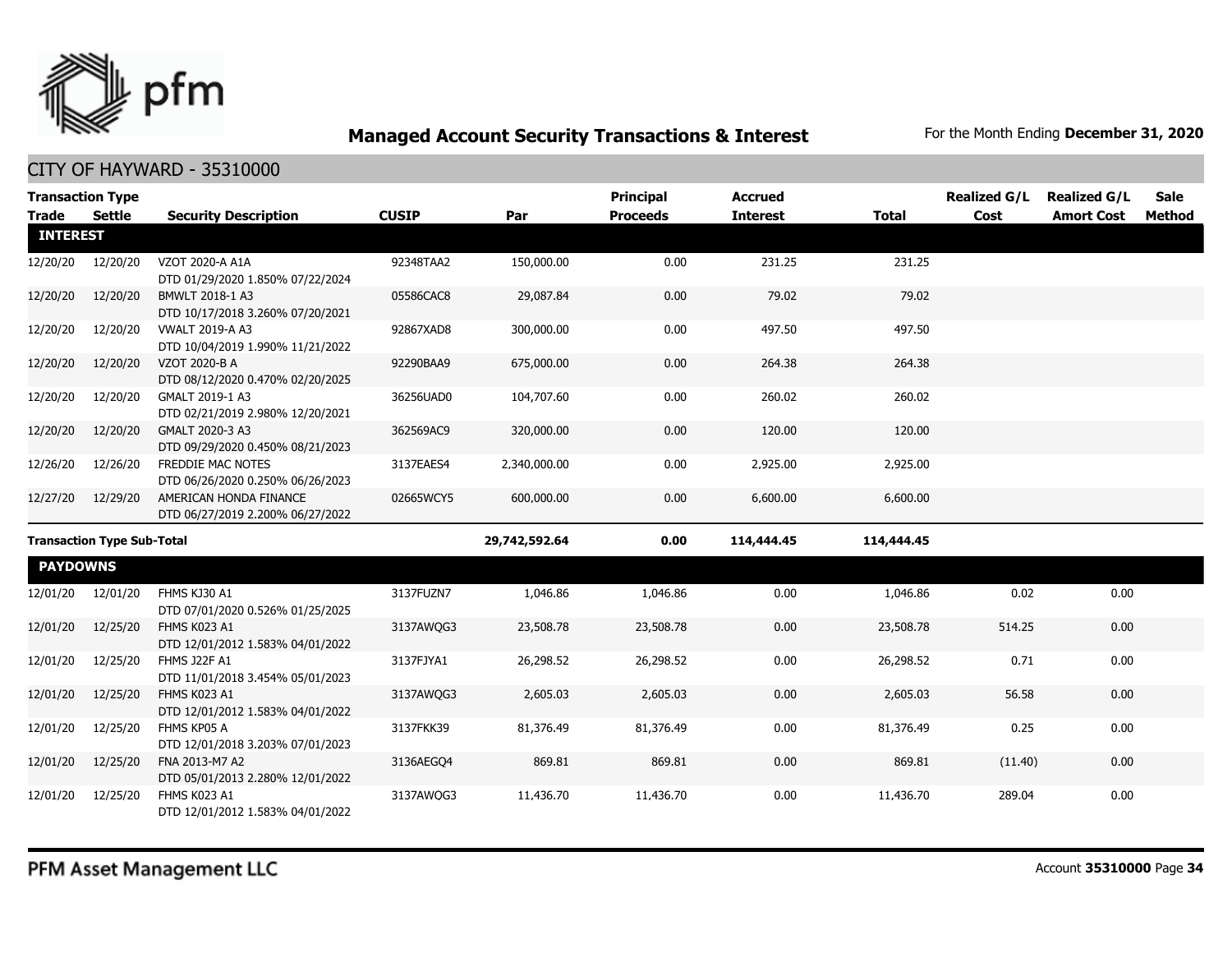## Managed Account Security Transactions & Interest

For the Month Ending **December 31, 2020**

### CITY OF HAYWARD - 35310000

| Transaction Type Trade | Settle | Security Description | CUSIP | Par | Principal Proceeds | Accrued Interest | Total | Realized G/L Cost | Realized G/L Amort Cost | Sale Method |
|---|---|---|---|---|---|---|---|---|---|---|
| **INTEREST** | | | | | | | | | | |
| 12/20/20 | 12/20/20 | VZOT 2020-A A1A DTD 01/29/2020 1.850% 07/22/2024 | 92348TAA2 | 150,000.00 | 0.00 | 231.25 | 231.25 | | | |
| 12/20/20 | 12/20/20 | BMWLT 2018-1 A3 DTD 10/17/2018 3.260% 07/20/2021 | 05586CAC8 | 29,087.84 | 0.00 | 79.02 | 79.02 | | | |
| 12/20/20 | 12/20/20 | VWALT 2019-A A3 DTD 10/04/2019 1.990% 11/21/2022 | 92867XAD8 | 300,000.00 | 0.00 | 497.50 | 497.50 | | | |
| 12/20/20 | 12/20/20 | VZOT 2020-B A DTD 08/12/2020 0.470% 02/20/2025 | 92290BAA9 | 675,000.00 | 0.00 | 264.38 | 264.38 | | | |
| 12/20/20 | 12/20/20 | GMALT 2019-1 A3 DTD 02/21/2019 2.980% 12/20/2021 | 36256UAD0 | 104,707.60 | 0.00 | 260.02 | 260.02 | | | |
| 12/20/20 | 12/20/20 | GMALT 2020-3 A3 DTD 09/29/2020 0.450% 08/21/2023 | 362569AC9 | 320,000.00 | 0.00 | 120.00 | 120.00 | | | |
| 12/26/20 | 12/26/20 | FREDDIE MAC NOTES DTD 06/26/2020 0.250% 06/26/2023 | 3137EAES4 | 2,340,000.00 | 0.00 | 2,925.00 | 2,925.00 | | | |
| 12/27/20 | 12/29/20 | AMERICAN HONDA FINANCE DTD 06/27/2019 2.200% 06/27/2022 | 02665WCY5 | 600,000.00 | 0.00 | 6,600.00 | 6,600.00 | | | |
| **Transaction Type Sub-Total** | | | | **29,742,592.64** | **0.00** | **114,444.45** | **114,444.45** | | | |
| **PAYDOWNS** | | | | | | | | | | |
| 12/01/20 | 12/01/20 | FHMS KJ30 A1 DTD 07/01/2020 0.526% 01/25/2025 | 3137FUZN7 | 1,046.86 | 1,046.86 | 0.00 | 1,046.86 | 0.02 | 0.00 | |
| 12/01/20 | 12/25/20 | FHMS K023 A1 DTD 12/01/2012 1.583% 04/01/2022 | 3137AWQG3 | 23,508.78 | 23,508.78 | 0.00 | 23,508.78 | 514.25 | 0.00 | |
| 12/01/20 | 12/25/20 | FHMS J22F A1 DTD 11/01/2018 3.454% 05/01/2023 | 3137FJYA1 | 26,298.52 | 26,298.52 | 0.00 | 26,298.52 | 0.71 | 0.00 | |
| 12/01/20 | 12/25/20 | FHMS K023 A1 DTD 12/01/2012 1.583% 04/01/2022 | 3137AWQG3 | 2,605.03 | 2,605.03 | 0.00 | 2,605.03 | 56.58 | 0.00 | |
| 12/01/20 | 12/25/20 | FHMS KP05 A DTD 12/01/2018 3.203% 07/01/2023 | 3137FKK39 | 81,376.49 | 81,376.49 | 0.00 | 81,376.49 | 0.25 | 0.00 | |
| 12/01/20 | 12/25/20 | FNA 2013-M7 A2 DTD 05/01/2013 2.280% 12/01/2022 | 3136AEGQ4 | 869.81 | 869.81 | 0.00 | 869.81 | (11.40) | 0.00 | |
| 12/01/20 | 12/25/20 | FHMS K023 A1 DTD 12/01/2012 1.583% 04/01/2022 | 3137AWQG3 | 11,436.70 | 11,436.70 | 0.00 | 11,436.70 | 289.04 | 0.00 | |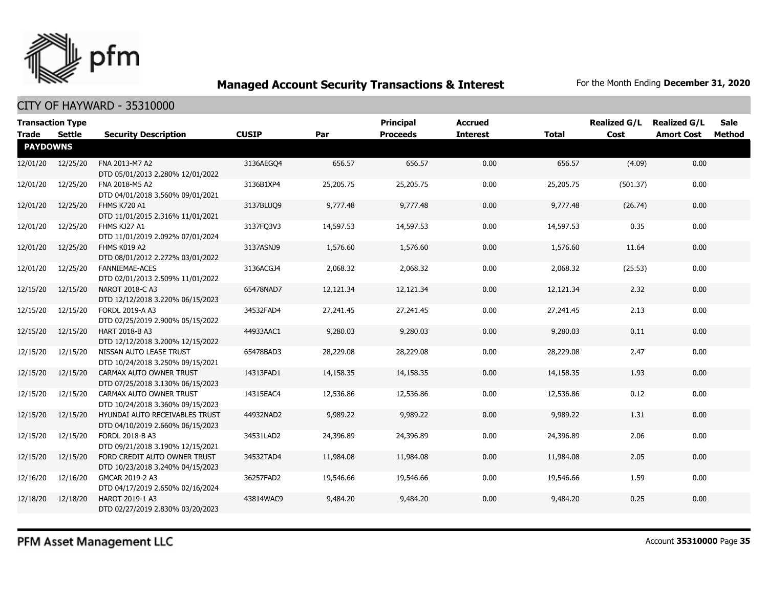# Managed Account Security Transactions & Interest

For the Month Ending **December 31, 2020**

## CITY OF HAYWARD - 35310000

| Transaction Type Trade | Settle | Security Description | CUSIP | Par | Principal Proceeds | Accrued Interest | Total | Realized G/L Cost | Realized G/L Amort Cost | Sale Method |
|---|---|---|---|---|---|---|---|---|---|---|
| **PAYDOWNS** | | | | | | | | | | |
| 12/01/20 | 12/25/20 | FNA 2013-M7 A2 DTD 05/01/2013 2.280% 12/01/2022 | 3136AEGQ4 | 656.57 | 656.57 | 0.00 | 656.57 | (4.09) | 0.00 | |
| 12/01/20 | 12/25/20 | FNA 2018-M5 A2 DTD 04/01/2018 3.560% 09/01/2021 | 3136B1XP4 | 25,205.75 | 25,205.75 | 0.00 | 25,205.75 | (501.37) | 0.00 | |
| 12/01/20 | 12/25/20 | FHMS K720 A1 DTD 11/01/2015 2.316% 11/01/2021 | 3137BLUQ9 | 9,777.48 | 9,777.48 | 0.00 | 9,777.48 | (26.74) | 0.00 | |
| 12/01/20 | 12/25/20 | FHMS KJ27 A1 DTD 11/01/2019 2.092% 07/01/2024 | 3137FQ3V3 | 14,597.53 | 14,597.53 | 0.00 | 14,597.53 | 0.35 | 0.00 | |
| 12/01/20 | 12/25/20 | FHMS K019 A2 DTD 08/01/2012 2.272% 03/01/2022 | 3137ASNJ9 | 1,576.60 | 1,576.60 | 0.00 | 1,576.60 | 11.64 | 0.00 | |
| 12/01/20 | 12/25/20 | FANNIEMAE-ACES DTD 02/01/2013 2.509% 11/01/2022 | 3136ACGJ4 | 2,068.32 | 2,068.32 | 0.00 | 2,068.32 | (25.53) | 0.00 | |
| 12/15/20 | 12/15/20 | NAROT 2018-C A3 DTD 12/12/2018 3.220% 06/15/2023 | 65478NAD7 | 12,121.34 | 12,121.34 | 0.00 | 12,121.34 | 2.32 | 0.00 | |
| 12/15/20 | 12/15/20 | FORDL 2019-A A3 DTD 02/25/2019 2.900% 05/15/2022 | 34532FAD4 | 27,241.45 | 27,241.45 | 0.00 | 27,241.45 | 2.13 | 0.00 | |
| 12/15/20 | 12/15/20 | HART 2018-B A3 DTD 12/12/2018 3.200% 12/15/2022 | 44933AAC1 | 9,280.03 | 9,280.03 | 0.00 | 9,280.03 | 0.11 | 0.00 | |
| 12/15/20 | 12/15/20 | NISSAN AUTO LEASE TRUST DTD 10/24/2018 3.250% 09/15/2021 | 65478BAD3 | 28,229.08 | 28,229.08 | 0.00 | 28,229.08 | 2.47 | 0.00 | |
| 12/15/20 | 12/15/20 | CARMAX AUTO OWNER TRUST DTD 07/25/2018 3.130% 06/15/2023 | 14313FAD1 | 14,158.35 | 14,158.35 | 0.00 | 14,158.35 | 1.93 | 0.00 | |
| 12/15/20 | 12/15/20 | CARMAX AUTO OWNER TRUST DTD 10/24/2018 3.360% 09/15/2023 | 14315EAC4 | 12,536.86 | 12,536.86 | 0.00 | 12,536.86 | 0.12 | 0.00 | |
| 12/15/20 | 12/15/20 | HYUNDAI AUTO RECEIVABLES TRUST DTD 04/10/2019 2.660% 06/15/2023 | 44932NAD2 | 9,989.22 | 9,989.22 | 0.00 | 9,989.22 | 1.31 | 0.00 | |
| 12/15/20 | 12/15/20 | FORDL 2018-B A3 DTD 09/21/2018 3.190% 12/15/2021 | 34531LAD2 | 24,396.89 | 24,396.89 | 0.00 | 24,396.89 | 2.06 | 0.00 | |
| 12/15/20 | 12/15/20 | FORD CREDIT AUTO OWNER TRUST DTD 10/23/2018 3.240% 04/15/2023 | 34532TAD4 | 11,984.08 | 11,984.08 | 0.00 | 11,984.08 | 2.05 | 0.00 | |
| 12/16/20 | 12/16/20 | GMCAR 2019-2 A3 DTD 04/17/2019 2.650% 02/16/2024 | 36257FAD2 | 19,546.66 | 19,546.66 | 0.00 | 19,546.66 | 1.59 | 0.00 | |
| 12/18/20 | 12/18/20 | HAROT 2019-1 A3 DTD 02/27/2019 2.830% 03/20/2023 | 43814WAC9 | 9,484.20 | 9,484.20 | 0.00 | 9,484.20 | 0.25 | 0.00 | |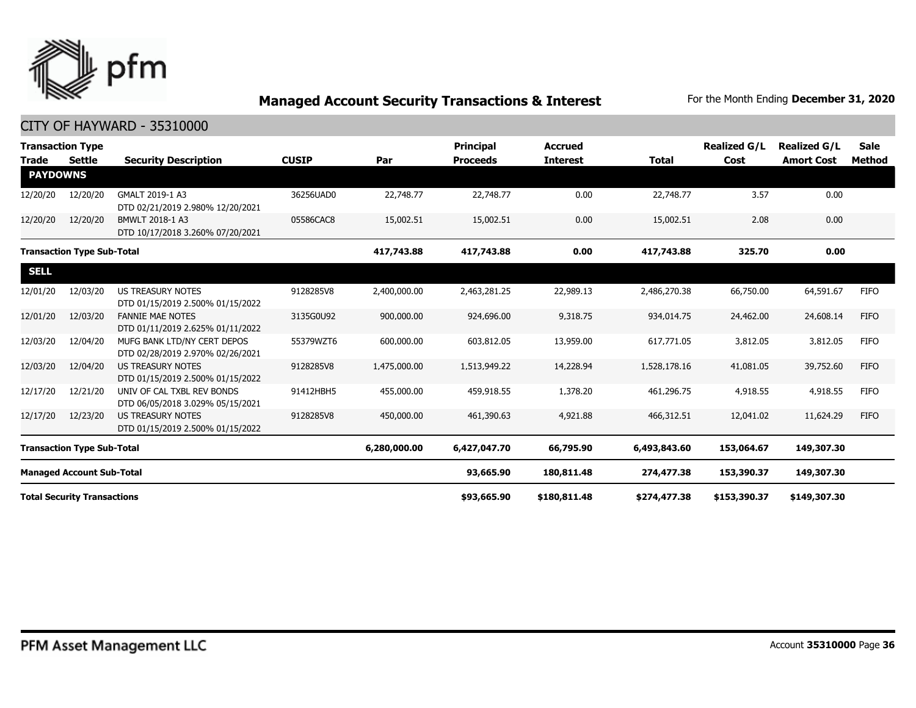## Managed Account Security Transactions & Interest

For the Month Ending **December 31, 2020**

### CITY OF HAYWARD - 35310000

| Transaction Type Trade | Settle | Security Description | CUSIP | Par | Principal Proceeds | Accrued Interest | Total | Realized G/L Cost | Realized G/L Amort Cost | Sale Method |
|---|---|---|---|---|---|---|---|---|---|---|
| **PAYDOWNS** | | | | | | | | | | |
| 12/20/20 | 12/20/20 | GMALT 2019-1 A3 DTD 02/21/2019 2.980% 12/20/2021 | 36256UAD0 | 22,748.77 | 22,748.77 | 0.00 | 22,748.77 | 3.57 | 0.00 | |
| 12/20/20 | 12/20/20 | BMWLT 2018-1 A3 DTD 10/17/2018 3.260% 07/20/2021 | 05586CAC8 | 15,002.51 | 15,002.51 | 0.00 | 15,002.51 | 2.08 | 0.00 | |
| **Transaction Type Sub-Total** | | | | **417,743.88** | **417,743.88** | **0.00** | **417,743.88** | **325.70** | **0.00** | |
| **SELL** | | | | | | | | | | |
| 12/01/20 | 12/03/20 | US TREASURY NOTES DTD 01/15/2019 2.500% 01/15/2022 | 9128285V8 | 2,400,000.00 | 2,463,281.25 | 22,989.13 | 2,486,270.38 | 66,750.00 | 64,591.67 | FIFO |
| 12/01/20 | 12/03/20 | FANNIE MAE NOTES DTD 01/11/2019 2.625% 01/11/2022 | 3135G0U92 | 900,000.00 | 924,696.00 | 9,318.75 | 934,014.75 | 24,462.00 | 24,608.14 | FIFO |
| 12/03/20 | 12/04/20 | MUFG BANK LTD/NY CERT DEPOS DTD 02/28/2019 2.970% 02/26/2021 | 55379WZT6 | 600,000.00 | 603,812.05 | 13,959.00 | 617,771.05 | 3,812.05 | 3,812.05 | FIFO |
| 12/03/20 | 12/04/20 | US TREASURY NOTES DTD 01/15/2019 2.500% 01/15/2022 | 9128285V8 | 1,475,000.00 | 1,513,949.22 | 14,228.94 | 1,528,178.16 | 41,081.05 | 39,752.60 | FIFO |
| 12/17/20 | 12/21/20 | UNIV OF CAL TXBL REV BONDS DTD 06/05/2018 3.029% 05/15/2021 | 91412HBH5 | 455,000.00 | 459,918.55 | 1,378.20 | 461,296.75 | 4,918.55 | 4,918.55 | FIFO |
| 12/17/20 | 12/23/20 | US TREASURY NOTES DTD 01/15/2019 2.500% 01/15/2022 | 9128285V8 | 450,000.00 | 461,390.63 | 4,921.88 | 466,312.51 | 12,041.02 | 11,624.29 | FIFO |
| **Transaction Type Sub-Total** | | | | **6,280,000.00** | **6,427,047.70** | **66,795.90** | **6,493,843.60** | **153,064.67** | **149,307.30** | |
| **Managed Account Sub-Total** | | | | | **93,665.90** | **180,811.48** | **274,477.38** | **153,390.37** | **149,307.30** | |
| **Total Security Transactions** | | | | | **$93,665.90** | **$180,811.48** | **$274,477.38** | **$153,390.37** | **$149,307.30** | |

PFM Asset Management LLC

Account **35310000**